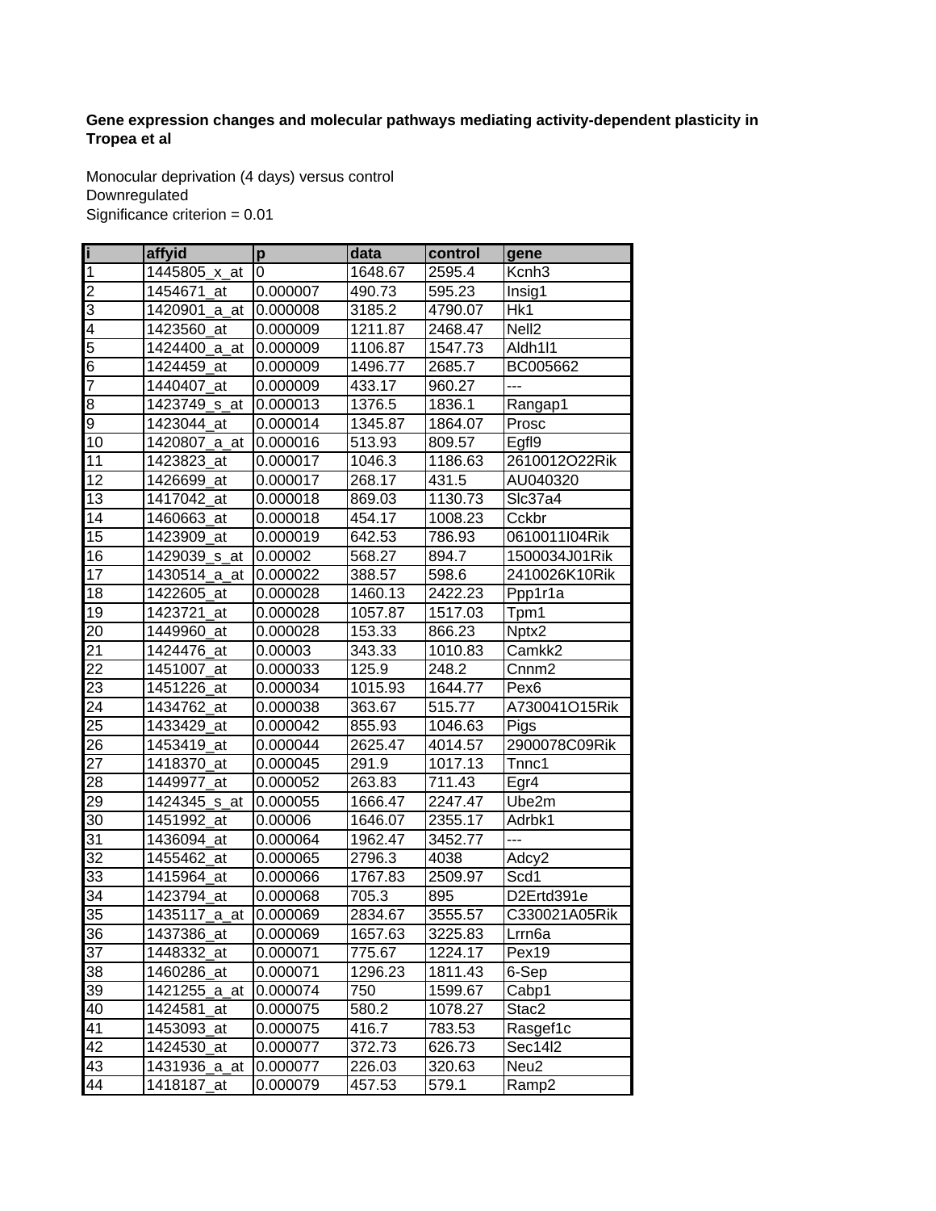**Gene expression changes and molecular pathways mediating activity-dependent plasticity in Tropea et al**

Monocular deprivation (4 days) versus control
Downregulated
Significance criterion = 0.01

| i | affyid | p | data | control | gene |
|---|---|---|---|---|---|
| 1 | 1445805_x_at | 0 | 1648.67 | 2595.4 | Kcnh3 |
| 2 | 1454671_at | 0.000007 | 490.73 | 595.23 | Insig1 |
| 3 | 1420901_a_at | 0.000008 | 3185.2 | 4790.07 | Hk1 |
| 4 | 1423560_at | 0.000009 | 1211.87 | 2468.47 | Nell2 |
| 5 | 1424400_a_at | 0.000009 | 1106.87 | 1547.73 | Aldh1l1 |
| 6 | 1424459_at | 0.000009 | 1496.77 | 2685.7 | BC005662 |
| 7 | 1440407_at | 0.000009 | 433.17 | 960.27 | --- |
| 8 | 1423749_s_at | 0.000013 | 1376.5 | 1836.1 | Rangap1 |
| 9 | 1423044_at | 0.000014 | 1345.87 | 1864.07 | Prosc |
| 10 | 1420807_a_at | 0.000016 | 513.93 | 809.57 | Egfl9 |
| 11 | 1423823_at | 0.000017 | 1046.3 | 1186.63 | 2610012O22Rik |
| 12 | 1426699_at | 0.000017 | 268.17 | 431.5 | AU040320 |
| 13 | 1417042_at | 0.000018 | 869.03 | 1130.73 | Slc37a4 |
| 14 | 1460663_at | 0.000018 | 454.17 | 1008.23 | Cckbr |
| 15 | 1423909_at | 0.000019 | 642.53 | 786.93 | 0610011I04Rik |
| 16 | 1429039_s_at | 0.00002 | 568.27 | 894.7 | 1500034J01Rik |
| 17 | 1430514_a_at | 0.000022 | 388.57 | 598.6 | 2410026K10Rik |
| 18 | 1422605_at | 0.000028 | 1460.13 | 2422.23 | Ppp1r1a |
| 19 | 1423721_at | 0.000028 | 1057.87 | 1517.03 | Tpm1 |
| 20 | 1449960_at | 0.000028 | 153.33 | 866.23 | Nptx2 |
| 21 | 1424476_at | 0.00003 | 343.33 | 1010.83 | Camkk2 |
| 22 | 1451007_at | 0.000033 | 125.9 | 248.2 | Cnnm2 |
| 23 | 1451226_at | 0.000034 | 1015.93 | 1644.77 | Pex6 |
| 24 | 1434762_at | 0.000038 | 363.67 | 515.77 | A730041O15Rik |
| 25 | 1433429_at | 0.000042 | 855.93 | 1046.63 | Pigs |
| 26 | 1453419_at | 0.000044 | 2625.47 | 4014.57 | 2900078C09Rik |
| 27 | 1418370_at | 0.000045 | 291.9 | 1017.13 | Tnnc1 |
| 28 | 1449977_at | 0.000052 | 263.83 | 711.43 | Egr4 |
| 29 | 1424345_s_at | 0.000055 | 1666.47 | 2247.47 | Ube2m |
| 30 | 1451992_at | 0.00006 | 1646.07 | 2355.17 | Adrbk1 |
| 31 | 1436094_at | 0.000064 | 1962.47 | 3452.77 | --- |
| 32 | 1455462_at | 0.000065 | 2796.3 | 4038 | Adcy2 |
| 33 | 1415964_at | 0.000066 | 1767.83 | 2509.97 | Scd1 |
| 34 | 1423794_at | 0.000068 | 705.3 | 895 | D2Ertd391e |
| 35 | 1435117_a_at | 0.000069 | 2834.67 | 3555.57 | C330021A05Rik |
| 36 | 1437386_at | 0.000069 | 1657.63 | 3225.83 | Lrrn6a |
| 37 | 1448332_at | 0.000071 | 775.67 | 1224.17 | Pex19 |
| 38 | 1460286_at | 0.000071 | 1296.23 | 1811.43 | 6-Sep |
| 39 | 1421255_a_at | 0.000074 | 750 | 1599.67 | Cabp1 |
| 40 | 1424581_at | 0.000075 | 580.2 | 1078.27 | Stac2 |
| 41 | 1453093_at | 0.000075 | 416.7 | 783.53 | Rasgef1c |
| 42 | 1424530_at | 0.000077 | 372.73 | 626.73 | Sec14l2 |
| 43 | 1431936_a_at | 0.000077 | 226.03 | 320.63 | Neu2 |
| 44 | 1418187_at | 0.000079 | 457.53 | 579.1 | Ramp2 |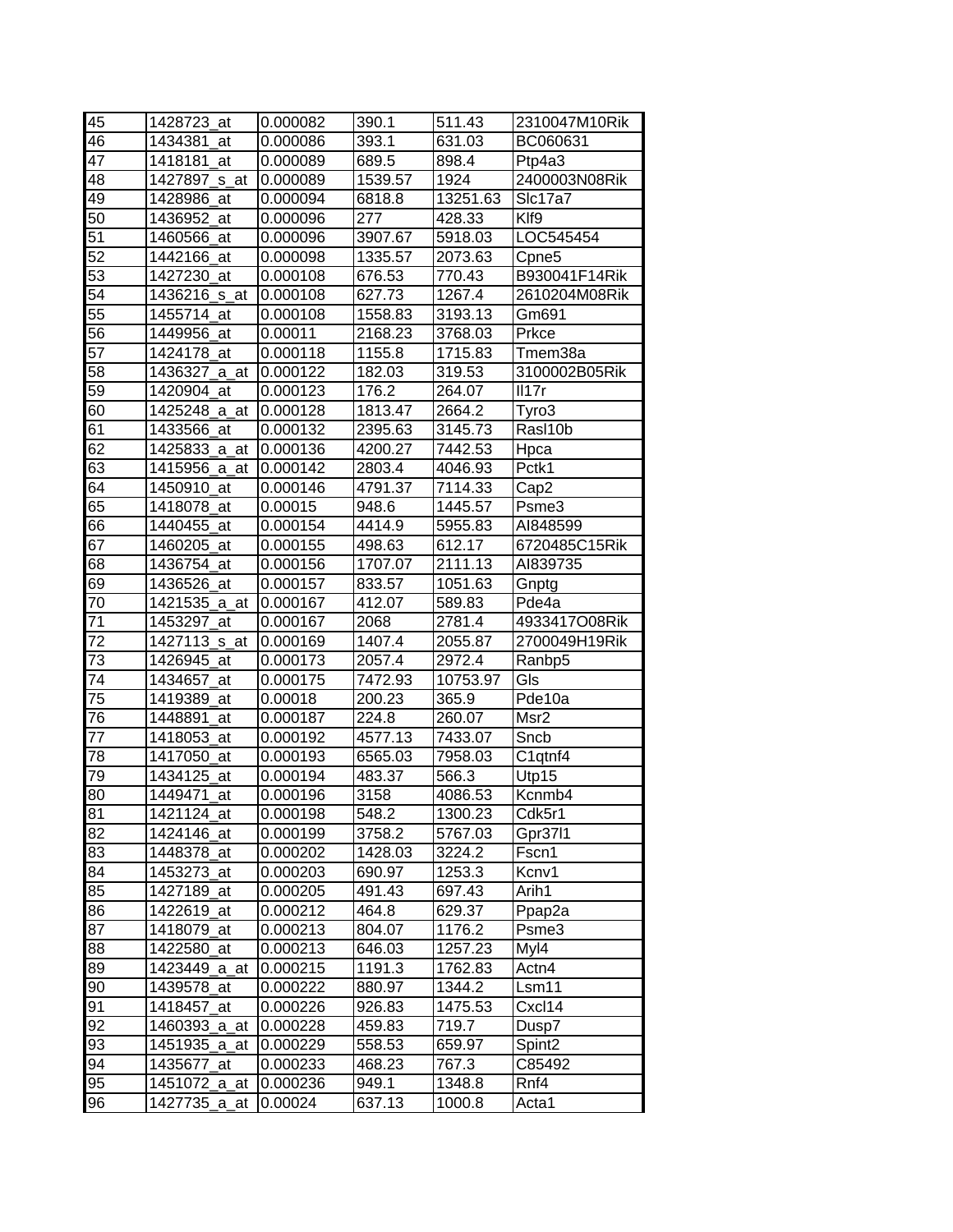| 45 | 1428723_at | 0.000082 | 390.1 | 511.43 | 2310047M10Rik |
|---|---|---|---|---|---|
| 46 | 1434381_at | 0.000086 | 393.1 | 631.03 | BC060631 |
| 47 | 1418181_at | 0.000089 | 689.5 | 898.4 | Ptp4a3 |
| 48 | 1427897_s_at | 0.000089 | 1539.57 | 1924 | 2400003N08Rik |
| 49 | 1428986_at | 0.000094 | 6818.8 | 13251.63 | Slc17a7 |
| 50 | 1436952_at | 0.000096 | 277 | 428.33 | Klf9 |
| 51 | 1460566_at | 0.000096 | 3907.67 | 5918.03 | LOC545454 |
| 52 | 1442166_at | 0.000098 | 1335.57 | 2073.63 | Cpne5 |
| 53 | 1427230_at | 0.000108 | 676.53 | 770.43 | B930041F14Rik |
| 54 | 1436216_s_at | 0.000108 | 627.73 | 1267.4 | 2610204M08Rik |
| 55 | 1455714_at | 0.000108 | 1558.83 | 3193.13 | Gm691 |
| 56 | 1449956_at | 0.00011 | 2168.23 | 3768.03 | Prkce |
| 57 | 1424178_at | 0.000118 | 1155.8 | 1715.83 | Tmem38a |
| 58 | 1436327_a_at | 0.000122 | 182.03 | 319.53 | 3100002B05Rik |
| 59 | 1420904_at | 0.000123 | 176.2 | 264.07 | Il17r |
| 60 | 1425248_a_at | 0.000128 | 1813.47 | 2664.2 | Tyro3 |
| 61 | 1433566_at | 0.000132 | 2395.63 | 3145.73 | Rasl10b |
| 62 | 1425833_a_at | 0.000136 | 4200.27 | 7442.53 | Hpca |
| 63 | 1415956_a_at | 0.000142 | 2803.4 | 4046.93 | Pctk1 |
| 64 | 1450910_at | 0.000146 | 4791.37 | 7114.33 | Cap2 |
| 65 | 1418078_at | 0.00015 | 948.6 | 1445.57 | Psme3 |
| 66 | 1440455_at | 0.000154 | 4414.9 | 5955.83 | AI848599 |
| 67 | 1460205_at | 0.000155 | 498.63 | 612.17 | 6720485C15Rik |
| 68 | 1436754_at | 0.000156 | 1707.07 | 2111.13 | AI839735 |
| 69 | 1436526_at | 0.000157 | 833.57 | 1051.63 | Gnptg |
| 70 | 1421535_a_at | 0.000167 | 412.07 | 589.83 | Pde4a |
| 71 | 1453297_at | 0.000167 | 2068 | 2781.4 | 4933417O08Rik |
| 72 | 1427113_s_at | 0.000169 | 1407.4 | 2055.87 | 2700049H19Rik |
| 73 | 1426945_at | 0.000173 | 2057.4 | 2972.4 | Ranbp5 |
| 74 | 1434657_at | 0.000175 | 7472.93 | 10753.97 | Gls |
| 75 | 1419389_at | 0.00018 | 200.23 | 365.9 | Pde10a |
| 76 | 1448891_at | 0.000187 | 224.8 | 260.07 | Msr2 |
| 77 | 1418053_at | 0.000192 | 4577.13 | 7433.07 | Sncb |
| 78 | 1417050_at | 0.000193 | 6565.03 | 7958.03 | C1qtnf4 |
| 79 | 1434125_at | 0.000194 | 483.37 | 566.3 | Utp15 |
| 80 | 1449471_at | 0.000196 | 3158 | 4086.53 | Kcnmb4 |
| 81 | 1421124_at | 0.000198 | 548.2 | 1300.23 | Cdk5r1 |
| 82 | 1424146_at | 0.000199 | 3758.2 | 5767.03 | Gpr37l1 |
| 83 | 1448378_at | 0.000202 | 1428.03 | 3224.2 | Fscn1 |
| 84 | 1453273_at | 0.000203 | 690.97 | 1253.3 | Kcnv1 |
| 85 | 1427189_at | 0.000205 | 491.43 | 697.43 | Arih1 |
| 86 | 1422619_at | 0.000212 | 464.8 | 629.37 | Ppap2a |
| 87 | 1418079_at | 0.000213 | 804.07 | 1176.2 | Psme3 |
| 88 | 1422580_at | 0.000213 | 646.03 | 1257.23 | Myl4 |
| 89 | 1423449_a_at | 0.000215 | 1191.3 | 1762.83 | Actn4 |
| 90 | 1439578_at | 0.000222 | 880.97 | 1344.2 | Lsm11 |
| 91 | 1418457_at | 0.000226 | 926.83 | 1475.53 | Cxcl14 |
| 92 | 1460393_a_at | 0.000228 | 459.83 | 719.7 | Dusp7 |
| 93 | 1451935_a_at | 0.000229 | 558.53 | 659.97 | Spint2 |
| 94 | 1435677_at | 0.000233 | 468.23 | 767.3 | C85492 |
| 95 | 1451072_a_at | 0.000236 | 949.1 | 1348.8 | Rnf4 |
| 96 | 1427735_a_at | 0.00024 | 637.13 | 1000.8 | Acta1 |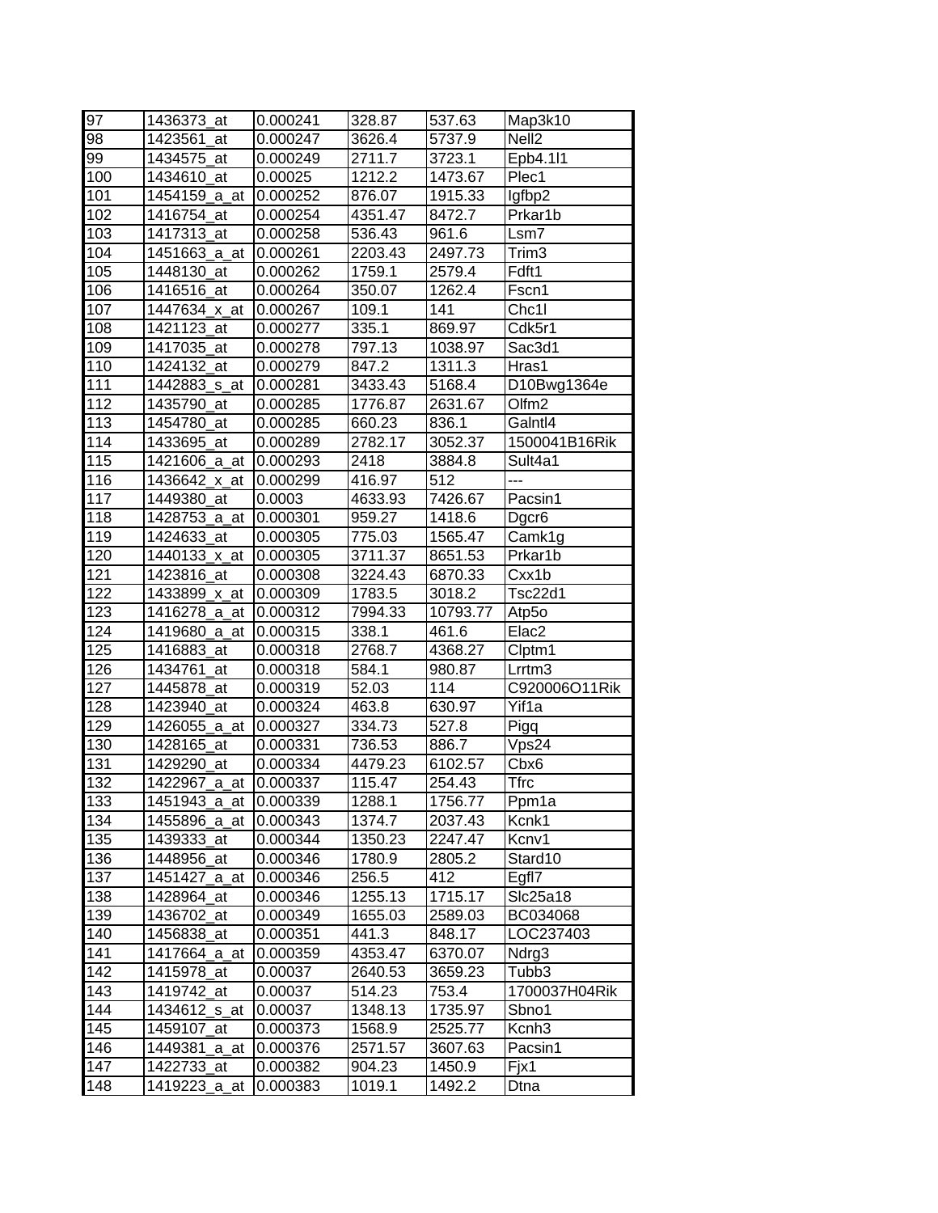| 97 | 1436373_at | 0.000241 | 328.87 | 537.63 | Map3k10 |
|---|---|---|---|---|---|
| 98 | 1423561_at | 0.000247 | 3626.4 | 5737.9 | Nell2 |
| 99 | 1434575_at | 0.000249 | 2711.7 | 3723.1 | Epb4.1l1 |
| 100 | 1434610_at | 0.00025 | 1212.2 | 1473.67 | Plec1 |
| 101 | 1454159_a_at | 0.000252 | 876.07 | 1915.33 | Igfbp2 |
| 102 | 1416754_at | 0.000254 | 4351.47 | 8472.7 | Prkar1b |
| 103 | 1417313_at | 0.000258 | 536.43 | 961.6 | Lsm7 |
| 104 | 1451663_a_at | 0.000261 | 2203.43 | 2497.73 | Trim3 |
| 105 | 1448130_at | 0.000262 | 1759.1 | 2579.4 | Fdft1 |
| 106 | 1416516_at | 0.000264 | 350.07 | 1262.4 | Fscn1 |
| 107 | 1447634_x_at | 0.000267 | 109.1 | 141 | Chc1l |
| 108 | 1421123_at | 0.000277 | 335.1 | 869.97 | Cdk5r1 |
| 109 | 1417035_at | 0.000278 | 797.13 | 1038.97 | Sac3d1 |
| 110 | 1424132_at | 0.000279 | 847.2 | 1311.3 | Hras1 |
| 111 | 1442883_s_at | 0.000281 | 3433.43 | 5168.4 | D10Bwg1364e |
| 112 | 1435790_at | 0.000285 | 1776.87 | 2631.67 | Olfm2 |
| 113 | 1454780_at | 0.000285 | 660.23 | 836.1 | Galntl4 |
| 114 | 1433695_at | 0.000289 | 2782.17 | 3052.37 | 1500041B16Rik |
| 115 | 1421606_a_at | 0.000293 | 2418 | 3884.8 | Sult4a1 |
| 116 | 1436642_x_at | 0.000299 | 416.97 | 512 | --- |
| 117 | 1449380_at | 0.0003 | 4633.93 | 7426.67 | Pacsin1 |
| 118 | 1428753_a_at | 0.000301 | 959.27 | 1418.6 | Dgcr6 |
| 119 | 1424633_at | 0.000305 | 775.03 | 1565.47 | Camk1g |
| 120 | 1440133_x_at | 0.000305 | 3711.37 | 8651.53 | Prkar1b |
| 121 | 1423816_at | 0.000308 | 3224.43 | 6870.33 | Cxx1b |
| 122 | 1433899_x_at | 0.000309 | 1783.5 | 3018.2 | Tsc22d1 |
| 123 | 1416278_a_at | 0.000312 | 7994.33 | 10793.77 | Atp5o |
| 124 | 1419680_a_at | 0.000315 | 338.1 | 461.6 | Elac2 |
| 125 | 1416883_at | 0.000318 | 2768.7 | 4368.27 | Clptm1 |
| 126 | 1434761_at | 0.000318 | 584.1 | 980.87 | Lrrtm3 |
| 127 | 1445878_at | 0.000319 | 52.03 | 114 | C920006O11Rik |
| 128 | 1423940_at | 0.000324 | 463.8 | 630.97 | Yif1a |
| 129 | 1426055_a_at | 0.000327 | 334.73 | 527.8 | Pigq |
| 130 | 1428165_at | 0.000331 | 736.53 | 886.7 | Vps24 |
| 131 | 1429290_at | 0.000334 | 4479.23 | 6102.57 | Cbx6 |
| 132 | 1422967_a_at | 0.000337 | 115.47 | 254.43 | Tfrc |
| 133 | 1451943_a_at | 0.000339 | 1288.1 | 1756.77 | Ppm1a |
| 134 | 1455896_a_at | 0.000343 | 1374.7 | 2037.43 | Kcnk1 |
| 135 | 1439333_at | 0.000344 | 1350.23 | 2247.47 | Kcnv1 |
| 136 | 1448956_at | 0.000346 | 1780.9 | 2805.2 | Stard10 |
| 137 | 1451427_a_at | 0.000346 | 256.5 | 412 | Egfl7 |
| 138 | 1428964_at | 0.000346 | 1255.13 | 1715.17 | Slc25a18 |
| 139 | 1436702_at | 0.000349 | 1655.03 | 2589.03 | BC034068 |
| 140 | 1456838_at | 0.000351 | 441.3 | 848.17 | LOC237403 |
| 141 | 1417664_a_at | 0.000359 | 4353.47 | 6370.07 | Ndrg3 |
| 142 | 1415978_at | 0.00037 | 2640.53 | 3659.23 | Tubb3 |
| 143 | 1419742_at | 0.00037 | 514.23 | 753.4 | 1700037H04Rik |
| 144 | 1434612_s_at | 0.00037 | 1348.13 | 1735.97 | Sbno1 |
| 145 | 1459107_at | 0.000373 | 1568.9 | 2525.77 | Kcnh3 |
| 146 | 1449381_a_at | 0.000376 | 2571.57 | 3607.63 | Pacsin1 |
| 147 | 1422733_at | 0.000382 | 904.23 | 1450.9 | Fjx1 |
| 148 | 1419223_a_at | 0.000383 | 1019.1 | 1492.2 | Dtna |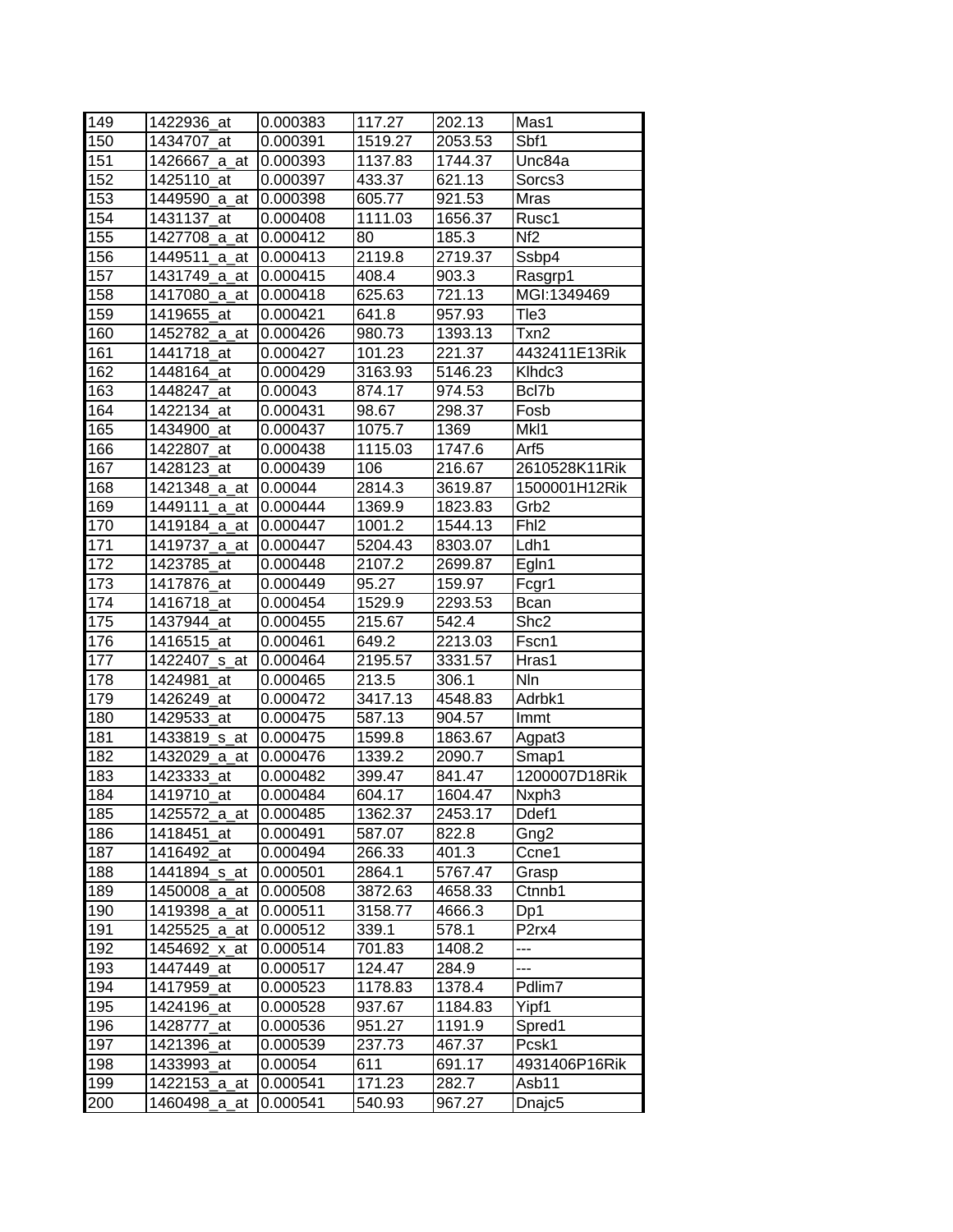| | | | | | |
|---|---|---|---|---|---|
| 149 | 1422936_at | 0.000383 | 117.27 | 202.13 | Mas1 |
| 150 | 1434707_at | 0.000391 | 1519.27 | 2053.53 | Sbf1 |
| 151 | 1426667_a_at | 0.000393 | 1137.83 | 1744.37 | Unc84a |
| 152 | 1425110_at | 0.000397 | 433.37 | 621.13 | Sorcs3 |
| 153 | 1449590_a_at | 0.000398 | 605.77 | 921.53 | Mras |
| 154 | 1431137_at | 0.000408 | 1111.03 | 1656.37 | Rusc1 |
| 155 | 1427708_a_at | 0.000412 | 80 | 185.3 | Nf2 |
| 156 | 1449511_a_at | 0.000413 | 2119.8 | 2719.37 | Ssbp4 |
| 157 | 1431749_a_at | 0.000415 | 408.4 | 903.3 | Rasgrp1 |
| 158 | 1417080_a_at | 0.000418 | 625.63 | 721.13 | MGI:1349469 |
| 159 | 1419655_at | 0.000421 | 641.8 | 957.93 | Tle3 |
| 160 | 1452782_a_at | 0.000426 | 980.73 | 1393.13 | Txn2 |
| 161 | 1441718_at | 0.000427 | 101.23 | 221.37 | 4432411E13Rik |
| 162 | 1448164_at | 0.000429 | 3163.93 | 5146.23 | Klhdc3 |
| 163 | 1448247_at | 0.00043 | 874.17 | 974.53 | Bcl7b |
| 164 | 1422134_at | 0.000431 | 98.67 | 298.37 | Fosb |
| 165 | 1434900_at | 0.000437 | 1075.7 | 1369 | Mkl1 |
| 166 | 1422807_at | 0.000438 | 1115.03 | 1747.6 | Arf5 |
| 167 | 1428123_at | 0.000439 | 106 | 216.67 | 2610528K11Rik |
| 168 | 1421348_a_at | 0.00044 | 2814.3 | 3619.87 | 1500001H12Rik |
| 169 | 1449111_a_at | 0.000444 | 1369.9 | 1823.83 | Grb2 |
| 170 | 1419184_a_at | 0.000447 | 1001.2 | 1544.13 | Fhl2 |
| 171 | 1419737_a_at | 0.000447 | 5204.43 | 8303.07 | Ldh1 |
| 172 | 1423785_at | 0.000448 | 2107.2 | 2699.87 | Egln1 |
| 173 | 1417876_at | 0.000449 | 95.27 | 159.97 | Fcgr1 |
| 174 | 1416718_at | 0.000454 | 1529.9 | 2293.53 | Bcan |
| 175 | 1437944_at | 0.000455 | 215.67 | 542.4 | Shc2 |
| 176 | 1416515_at | 0.000461 | 649.2 | 2213.03 | Fscn1 |
| 177 | 1422407_s_at | 0.000464 | 2195.57 | 3331.57 | Hras1 |
| 178 | 1424981_at | 0.000465 | 213.5 | 306.1 | Nln |
| 179 | 1426249_at | 0.000472 | 3417.13 | 4548.83 | Adrbk1 |
| 180 | 1429533_at | 0.000475 | 587.13 | 904.57 | Immt |
| 181 | 1433819_s_at | 0.000475 | 1599.8 | 1863.67 | Agpat3 |
| 182 | 1432029_a_at | 0.000476 | 1339.2 | 2090.7 | Smap1 |
| 183 | 1423333_at | 0.000482 | 399.47 | 841.47 | 1200007D18Rik |
| 184 | 1419710_at | 0.000484 | 604.17 | 1604.47 | Nxph3 |
| 185 | 1425572_a_at | 0.000485 | 1362.37 | 2453.17 | Ddef1 |
| 186 | 1418451_at | 0.000491 | 587.07 | 822.8 | Gng2 |
| 187 | 1416492_at | 0.000494 | 266.33 | 401.3 | Ccne1 |
| 188 | 1441894_s_at | 0.000501 | 2864.1 | 5767.47 | Grasp |
| 189 | 1450008_a_at | 0.000508 | 3872.63 | 4658.33 | Ctnnb1 |
| 190 | 1419398_a_at | 0.000511 | 3158.77 | 4666.3 | Dp1 |
| 191 | 1425525_a_at | 0.000512 | 339.1 | 578.1 | P2rx4 |
| 192 | 1454692_x_at | 0.000514 | 701.83 | 1408.2 | --- |
| 193 | 1447449_at | 0.000517 | 124.47 | 284.9 | --- |
| 194 | 1417959_at | 0.000523 | 1178.83 | 1378.4 | Pdlim7 |
| 195 | 1424196_at | 0.000528 | 937.67 | 1184.83 | Yipf1 |
| 196 | 1428777_at | 0.000536 | 951.27 | 1191.9 | Spred1 |
| 197 | 1421396_at | 0.000539 | 237.73 | 467.37 | Pcsk1 |
| 198 | 1433993_at | 0.00054 | 611 | 691.17 | 4931406P16Rik |
| 199 | 1422153_a_at | 0.000541 | 171.23 | 282.7 | Asb11 |
| 200 | 1460498_a_at | 0.000541 | 540.93 | 967.27 | Dnajc5 |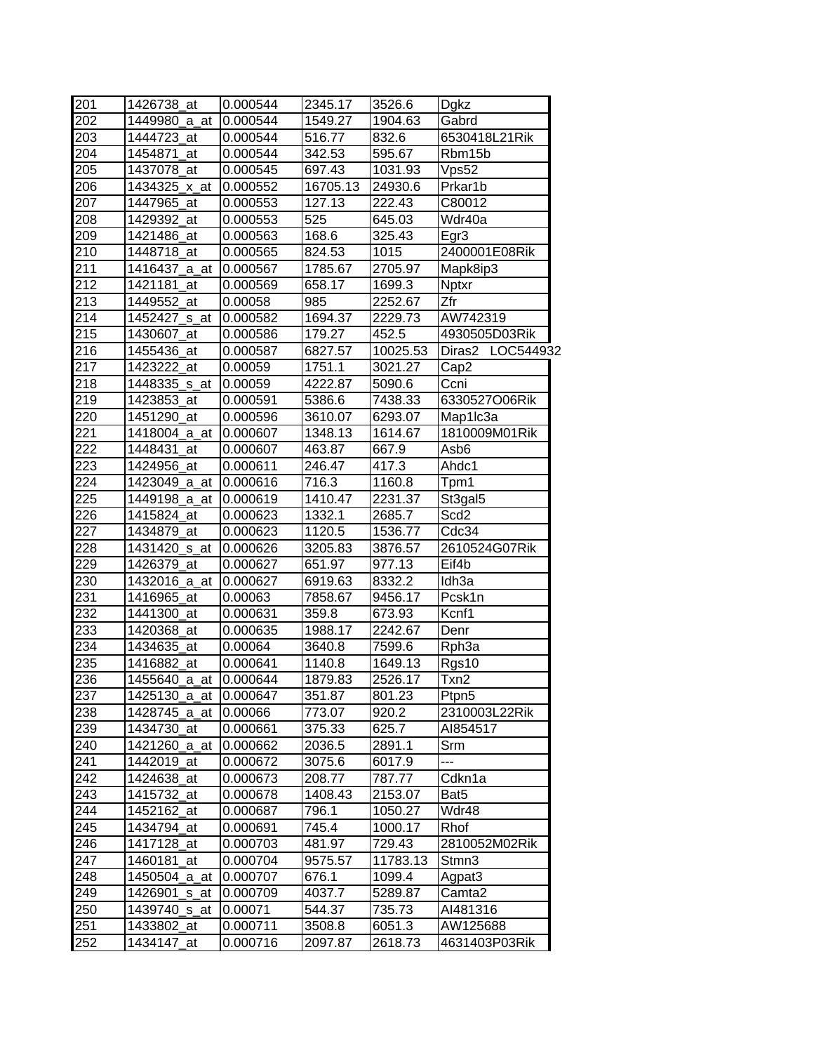| 201 | 1426738_at | 0.000544 | 2345.17 | 3526.6 | Dgkz |
|---|---|---|---|---|---|
| 202 | 1449980_a_at | 0.000544 | 1549.27 | 1904.63 | Gabrd |
| 203 | 1444723_at | 0.000544 | 516.77 | 832.6 | 6530418L21Rik |
| 204 | 1454871_at | 0.000544 | 342.53 | 595.67 | Rbm15b |
| 205 | 1437078_at | 0.000545 | 697.43 | 1031.93 | Vps52 |
| 206 | 1434325_x_at | 0.000552 | 16705.13 | 24930.6 | Prkar1b |
| 207 | 1447965_at | 0.000553 | 127.13 | 222.43 | C80012 |
| 208 | 1429392_at | 0.000553 | 525 | 645.03 | Wdr40a |
| 209 | 1421486_at | 0.000563 | 168.6 | 325.43 | Egr3 |
| 210 | 1448718_at | 0.000565 | 824.53 | 1015 | 2400001E08Rik |
| 211 | 1416437_a_at | 0.000567 | 1785.67 | 2705.97 | Mapk8ip3 |
| 212 | 1421181_at | 0.000569 | 658.17 | 1699.3 | Nptxr |
| 213 | 1449552_at | 0.00058 | 985 | 2252.67 | Zfr |
| 214 | 1452427_s_at | 0.000582 | 1694.37 | 2229.73 | AW742319 |
| 215 | 1430607_at | 0.000586 | 179.27 | 452.5 | 4930505D03Rik |
| 216 | 1455436_at | 0.000587 | 6827.57 | 10025.53 | Diras2 LOC544932 |
| 217 | 1423222_at | 0.00059 | 1751.1 | 3021.27 | Cap2 |
| 218 | 1448335_s_at | 0.00059 | 4222.87 | 5090.6 | Ccni |
| 219 | 1423853_at | 0.000591 | 5386.6 | 7438.33 | 6330527O06Rik |
| 220 | 1451290_at | 0.000596 | 3610.07 | 6293.07 | Map1lc3a |
| 221 | 1418004_a_at | 0.000607 | 1348.13 | 1614.67 | 1810009M01Rik |
| 222 | 1448431_at | 0.000607 | 463.87 | 667.9 | Asb6 |
| 223 | 1424956_at | 0.000611 | 246.47 | 417.3 | Ahdc1 |
| 224 | 1423049_a_at | 0.000616 | 716.3 | 1160.8 | Tpm1 |
| 225 | 1449198_a_at | 0.000619 | 1410.47 | 2231.37 | St3gal5 |
| 226 | 1415824_at | 0.000623 | 1332.1 | 2685.7 | Scd2 |
| 227 | 1434879_at | 0.000623 | 1120.5 | 1536.77 | Cdc34 |
| 228 | 1431420_s_at | 0.000626 | 3205.83 | 3876.57 | 2610524G07Rik |
| 229 | 1426379_at | 0.000627 | 651.97 | 977.13 | Eif4b |
| 230 | 1432016_a_at | 0.000627 | 6919.63 | 8332.2 | Idh3a |
| 231 | 1416965_at | 0.00063 | 7858.67 | 9456.17 | Pcsk1n |
| 232 | 1441300_at | 0.000631 | 359.8 | 673.93 | Kcnf1 |
| 233 | 1420368_at | 0.000635 | 1988.17 | 2242.67 | Denr |
| 234 | 1434635_at | 0.00064 | 3640.8 | 7599.6 | Rph3a |
| 235 | 1416882_at | 0.000641 | 1140.8 | 1649.13 | Rgs10 |
| 236 | 1455640_a_at | 0.000644 | 1879.83 | 2526.17 | Txn2 |
| 237 | 1425130_a_at | 0.000647 | 351.87 | 801.23 | Ptpn5 |
| 238 | 1428745_a_at | 0.00066 | 773.07 | 920.2 | 2310003L22Rik |
| 239 | 1434730_at | 0.000661 | 375.33 | 625.7 | AI854517 |
| 240 | 1421260_a_at | 0.000662 | 2036.5 | 2891.1 | Srm |
| 241 | 1442019_at | 0.000672 | 3075.6 | 6017.9 | --- |
| 242 | 1424638_at | 0.000673 | 208.77 | 787.77 | Cdkn1a |
| 243 | 1415732_at | 0.000678 | 1408.43 | 2153.07 | Bat5 |
| 244 | 1452162_at | 0.000687 | 796.1 | 1050.27 | Wdr48 |
| 245 | 1434794_at | 0.000691 | 745.4 | 1000.17 | Rhof |
| 246 | 1417128_at | 0.000703 | 481.97 | 729.43 | 2810052M02Rik |
| 247 | 1460181_at | 0.000704 | 9575.57 | 11783.13 | Stmn3 |
| 248 | 1450504_a_at | 0.000707 | 676.1 | 1099.4 | Agpat3 |
| 249 | 1426901_s_at | 0.000709 | 4037.7 | 5289.87 | Camta2 |
| 250 | 1439740_s_at | 0.00071 | 544.37 | 735.73 | AI481316 |
| 251 | 1433802_at | 0.000711 | 3508.8 | 6051.3 | AW125688 |
| 252 | 1434147_at | 0.000716 | 2097.87 | 2618.73 | 4631403P03Rik |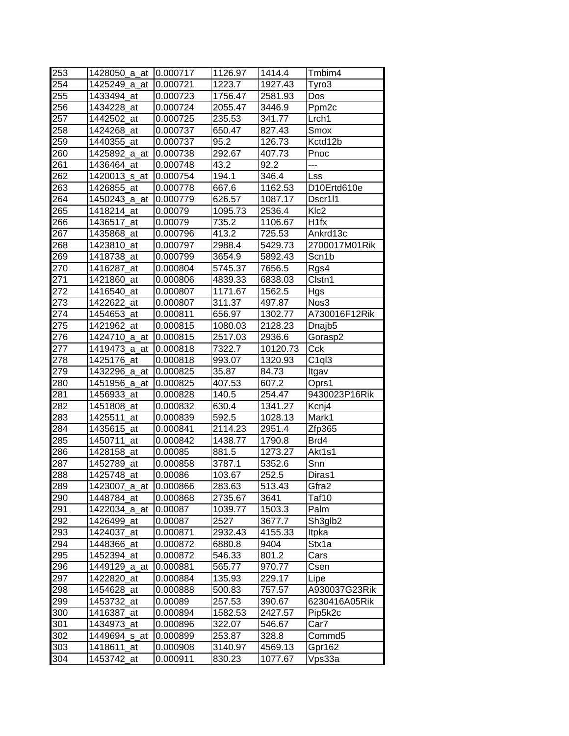| 253 | 1428050_a_at | 0.000717 | 1126.97 | 1414.4 | Tmbim4 |
|---|---|---|---|---|---|
| 254 | 1425249_a_at | 0.000721 | 1223.7 | 1927.43 | Tyro3 |
| 255 | 1433494_at | 0.000723 | 1756.47 | 2581.93 | Dos |
| 256 | 1434228_at | 0.000724 | 2055.47 | 3446.9 | Ppm2c |
| 257 | 1442502_at | 0.000725 | 235.53 | 341.77 | Lrch1 |
| 258 | 1424268_at | 0.000737 | 650.47 | 827.43 | Smox |
| 259 | 1440355_at | 0.000737 | 95.2 | 126.73 | Kctd12b |
| 260 | 1425892_a_at | 0.000738 | 292.67 | 407.73 | Pnoc |
| 261 | 1436464_at | 0.000748 | 43.2 | 92.2 | --- |
| 262 | 1420013_s_at | 0.000754 | 194.1 | 346.4 | Lss |
| 263 | 1426855_at | 0.000778 | 667.6 | 1162.53 | D10Ertd610e |
| 264 | 1450243_a_at | 0.000779 | 626.57 | 1087.17 | Dscr1l1 |
| 265 | 1418214_at | 0.00079 | 1095.73 | 2536.4 | Klc2 |
| 266 | 1436517_at | 0.00079 | 735.2 | 1106.67 | H1fx |
| 267 | 1435868_at | 0.000796 | 413.2 | 725.53 | Ankrd13c |
| 268 | 1423810_at | 0.000797 | 2988.4 | 5429.73 | 2700017M01Rik |
| 269 | 1418738_at | 0.000799 | 3654.9 | 5892.43 | Scn1b |
| 270 | 1416287_at | 0.000804 | 5745.37 | 7656.5 | Rgs4 |
| 271 | 1421860_at | 0.000806 | 4839.33 | 6838.03 | Clstn1 |
| 272 | 1416540_at | 0.000807 | 1171.67 | 1562.5 | Hgs |
| 273 | 1422622_at | 0.000807 | 311.37 | 497.87 | Nos3 |
| 274 | 1454653_at | 0.000811 | 656.97 | 1302.77 | A730016F12Rik |
| 275 | 1421962_at | 0.000815 | 1080.03 | 2128.23 | Dnajb5 |
| 276 | 1424710_a_at | 0.000815 | 2517.03 | 2936.6 | Gorasp2 |
| 277 | 1419473_a_at | 0.000818 | 7322.7 | 10120.73 | Cck |
| 278 | 1425176_at | 0.000818 | 993.07 | 1320.93 | C1ql3 |
| 279 | 1432296_a_at | 0.000825 | 35.87 | 84.73 | Itgav |
| 280 | 1451956_a_at | 0.000825 | 407.53 | 607.2 | Oprs1 |
| 281 | 1456933_at | 0.000828 | 140.5 | 254.47 | 9430023P16Rik |
| 282 | 1451808_at | 0.000832 | 630.4 | 1341.27 | Kcnj4 |
| 283 | 1425511_at | 0.000839 | 592.5 | 1028.13 | Mark1 |
| 284 | 1435615_at | 0.000841 | 2114.23 | 2951.4 | Zfp365 |
| 285 | 1450711_at | 0.000842 | 1438.77 | 1790.8 | Brd4 |
| 286 | 1428158_at | 0.00085 | 881.5 | 1273.27 | Akt1s1 |
| 287 | 1452789_at | 0.000858 | 3787.1 | 5352.6 | Snn |
| 288 | 1425748_at | 0.00086 | 103.67 | 252.5 | Diras1 |
| 289 | 1423007_a_at | 0.000866 | 283.63 | 513.43 | Gfra2 |
| 290 | 1448784_at | 0.000868 | 2735.67 | 3641 | Taf10 |
| 291 | 1422034_a_at | 0.00087 | 1039.77 | 1503.3 | Palm |
| 292 | 1426499_at | 0.00087 | 2527 | 3677.7 | Sh3glb2 |
| 293 | 1424037_at | 0.000871 | 2932.43 | 4155.33 | Itpka |
| 294 | 1448366_at | 0.000872 | 6880.8 | 9404 | Stx1a |
| 295 | 1452394_at | 0.000872 | 546.33 | 801.2 | Cars |
| 296 | 1449129_a_at | 0.000881 | 565.77 | 970.77 | Csen |
| 297 | 1422820_at | 0.000884 | 135.93 | 229.17 | Lipe |
| 298 | 1454628_at | 0.000888 | 500.83 | 757.57 | A930037G23Rik |
| 299 | 1453732_at | 0.00089 | 257.53 | 390.67 | 6230416A05Rik |
| 300 | 1416387_at | 0.000894 | 1582.53 | 2427.57 | Pip5k2c |
| 301 | 1434973_at | 0.000896 | 322.07 | 546.67 | Car7 |
| 302 | 1449694_s_at | 0.000899 | 253.87 | 328.8 | Commd5 |
| 303 | 1418611_at | 0.000908 | 3140.97 | 4569.13 | Gpr162 |
| 304 | 1453742_at | 0.000911 | 830.23 | 1077.67 | Vps33a |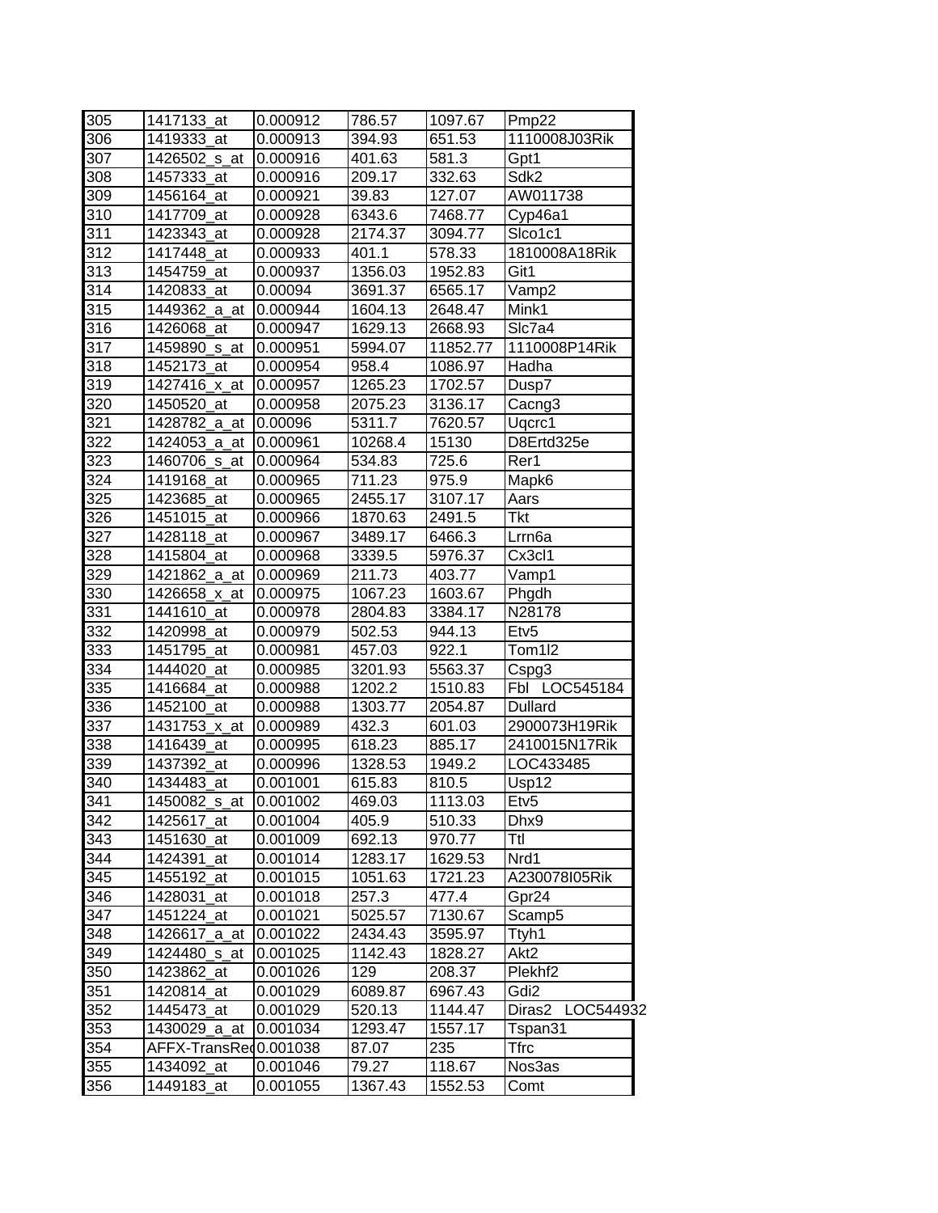| 305 | 1417133_at | 0.000912 | 786.57 | 1097.67 | Pmp22 |
|---|---|---|---|---|---|
| 306 | 1419333_at | 0.000913 | 394.93 | 651.53 | 1110008J03Rik |
| 307 | 1426502_s_at | 0.000916 | 401.63 | 581.3 | Gpt1 |
| 308 | 1457333_at | 0.000916 | 209.17 | 332.63 | Sdk2 |
| 309 | 1456164_at | 0.000921 | 39.83 | 127.07 | AW011738 |
| 310 | 1417709_at | 0.000928 | 6343.6 | 7468.77 | Cyp46a1 |
| 311 | 1423343_at | 0.000928 | 2174.37 | 3094.77 | Slco1c1 |
| 312 | 1417448_at | 0.000933 | 401.1 | 578.33 | 1810008A18Rik |
| 313 | 1454759_at | 0.000937 | 1356.03 | 1952.83 | Git1 |
| 314 | 1420833_at | 0.00094 | 3691.37 | 6565.17 | Vamp2 |
| 315 | 1449362_a_at | 0.000944 | 1604.13 | 2648.47 | Mink1 |
| 316 | 1426068_at | 0.000947 | 1629.13 | 2668.93 | Slc7a4 |
| 317 | 1459890_s_at | 0.000951 | 5994.07 | 11852.77 | 1110008P14Rik |
| 318 | 1452173_at | 0.000954 | 958.4 | 1086.97 | Hadha |
| 319 | 1427416_x_at | 0.000957 | 1265.23 | 1702.57 | Dusp7 |
| 320 | 1450520_at | 0.000958 | 2075.23 | 3136.17 | Cacng3 |
| 321 | 1428782_a_at | 0.00096 | 5311.7 | 7620.57 | Uqcrc1 |
| 322 | 1424053_a_at | 0.000961 | 10268.4 | 15130 | D8Ertd325e |
| 323 | 1460706_s_at | 0.000964 | 534.83 | 725.6 | Rer1 |
| 324 | 1419168_at | 0.000965 | 711.23 | 975.9 | Mapk6 |
| 325 | 1423685_at | 0.000965 | 2455.17 | 3107.17 | Aars |
| 326 | 1451015_at | 0.000966 | 1870.63 | 2491.5 | Tkt |
| 327 | 1428118_at | 0.000967 | 3489.17 | 6466.3 | Lrrn6a |
| 328 | 1415804_at | 0.000968 | 3339.5 | 5976.37 | Cx3cl1 |
| 329 | 1421862_a_at | 0.000969 | 211.73 | 403.77 | Vamp1 |
| 330 | 1426658_x_at | 0.000975 | 1067.23 | 1603.67 | Phgdh |
| 331 | 1441610_at | 0.000978 | 2804.83 | 3384.17 | N28178 |
| 332 | 1420998_at | 0.000979 | 502.53 | 944.13 | Etv5 |
| 333 | 1451795_at | 0.000981 | 457.03 | 922.1 | Tom1l2 |
| 334 | 1444020_at | 0.000985 | 3201.93 | 5563.37 | Cspg3 |
| 335 | 1416684_at | 0.000988 | 1202.2 | 1510.83 | Fbl LOC545184 |
| 336 | 1452100_at | 0.000988 | 1303.77 | 2054.87 | Dullard |
| 337 | 1431753_x_at | 0.000989 | 432.3 | 601.03 | 2900073H19Rik |
| 338 | 1416439_at | 0.000995 | 618.23 | 885.17 | 2410015N17Rik |
| 339 | 1437392_at | 0.000996 | 1328.53 | 1949.2 | LOC433485 |
| 340 | 1434483_at | 0.001001 | 615.83 | 810.5 | Usp12 |
| 341 | 1450082_s_at | 0.001002 | 469.03 | 1113.03 | Etv5 |
| 342 | 1425617_at | 0.001004 | 405.9 | 510.33 | Dhx9 |
| 343 | 1451630_at | 0.001009 | 692.13 | 970.77 | Ttl |
| 344 | 1424391_at | 0.001014 | 1283.17 | 1629.53 | Nrd1 |
| 345 | 1455192_at | 0.001015 | 1051.63 | 1721.23 | A230078I05Rik |
| 346 | 1428031_at | 0.001018 | 257.3 | 477.4 | Gpr24 |
| 347 | 1451224_at | 0.001021 | 5025.57 | 7130.67 | Scamp5 |
| 348 | 1426617_a_at | 0.001022 | 2434.43 | 3595.97 | Ttyh1 |
| 349 | 1424480_s_at | 0.001025 | 1142.43 | 1828.27 | Akt2 |
| 350 | 1423862_at | 0.001026 | 129 | 208.37 | Plekhf2 |
| 351 | 1420814_at | 0.001029 | 6089.87 | 6967.43 | Gdi2 |
| 352 | 1445473_at | 0.001029 | 520.13 | 1144.47 | Diras2 LOC544932 |
| 353 | 1430029_a_at | 0.001034 | 1293.47 | 1557.17 | Tspan31 |
| 354 | AFFX-TransRe( | 0.001038 | 87.07 | 235 | Tfrc |
| 355 | 1434092_at | 0.001046 | 79.27 | 118.67 | Nos3as |
| 356 | 1449183_at | 0.001055 | 1367.43 | 1552.53 | Comt |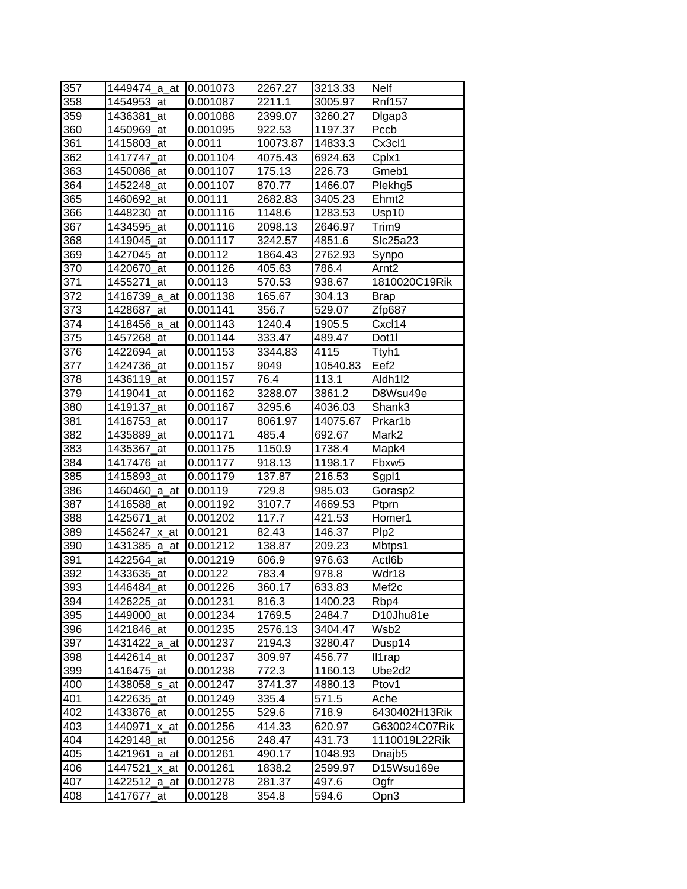| 357 | 1449474_a_at | 0.001073 | 2267.27 | 3213.33 | Nelf |
|---|---|---|---|---|---|
| 358 | 1454953_at | 0.001087 | 2211.1 | 3005.97 | Rnf157 |
| 359 | 1436381_at | 0.001088 | 2399.07 | 3260.27 | Dlgap3 |
| 360 | 1450969_at | 0.001095 | 922.53 | 1197.37 | Pccb |
| 361 | 1415803_at | 0.0011 | 10073.87 | 14833.3 | Cx3cl1 |
| 362 | 1417747_at | 0.001104 | 4075.43 | 6924.63 | Cplx1 |
| 363 | 1450086_at | 0.001107 | 175.13 | 226.73 | Gmeb1 |
| 364 | 1452248_at | 0.001107 | 870.77 | 1466.07 | Plekhg5 |
| 365 | 1460692_at | 0.00111 | 2682.83 | 3405.23 | Ehmt2 |
| 366 | 1448230_at | 0.001116 | 1148.6 | 1283.53 | Usp10 |
| 367 | 1434595_at | 0.001116 | 2098.13 | 2646.97 | Trim9 |
| 368 | 1419045_at | 0.001117 | 3242.57 | 4851.6 | Slc25a23 |
| 369 | 1427045_at | 0.00112 | 1864.43 | 2762.93 | Synpo |
| 370 | 1420670_at | 0.001126 | 405.63 | 786.4 | Arnt2 |
| 371 | 1455271_at | 0.00113 | 570.53 | 938.67 | 1810020C19Rik |
| 372 | 1416739_a_at | 0.001138 | 165.67 | 304.13 | Brap |
| 373 | 1428687_at | 0.001141 | 356.7 | 529.07 | Zfp687 |
| 374 | 1418456_a_at | 0.001143 | 1240.4 | 1905.5 | Cxcl14 |
| 375 | 1457268_at | 0.001144 | 333.47 | 489.47 | Dot1l |
| 376 | 1422694_at | 0.001153 | 3344.83 | 4115 | Ttyh1 |
| 377 | 1424736_at | 0.001157 | 9049 | 10540.83 | Eef2 |
| 378 | 1436119_at | 0.001157 | 76.4 | 113.1 | Aldh1l2 |
| 379 | 1419041_at | 0.001162 | 3288.07 | 3861.2 | D8Wsu49e |
| 380 | 1419137_at | 0.001167 | 3295.6 | 4036.03 | Shank3 |
| 381 | 1416753_at | 0.00117 | 8061.97 | 14075.67 | Prkar1b |
| 382 | 1435889_at | 0.001171 | 485.4 | 692.67 | Mark2 |
| 383 | 1435367_at | 0.001175 | 1150.9 | 1738.4 | Mapk4 |
| 384 | 1417476_at | 0.001177 | 918.13 | 1198.17 | Fbxw5 |
| 385 | 1415893_at | 0.001179 | 137.87 | 216.53 | Sgpl1 |
| 386 | 1460460_a_at | 0.00119 | 729.8 | 985.03 | Gorasp2 |
| 387 | 1416588_at | 0.001192 | 3107.7 | 4669.53 | Ptprn |
| 388 | 1425671_at | 0.001202 | 117.7 | 421.53 | Homer1 |
| 389 | 1456247_x_at | 0.00121 | 82.43 | 146.37 | Plp2 |
| 390 | 1431385_a_at | 0.001212 | 138.87 | 209.23 | Mbtps1 |
| 391 | 1422564_at | 0.001219 | 606.9 | 976.63 | Actl6b |
| 392 | 1433635_at | 0.00122 | 783.4 | 978.8 | Wdr18 |
| 393 | 1446484_at | 0.001226 | 360.17 | 633.83 | Mef2c |
| 394 | 1426225_at | 0.001231 | 816.3 | 1400.23 | Rbp4 |
| 395 | 1449000_at | 0.001234 | 1769.5 | 2484.7 | D10Jhu81e |
| 396 | 1421846_at | 0.001235 | 2576.13 | 3404.47 | Wsb2 |
| 397 | 1431422_a_at | 0.001237 | 2194.3 | 3280.47 | Dusp14 |
| 398 | 1442614_at | 0.001237 | 309.97 | 456.77 | Il1rap |
| 399 | 1416475_at | 0.001238 | 772.3 | 1160.13 | Ube2d2 |
| 400 | 1438058_s_at | 0.001247 | 3741.37 | 4880.13 | Ptov1 |
| 401 | 1422635_at | 0.001249 | 335.4 | 571.5 | Ache |
| 402 | 1433876_at | 0.001255 | 529.6 | 718.9 | 6430402H13Rik |
| 403 | 1440971_x_at | 0.001256 | 414.33 | 620.97 | G630024C07Rik |
| 404 | 1429148_at | 0.001256 | 248.47 | 431.73 | 1110019L22Rik |
| 405 | 1421961_a_at | 0.001261 | 490.17 | 1048.93 | Dnajb5 |
| 406 | 1447521_x_at | 0.001261 | 1838.2 | 2599.97 | D15Wsu169e |
| 407 | 1422512_a_at | 0.001278 | 281.37 | 497.6 | Ogfr |
| 408 | 1417677_at | 0.00128 | 354.8 | 594.6 | Opn3 |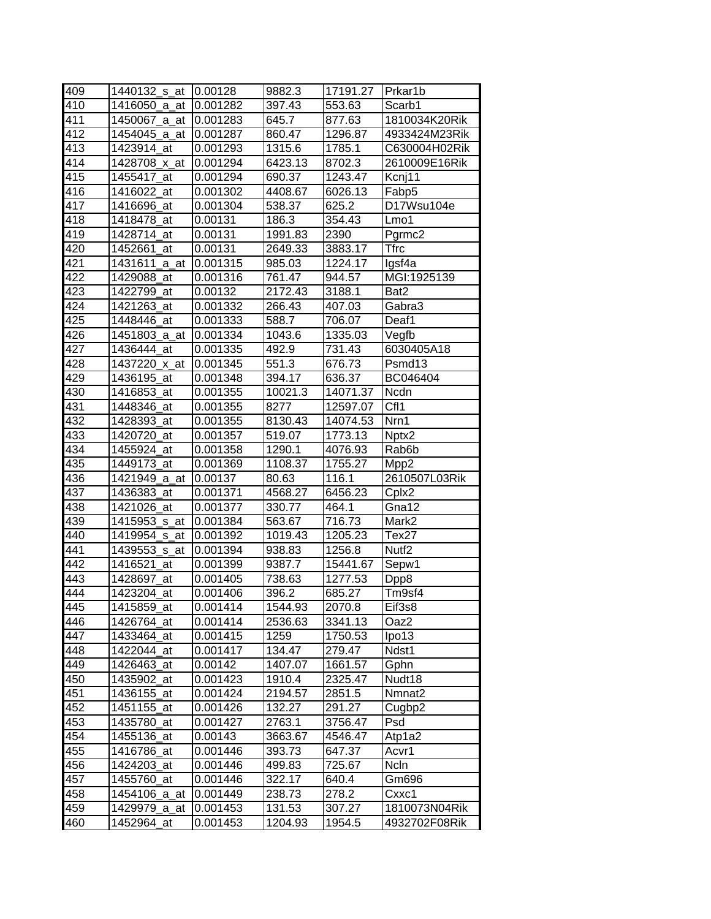| 409 | 1440132_s_at | 0.00128 | 9882.3 | 17191.27 | Prkar1b |
|---|---|---|---|---|---|
| 410 | 1416050_a_at | 0.001282 | 397.43 | 553.63 | Scarb1 |
| 411 | 1450067_a_at | 0.001283 | 645.7 | 877.63 | 1810034K20Rik |
| 412 | 1454045_a_at | 0.001287 | 860.47 | 1296.87 | 4933424M23Rik |
| 413 | 1423914_at | 0.001293 | 1315.6 | 1785.1 | C630004H02Rik |
| 414 | 1428708_x_at | 0.001294 | 6423.13 | 8702.3 | 2610009E16Rik |
| 415 | 1455417_at | 0.001294 | 690.37 | 1243.47 | Kcnj11 |
| 416 | 1416022_at | 0.001302 | 4408.67 | 6026.13 | Fabp5 |
| 417 | 1416696_at | 0.001304 | 538.37 | 625.2 | D17Wsu104e |
| 418 | 1418478_at | 0.00131 | 186.3 | 354.43 | Lmo1 |
| 419 | 1428714_at | 0.00131 | 1991.83 | 2390 | Pgrmc2 |
| 420 | 1452661_at | 0.00131 | 2649.33 | 3883.17 | Tfrc |
| 421 | 1431611_a_at | 0.001315 | 985.03 | 1224.17 | Igsf4a |
| 422 | 1429088_at | 0.001316 | 761.47 | 944.57 | MGI:1925139 |
| 423 | 1422799_at | 0.00132 | 2172.43 | 3188.1 | Bat2 |
| 424 | 1421263_at | 0.001332 | 266.43 | 407.03 | Gabra3 |
| 425 | 1448446_at | 0.001333 | 588.7 | 706.07 | Deaf1 |
| 426 | 1451803_a_at | 0.001334 | 1043.6 | 1335.03 | Vegfb |
| 427 | 1436444_at | 0.001335 | 492.9 | 731.43 | 6030405A18 |
| 428 | 1437220_x_at | 0.001345 | 551.3 | 676.73 | Psmd13 |
| 429 | 1436195_at | 0.001348 | 394.17 | 636.37 | BC046404 |
| 430 | 1416853_at | 0.001355 | 10021.3 | 14071.37 | Ncdn |
| 431 | 1448346_at | 0.001355 | 8277 | 12597.07 | Cfl1 |
| 432 | 1428393_at | 0.001355 | 8130.43 | 14074.53 | Nrn1 |
| 433 | 1420720_at | 0.001357 | 519.07 | 1773.13 | Nptx2 |
| 434 | 1455924_at | 0.001358 | 1290.1 | 4076.93 | Rab6b |
| 435 | 1449173_at | 0.001369 | 1108.37 | 1755.27 | Mpp2 |
| 436 | 1421949_a_at | 0.00137 | 80.63 | 116.1 | 2610507L03Rik |
| 437 | 1436383_at | 0.001371 | 4568.27 | 6456.23 | Cplx2 |
| 438 | 1421026_at | 0.001377 | 330.77 | 464.1 | Gna12 |
| 439 | 1415953_s_at | 0.001384 | 563.67 | 716.73 | Mark2 |
| 440 | 1419954_s_at | 0.001392 | 1019.43 | 1205.23 | Tex27 |
| 441 | 1439553_s_at | 0.001394 | 938.83 | 1256.8 | Nutf2 |
| 442 | 1416521_at | 0.001399 | 9387.7 | 15441.67 | Sepw1 |
| 443 | 1428697_at | 0.001405 | 738.63 | 1277.53 | Dpp8 |
| 444 | 1423204_at | 0.001406 | 396.2 | 685.27 | Tm9sf4 |
| 445 | 1415859_at | 0.001414 | 1544.93 | 2070.8 | Eif3s8 |
| 446 | 1426764_at | 0.001414 | 2536.63 | 3341.13 | Oaz2 |
| 447 | 1433464_at | 0.001415 | 1259 | 1750.53 | Ipo13 |
| 448 | 1422044_at | 0.001417 | 134.47 | 279.47 | Ndst1 |
| 449 | 1426463_at | 0.00142 | 1407.07 | 1661.57 | Gphn |
| 450 | 1435902_at | 0.001423 | 1910.4 | 2325.47 | Nudt18 |
| 451 | 1436155_at | 0.001424 | 2194.57 | 2851.5 | Nmnat2 |
| 452 | 1451155_at | 0.001426 | 132.27 | 291.27 | Cugbp2 |
| 453 | 1435780_at | 0.001427 | 2763.1 | 3756.47 | Psd |
| 454 | 1455136_at | 0.00143 | 3663.67 | 4546.47 | Atp1a2 |
| 455 | 1416786_at | 0.001446 | 393.73 | 647.37 | Acvr1 |
| 456 | 1424203_at | 0.001446 | 499.83 | 725.67 | Ncln |
| 457 | 1455760_at | 0.001446 | 322.17 | 640.4 | Gm696 |
| 458 | 1454106_a_at | 0.001449 | 238.73 | 278.2 | Cxxc1 |
| 459 | 1429979_a_at | 0.001453 | 131.53 | 307.27 | 1810073N04Rik |
| 460 | 1452964_at | 0.001453 | 1204.93 | 1954.5 | 4932702F08Rik |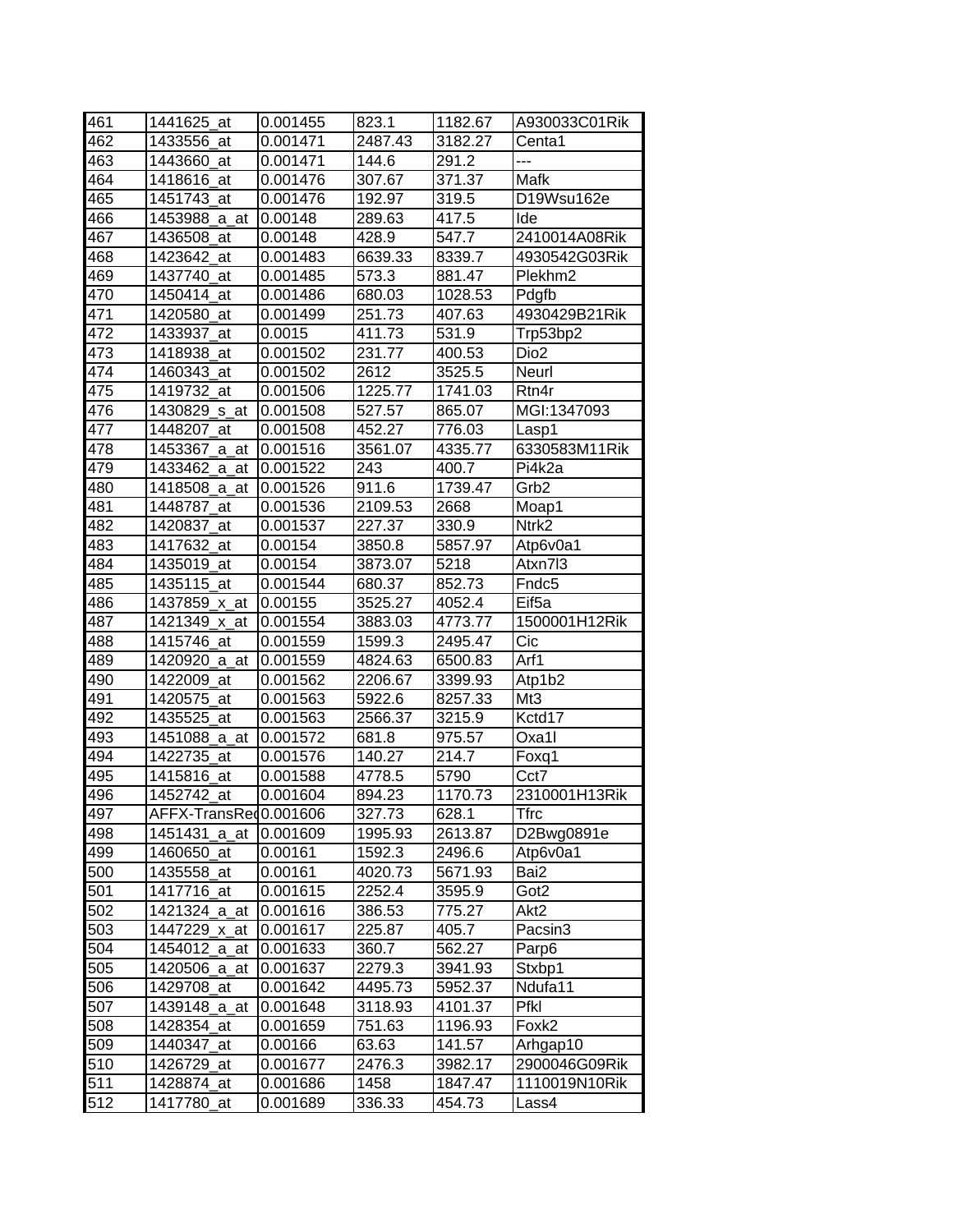| | | | | | |
|---|---|---|---|---|---|
| 461 | 1441625_at | 0.001455 | 823.1 | 1182.67 | A930033C01Rik |
| 462 | 1433556_at | 0.001471 | 2487.43 | 3182.27 | Centa1 |
| 463 | 1443660_at | 0.001471 | 144.6 | 291.2 | --- |
| 464 | 1418616_at | 0.001476 | 307.67 | 371.37 | Mafk |
| 465 | 1451743_at | 0.001476 | 192.97 | 319.5 | D19Wsu162e |
| 466 | 1453988_a_at | 0.00148 | 289.63 | 417.5 | Ide |
| 467 | 1436508_at | 0.00148 | 428.9 | 547.7 | 2410014A08Rik |
| 468 | 1423642_at | 0.001483 | 6639.33 | 8339.7 | 4930542G03Rik |
| 469 | 1437740_at | 0.001485 | 573.3 | 881.47 | Plekhm2 |
| 470 | 1450414_at | 0.001486 | 680.03 | 1028.53 | Pdgfb |
| 471 | 1420580_at | 0.001499 | 251.73 | 407.63 | 4930429B21Rik |
| 472 | 1433937_at | 0.0015 | 411.73 | 531.9 | Trp53bp2 |
| 473 | 1418938_at | 0.001502 | 231.77 | 400.53 | Dio2 |
| 474 | 1460343_at | 0.001502 | 2612 | 3525.5 | Neurl |
| 475 | 1419732_at | 0.001506 | 1225.77 | 1741.03 | Rtn4r |
| 476 | 1430829_s_at | 0.001508 | 527.57 | 865.07 | MGI:1347093 |
| 477 | 1448207_at | 0.001508 | 452.27 | 776.03 | Lasp1 |
| 478 | 1453367_a_at | 0.001516 | 3561.07 | 4335.77 | 6330583M11Rik |
| 479 | 1433462_a_at | 0.001522 | 243 | 400.7 | Pi4k2a |
| 480 | 1418508_a_at | 0.001526 | 911.6 | 1739.47 | Grb2 |
| 481 | 1448787_at | 0.001536 | 2109.53 | 2668 | Moap1 |
| 482 | 1420837_at | 0.001537 | 227.37 | 330.9 | Ntrk2 |
| 483 | 1417632_at | 0.00154 | 3850.8 | 5857.97 | Atp6v0a1 |
| 484 | 1435019_at | 0.00154 | 3873.07 | 5218 | Atxn7l3 |
| 485 | 1435115_at | 0.001544 | 680.37 | 852.73 | Fndc5 |
| 486 | 1437859_x_at | 0.00155 | 3525.27 | 4052.4 | Eif5a |
| 487 | 1421349_x_at | 0.001554 | 3883.03 | 4773.77 | 1500001H12Rik |
| 488 | 1415746_at | 0.001559 | 1599.3 | 2495.47 | Cic |
| 489 | 1420920_a_at | 0.001559 | 4824.63 | 6500.83 | Arf1 |
| 490 | 1422009_at | 0.001562 | 2206.67 | 3399.93 | Atp1b2 |
| 491 | 1420575_at | 0.001563 | 5922.6 | 8257.33 | Mt3 |
| 492 | 1435525_at | 0.001563 | 2566.37 | 3215.9 | Kctd17 |
| 493 | 1451088_a_at | 0.001572 | 681.8 | 975.57 | Oxa1l |
| 494 | 1422735_at | 0.001576 | 140.27 | 214.7 | Foxq1 |
| 495 | 1415816_at | 0.001588 | 4778.5 | 5790 | Cct7 |
| 496 | 1452742_at | 0.001604 | 894.23 | 1170.73 | 2310001H13Rik |
| 497 | AFFX-TransRec | 0.001606 | 327.73 | 628.1 | Tfrc |
| 498 | 1451431_a_at | 0.001609 | 1995.93 | 2613.87 | D2Bwg0891e |
| 499 | 1460650_at | 0.00161 | 1592.3 | 2496.6 | Atp6v0a1 |
| 500 | 1435558_at | 0.00161 | 4020.73 | 5671.93 | Bai2 |
| 501 | 1417716_at | 0.001615 | 2252.4 | 3595.9 | Got2 |
| 502 | 1421324_a_at | 0.001616 | 386.53 | 775.27 | Akt2 |
| 503 | 1447229_x_at | 0.001617 | 225.87 | 405.7 | Pacsin3 |
| 504 | 1454012_a_at | 0.001633 | 360.7 | 562.27 | Parp6 |
| 505 | 1420506_a_at | 0.001637 | 2279.3 | 3941.93 | Stxbp1 |
| 506 | 1429708_at | 0.001642 | 4495.73 | 5952.37 | Ndufa11 |
| 507 | 1439148_a_at | 0.001648 | 3118.93 | 4101.37 | Pfkl |
| 508 | 1428354_at | 0.001659 | 751.63 | 1196.93 | Foxk2 |
| 509 | 1440347_at | 0.00166 | 63.63 | 141.57 | Arhgap10 |
| 510 | 1426729_at | 0.001677 | 2476.3 | 3982.17 | 2900046G09Rik |
| 511 | 1428874_at | 0.001686 | 1458 | 1847.47 | 1110019N10Rik |
| 512 | 1417780_at | 0.001689 | 336.33 | 454.73 | Lass4 |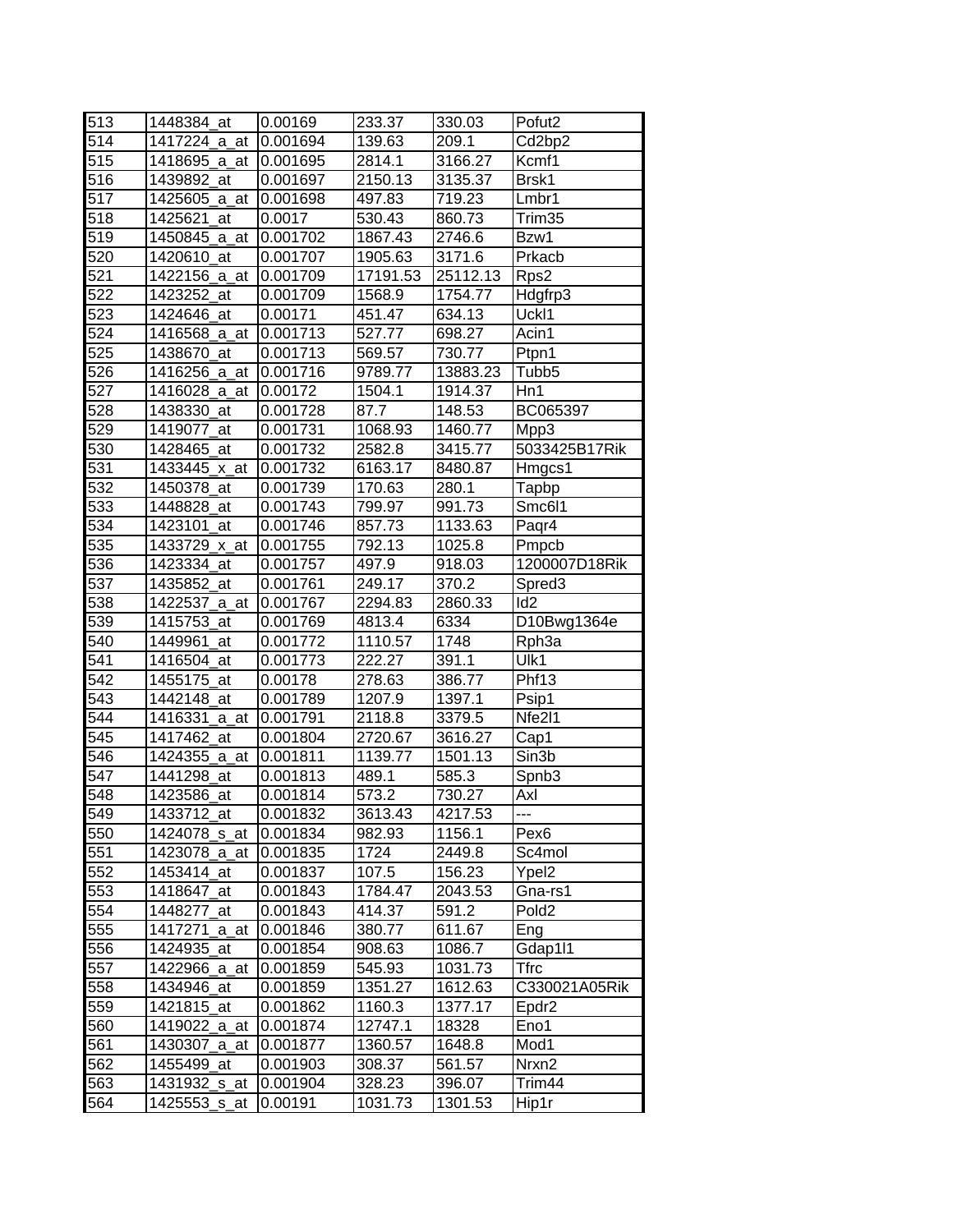| 513 | 1448384_at | 0.00169 | 233.37 | 330.03 | Pofut2 |
|---|---|---|---|---|---|
| 514 | 1417224_a_at | 0.001694 | 139.63 | 209.1 | Cd2bp2 |
| 515 | 1418695_a_at | 0.001695 | 2814.1 | 3166.27 | Kcmf1 |
| 516 | 1439892_at | 0.001697 | 2150.13 | 3135.37 | Brsk1 |
| 517 | 1425605_a_at | 0.001698 | 497.83 | 719.23 | Lmbr1 |
| 518 | 1425621_at | 0.0017 | 530.43 | 860.73 | Trim35 |
| 519 | 1450845_a_at | 0.001702 | 1867.43 | 2746.6 | Bzw1 |
| 520 | 1420610_at | 0.001707 | 1905.63 | 3171.6 | Prkacb |
| 521 | 1422156_a_at | 0.001709 | 17191.53 | 25112.13 | Rps2 |
| 522 | 1423252_at | 0.001709 | 1568.9 | 1754.77 | Hdgfrp3 |
| 523 | 1424646_at | 0.00171 | 451.47 | 634.13 | Uckl1 |
| 524 | 1416568_a_at | 0.001713 | 527.77 | 698.27 | Acin1 |
| 525 | 1438670_at | 0.001713 | 569.57 | 730.77 | Ptpn1 |
| 526 | 1416256_a_at | 0.001716 | 9789.77 | 13883.23 | Tubb5 |
| 527 | 1416028_a_at | 0.00172 | 1504.1 | 1914.37 | Hn1 |
| 528 | 1438330_at | 0.001728 | 87.7 | 148.53 | BC065397 |
| 529 | 1419077_at | 0.001731 | 1068.93 | 1460.77 | Mpp3 |
| 530 | 1428465_at | 0.001732 | 2582.8 | 3415.77 | 5033425B17Rik |
| 531 | 1433445_x_at | 0.001732 | 6163.17 | 8480.87 | Hmgcs1 |
| 532 | 1450378_at | 0.001739 | 170.63 | 280.1 | Tapbp |
| 533 | 1448828_at | 0.001743 | 799.97 | 991.73 | Smc6l1 |
| 534 | 1423101_at | 0.001746 | 857.73 | 1133.63 | Paqr4 |
| 535 | 1433729_x_at | 0.001755 | 792.13 | 1025.8 | Pmpcb |
| 536 | 1423334_at | 0.001757 | 497.9 | 918.03 | 1200007D18Rik |
| 537 | 1435852_at | 0.001761 | 249.17 | 370.2 | Spred3 |
| 538 | 1422537_a_at | 0.001767 | 2294.83 | 2860.33 | Id2 |
| 539 | 1415753_at | 0.001769 | 4813.4 | 6334 | D10Bwg1364e |
| 540 | 1449961_at | 0.001772 | 1110.57 | 1748 | Rph3a |
| 541 | 1416504_at | 0.001773 | 222.27 | 391.1 | Ulk1 |
| 542 | 1455175_at | 0.00178 | 278.63 | 386.77 | Phf13 |
| 543 | 1442148_at | 0.001789 | 1207.9 | 1397.1 | Psip1 |
| 544 | 1416331_a_at | 0.001791 | 2118.8 | 3379.5 | Nfe2l1 |
| 545 | 1417462_at | 0.001804 | 2720.67 | 3616.27 | Cap1 |
| 546 | 1424355_a_at | 0.001811 | 1139.77 | 1501.13 | Sin3b |
| 547 | 1441298_at | 0.001813 | 489.1 | 585.3 | Spnb3 |
| 548 | 1423586_at | 0.001814 | 573.2 | 730.27 | Axl |
| 549 | 1433712_at | 0.001832 | 3613.43 | 4217.53 | --- |
| 550 | 1424078_s_at | 0.001834 | 982.93 | 1156.1 | Pex6 |
| 551 | 1423078_a_at | 0.001835 | 1724 | 2449.8 | Sc4mol |
| 552 | 1453414_at | 0.001837 | 107.5 | 156.23 | Ypel2 |
| 553 | 1418647_at | 0.001843 | 1784.47 | 2043.53 | Gna-rs1 |
| 554 | 1448277_at | 0.001843 | 414.37 | 591.2 | Pold2 |
| 555 | 1417271_a_at | 0.001846 | 380.77 | 611.67 | Eng |
| 556 | 1424935_at | 0.001854 | 908.63 | 1086.7 | Gdap1l1 |
| 557 | 1422966_a_at | 0.001859 | 545.93 | 1031.73 | Tfrc |
| 558 | 1434946_at | 0.001859 | 1351.27 | 1612.63 | C330021A05Rik |
| 559 | 1421815_at | 0.001862 | 1160.3 | 1377.17 | Epdr2 |
| 560 | 1419022_a_at | 0.001874 | 12747.1 | 18328 | Eno1 |
| 561 | 1430307_a_at | 0.001877 | 1360.57 | 1648.8 | Mod1 |
| 562 | 1455499_at | 0.001903 | 308.37 | 561.57 | Nrxn2 |
| 563 | 1431932_s_at | 0.001904 | 328.23 | 396.07 | Trim44 |
| 564 | 1425553_s_at | 0.00191 | 1031.73 | 1301.53 | Hip1r |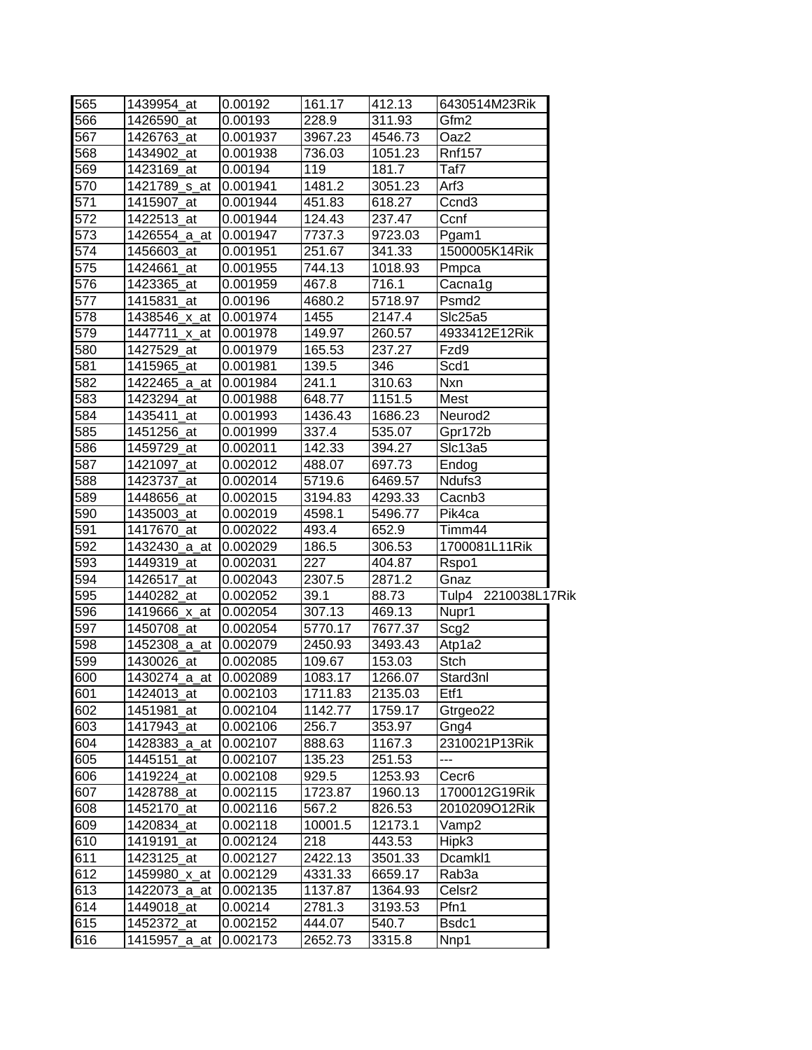| 565 | 1439954_at | 0.00192 | 161.17 | 412.13 | 6430514M23Rik |
|---|---|---|---|---|---|
| 566 | 1426590_at | 0.00193 | 228.9 | 311.93 | Gfm2 |
| 567 | 1426763_at | 0.001937 | 3967.23 | 4546.73 | Oaz2 |
| 568 | 1434902_at | 0.001938 | 736.03 | 1051.23 | Rnf157 |
| 569 | 1423169_at | 0.00194 | 119 | 181.7 | Taf7 |
| 570 | 1421789_s_at | 0.001941 | 1481.2 | 3051.23 | Arf3 |
| 571 | 1415907_at | 0.001944 | 451.83 | 618.27 | Ccnd3 |
| 572 | 1422513_at | 0.001944 | 124.43 | 237.47 | Ccnf |
| 573 | 1426554_a_at | 0.001947 | 7737.3 | 9723.03 | Pgam1 |
| 574 | 1456603_at | 0.001951 | 251.67 | 341.33 | 1500005K14Rik |
| 575 | 1424661_at | 0.001955 | 744.13 | 1018.93 | Pmpca |
| 576 | 1423365_at | 0.001959 | 467.8 | 716.1 | Cacna1g |
| 577 | 1415831_at | 0.00196 | 4680.2 | 5718.97 | Psmd2 |
| 578 | 1438546_x_at | 0.001974 | 1455 | 2147.4 | Slc25a5 |
| 579 | 1447711_x_at | 0.001978 | 149.97 | 260.57 | 4933412E12Rik |
| 580 | 1427529_at | 0.001979 | 165.53 | 237.27 | Fzd9 |
| 581 | 1415965_at | 0.001981 | 139.5 | 346 | Scd1 |
| 582 | 1422465_a_at | 0.001984 | 241.1 | 310.63 | Nxn |
| 583 | 1423294_at | 0.001988 | 648.77 | 1151.5 | Mest |
| 584 | 1435411_at | 0.001993 | 1436.43 | 1686.23 | Neurod2 |
| 585 | 1451256_at | 0.001999 | 337.4 | 535.07 | Gpr172b |
| 586 | 1459729_at | 0.002011 | 142.33 | 394.27 | Slc13a5 |
| 587 | 1421097_at | 0.002012 | 488.07 | 697.73 | Endog |
| 588 | 1423737_at | 0.002014 | 5719.6 | 6469.57 | Ndufs3 |
| 589 | 1448656_at | 0.002015 | 3194.83 | 4293.33 | Cacnb3 |
| 590 | 1435003_at | 0.002019 | 4598.1 | 5496.77 | Pik4ca |
| 591 | 1417670_at | 0.002022 | 493.4 | 652.9 | Timm44 |
| 592 | 1432430_a_at | 0.002029 | 186.5 | 306.53 | 1700081L11Rik |
| 593 | 1449319_at | 0.002031 | 227 | 404.87 | Rspo1 |
| 594 | 1426517_at | 0.002043 | 2307.5 | 2871.2 | Gnaz |
| 595 | 1440282_at | 0.002052 | 39.1 | 88.73 | Tulp4 2210038L17Rik |
| 596 | 1419666_x_at | 0.002054 | 307.13 | 469.13 | Nupr1 |
| 597 | 1450708_at | 0.002054 | 5770.17 | 7677.37 | Scg2 |
| 598 | 1452308_a_at | 0.002079 | 2450.93 | 3493.43 | Atp1a2 |
| 599 | 1430026_at | 0.002085 | 109.67 | 153.03 | Stch |
| 600 | 1430274_a_at | 0.002089 | 1083.17 | 1266.07 | Stard3nl |
| 601 | 1424013_at | 0.002103 | 1711.83 | 2135.03 | Etf1 |
| 602 | 1451981_at | 0.002104 | 1142.77 | 1759.17 | Gtrgeo22 |
| 603 | 1417943_at | 0.002106 | 256.7 | 353.97 | Gng4 |
| 604 | 1428383_a_at | 0.002107 | 888.63 | 1167.3 | 2310021P13Rik |
| 605 | 1445151_at | 0.002107 | 135.23 | 251.53 | --- |
| 606 | 1419224_at | 0.002108 | 929.5 | 1253.93 | Cecr6 |
| 607 | 1428788_at | 0.002115 | 1723.87 | 1960.13 | 1700012G19Rik |
| 608 | 1452170_at | 0.002116 | 567.2 | 826.53 | 2010209O12Rik |
| 609 | 1420834_at | 0.002118 | 10001.5 | 12173.1 | Vamp2 |
| 610 | 1419191_at | 0.002124 | 218 | 443.53 | Hipk3 |
| 611 | 1423125_at | 0.002127 | 2422.13 | 3501.33 | Dcamkl1 |
| 612 | 1459980_x_at | 0.002129 | 4331.33 | 6659.17 | Rab3a |
| 613 | 1422073_a_at | 0.002135 | 1137.87 | 1364.93 | Celsr2 |
| 614 | 1449018_at | 0.00214 | 2781.3 | 3193.53 | Pfn1 |
| 615 | 1452372_at | 0.002152 | 444.07 | 540.7 | Bsdc1 |
| 616 | 1415957_a_at | 0.002173 | 2652.73 | 3315.8 | Nnp1 |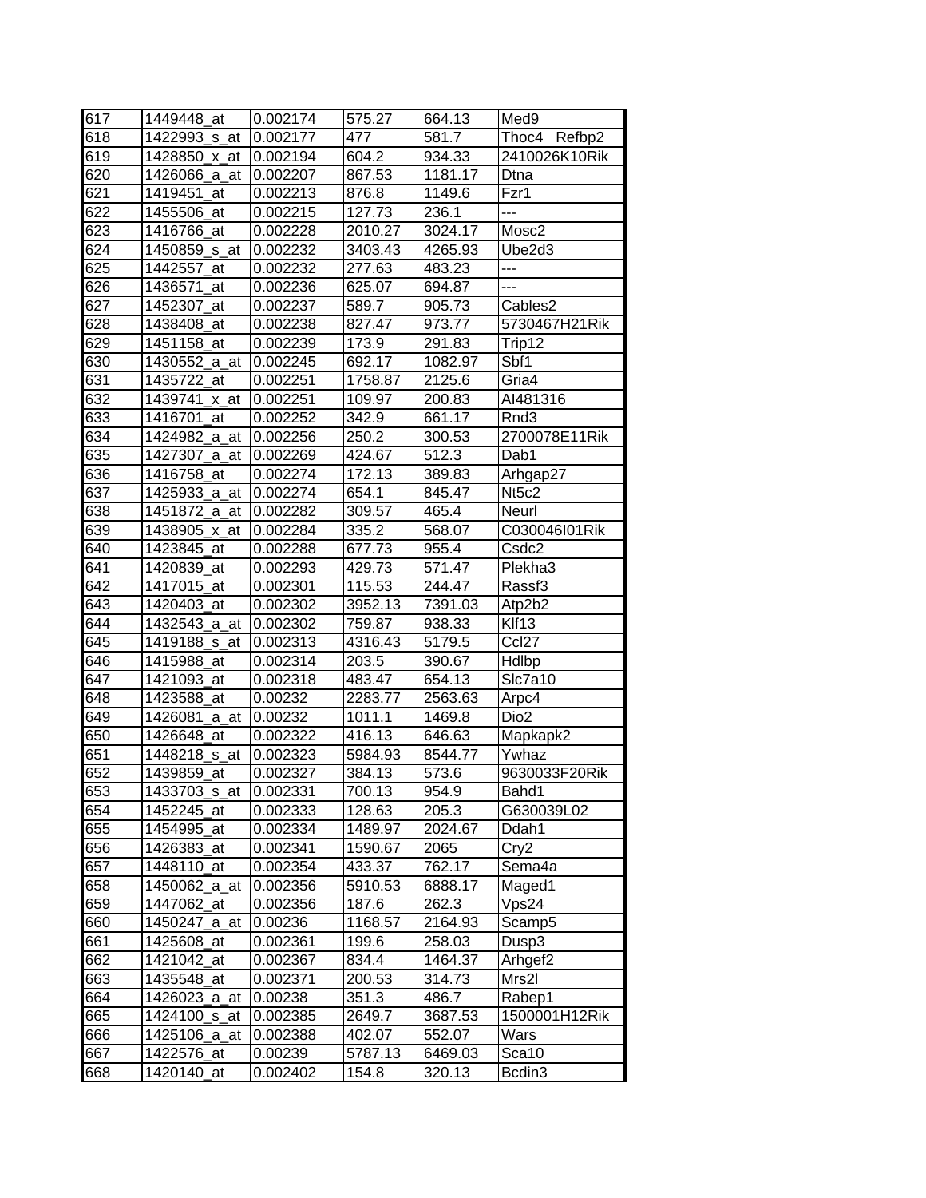| 617 | 1449448_at | 0.002174 | 575.27 | 664.13 | Med9 |
|---|---|---|---|---|---|
| 618 | 1422993_s_at | 0.002177 | 477 | 581.7 | Thoc4 Refbp2 |
| 619 | 1428850_x_at | 0.002194 | 604.2 | 934.33 | 2410026K10Rik |
| 620 | 1426066_a_at | 0.002207 | 867.53 | 1181.17 | Dtna |
| 621 | 1419451_at | 0.002213 | 876.8 | 1149.6 | Fzr1 |
| 622 | 1455506_at | 0.002215 | 127.73 | 236.1 | --- |
| 623 | 1416766_at | 0.002228 | 2010.27 | 3024.17 | Mosc2 |
| 624 | 1450859_s_at | 0.002232 | 3403.43 | 4265.93 | Ube2d3 |
| 625 | 1442557_at | 0.002232 | 277.63 | 483.23 | --- |
| 626 | 1436571_at | 0.002236 | 625.07 | 694.87 | --- |
| 627 | 1452307_at | 0.002237 | 589.7 | 905.73 | Cables2 |
| 628 | 1438408_at | 0.002238 | 827.47 | 973.77 | 5730467H21Rik |
| 629 | 1451158_at | 0.002239 | 173.9 | 291.83 | Trip12 |
| 630 | 1430552_a_at | 0.002245 | 692.17 | 1082.97 | Sbf1 |
| 631 | 1435722_at | 0.002251 | 1758.87 | 2125.6 | Gria4 |
| 632 | 1439741_x_at | 0.002251 | 109.97 | 200.83 | AI481316 |
| 633 | 1416701_at | 0.002252 | 342.9 | 661.17 | Rnd3 |
| 634 | 1424982_a_at | 0.002256 | 250.2 | 300.53 | 2700078E11Rik |
| 635 | 1427307_a_at | 0.002269 | 424.67 | 512.3 | Dab1 |
| 636 | 1416758_at | 0.002274 | 172.13 | 389.83 | Arhgap27 |
| 637 | 1425933_a_at | 0.002274 | 654.1 | 845.47 | Nt5c2 |
| 638 | 1451872_a_at | 0.002282 | 309.57 | 465.4 | Neurl |
| 639 | 1438905_x_at | 0.002284 | 335.2 | 568.07 | C030046I01Rik |
| 640 | 1423845_at | 0.002288 | 677.73 | 955.4 | Csdc2 |
| 641 | 1420839_at | 0.002293 | 429.73 | 571.47 | Plekha3 |
| 642 | 1417015_at | 0.002301 | 115.53 | 244.47 | Rassf3 |
| 643 | 1420403_at | 0.002302 | 3952.13 | 7391.03 | Atp2b2 |
| 644 | 1432543_a_at | 0.002302 | 759.87 | 938.33 | Klf13 |
| 645 | 1419188_s_at | 0.002313 | 4316.43 | 5179.5 | Ccl27 |
| 646 | 1415988_at | 0.002314 | 203.5 | 390.67 | Hdlbp |
| 647 | 1421093_at | 0.002318 | 483.47 | 654.13 | Slc7a10 |
| 648 | 1423588_at | 0.00232 | 2283.77 | 2563.63 | Arpc4 |
| 649 | 1426081_a_at | 0.00232 | 1011.1 | 1469.8 | Dio2 |
| 650 | 1426648_at | 0.002322 | 416.13 | 646.63 | Mapkapk2 |
| 651 | 1448218_s_at | 0.002323 | 5984.93 | 8544.77 | Ywhaz |
| 652 | 1439859_at | 0.002327 | 384.13 | 573.6 | 9630033F20Rik |
| 653 | 1433703_s_at | 0.002331 | 700.13 | 954.9 | Bahd1 |
| 654 | 1452245_at | 0.002333 | 128.63 | 205.3 | G630039L02 |
| 655 | 1454995_at | 0.002334 | 1489.97 | 2024.67 | Ddah1 |
| 656 | 1426383_at | 0.002341 | 1590.67 | 2065 | Cry2 |
| 657 | 1448110_at | 0.002354 | 433.37 | 762.17 | Sema4a |
| 658 | 1450062_a_at | 0.002356 | 5910.53 | 6888.17 | Maged1 |
| 659 | 1447062_at | 0.002356 | 187.6 | 262.3 | Vps24 |
| 660 | 1450247_a_at | 0.00236 | 1168.57 | 2164.93 | Scamp5 |
| 661 | 1425608_at | 0.002361 | 199.6 | 258.03 | Dusp3 |
| 662 | 1421042_at | 0.002367 | 834.4 | 1464.37 | Arhgef2 |
| 663 | 1435548_at | 0.002371 | 200.53 | 314.73 | Mrs2l |
| 664 | 1426023_a_at | 0.00238 | 351.3 | 486.7 | Rabep1 |
| 665 | 1424100_s_at | 0.002385 | 2649.7 | 3687.53 | 1500001H12Rik |
| 666 | 1425106_a_at | 0.002388 | 402.07 | 552.07 | Wars |
| 667 | 1422576_at | 0.00239 | 5787.13 | 6469.03 | Sca10 |
| 668 | 1420140_at | 0.002402 | 154.8 | 320.13 | Bcdin3 |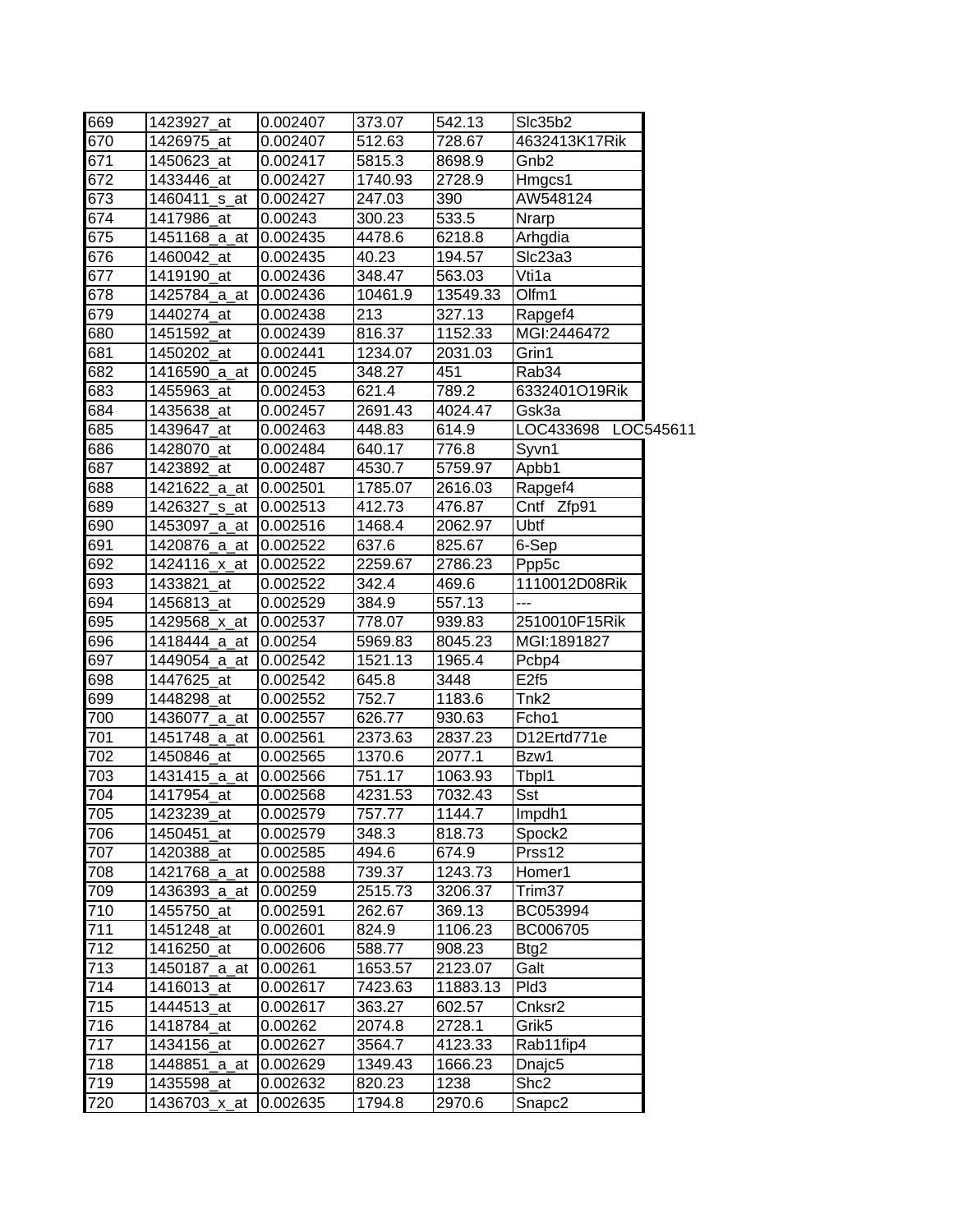| | | | | | |
|---|---|---|---|---|---|
| 669 | 1423927_at | 0.002407 | 373.07 | 542.13 | Slc35b2 |
| 670 | 1426975_at | 0.002407 | 512.63 | 728.67 | 4632413K17Rik |
| 671 | 1450623_at | 0.002417 | 5815.3 | 8698.9 | Gnb2 |
| 672 | 1433446_at | 0.002427 | 1740.93 | 2728.9 | Hmgcs1 |
| 673 | 1460411_s_at | 0.002427 | 247.03 | 390 | AW548124 |
| 674 | 1417986_at | 0.00243 | 300.23 | 533.5 | Nrarp |
| 675 | 1451168_a_at | 0.002435 | 4478.6 | 6218.8 | Arhgdia |
| 676 | 1460042_at | 0.002435 | 40.23 | 194.57 | Slc23a3 |
| 677 | 1419190_at | 0.002436 | 348.47 | 563.03 | Vti1a |
| 678 | 1425784_a_at | 0.002436 | 10461.9 | 13549.33 | Olfm1 |
| 679 | 1440274_at | 0.002438 | 213 | 327.13 | Rapgef4 |
| 680 | 1451592_at | 0.002439 | 816.37 | 1152.33 | MGI:2446472 |
| 681 | 1450202_at | 0.002441 | 1234.07 | 2031.03 | Grin1 |
| 682 | 1416590_a_at | 0.00245 | 348.27 | 451 | Rab34 |
| 683 | 1455963_at | 0.002453 | 621.4 | 789.2 | 6332401O19Rik |
| 684 | 1435638_at | 0.002457 | 2691.43 | 4024.47 | Gsk3a |
| 685 | 1439647_at | 0.002463 | 448.83 | 614.9 | LOC433698 LOC545611 |
| 686 | 1428070_at | 0.002484 | 640.17 | 776.8 | Syvn1 |
| 687 | 1423892_at | 0.002487 | 4530.7 | 5759.97 | Apbb1 |
| 688 | 1421622_a_at | 0.002501 | 1785.07 | 2616.03 | Rapgef4 |
| 689 | 1426327_s_at | 0.002513 | 412.73 | 476.87 | Cntf Zfp91 |
| 690 | 1453097_a_at | 0.002516 | 1468.4 | 2062.97 | Ubtf |
| 691 | 1420876_a_at | 0.002522 | 637.6 | 825.67 | 6-Sep |
| 692 | 1424116_x_at | 0.002522 | 2259.67 | 2786.23 | Ppp5c |
| 693 | 1433821_at | 0.002522 | 342.4 | 469.6 | 1110012D08Rik |
| 694 | 1456813_at | 0.002529 | 384.9 | 557.13 | --- |
| 695 | 1429568_x_at | 0.002537 | 778.07 | 939.83 | 2510010F15Rik |
| 696 | 1418444_a_at | 0.00254 | 5969.83 | 8045.23 | MGI:1891827 |
| 697 | 1449054_a_at | 0.002542 | 1521.13 | 1965.4 | Pcbp4 |
| 698 | 1447625_at | 0.002542 | 645.8 | 3448 | E2f5 |
| 699 | 1448298_at | 0.002552 | 752.7 | 1183.6 | Tnk2 |
| 700 | 1436077_a_at | 0.002557 | 626.77 | 930.63 | Fcho1 |
| 701 | 1451748_a_at | 0.002561 | 2373.63 | 2837.23 | D12Ertd771e |
| 702 | 1450846_at | 0.002565 | 1370.6 | 2077.1 | Bzw1 |
| 703 | 1431415_a_at | 0.002566 | 751.17 | 1063.93 | Tbpl1 |
| 704 | 1417954_at | 0.002568 | 4231.53 | 7032.43 | Sst |
| 705 | 1423239_at | 0.002579 | 757.77 | 1144.7 | Impdh1 |
| 706 | 1450451_at | 0.002579 | 348.3 | 818.73 | Spock2 |
| 707 | 1420388_at | 0.002585 | 494.6 | 674.9 | Prss12 |
| 708 | 1421768_a_at | 0.002588 | 739.37 | 1243.73 | Homer1 |
| 709 | 1436393_a_at | 0.00259 | 2515.73 | 3206.37 | Trim37 |
| 710 | 1455750_at | 0.002591 | 262.67 | 369.13 | BC053994 |
| 711 | 1451248_at | 0.002601 | 824.9 | 1106.23 | BC006705 |
| 712 | 1416250_at | 0.002606 | 588.77 | 908.23 | Btg2 |
| 713 | 1450187_a_at | 0.00261 | 1653.57 | 2123.07 | Galt |
| 714 | 1416013_at | 0.002617 | 7423.63 | 11883.13 | Pld3 |
| 715 | 1444513_at | 0.002617 | 363.27 | 602.57 | Cnksr2 |
| 716 | 1418784_at | 0.00262 | 2074.8 | 2728.1 | Grik5 |
| 717 | 1434156_at | 0.002627 | 3564.7 | 4123.33 | Rab11fip4 |
| 718 | 1448851_a_at | 0.002629 | 1349.43 | 1666.23 | Dnajc5 |
| 719 | 1435598_at | 0.002632 | 820.23 | 1238 | Shc2 |
| 720 | 1436703_x_at | 0.002635 | 1794.8 | 2970.6 | Snapc2 |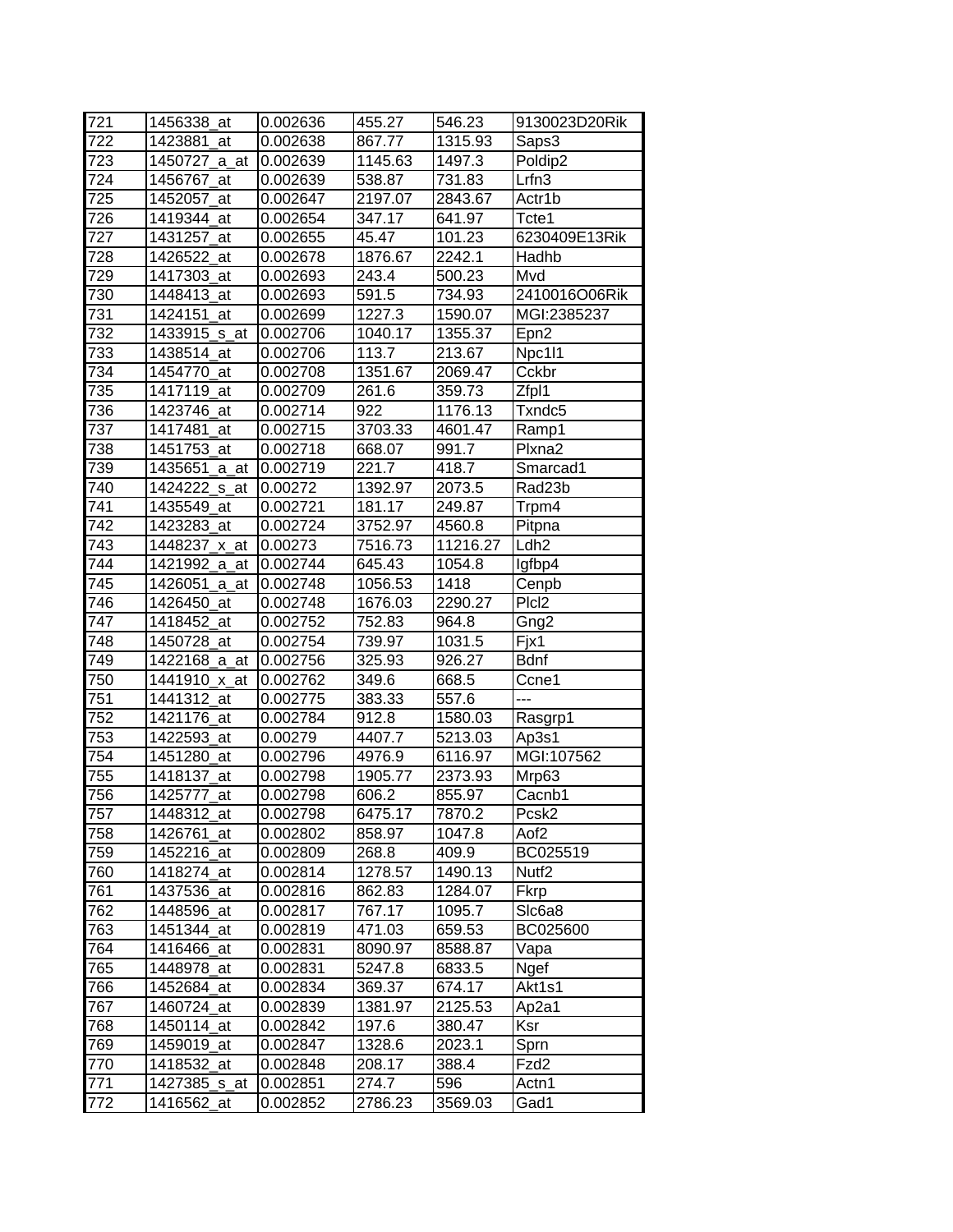| 721 | 1456338_at | 0.002636 | 455.27 | 546.23 | 9130023D20Rik |
|---|---|---|---|---|---|
| 722 | 1423881_at | 0.002638 | 867.77 | 1315.93 | Saps3 |
| 723 | 1450727_a_at | 0.002639 | 1145.63 | 1497.3 | Poldip2 |
| 724 | 1456767_at | 0.002639 | 538.87 | 731.83 | Lrfn3 |
| 725 | 1452057_at | 0.002647 | 2197.07 | 2843.67 | Actr1b |
| 726 | 1419344_at | 0.002654 | 347.17 | 641.97 | Tcte1 |
| 727 | 1431257_at | 0.002655 | 45.47 | 101.23 | 6230409E13Rik |
| 728 | 1426522_at | 0.002678 | 1876.67 | 2242.1 | Hadhb |
| 729 | 1417303_at | 0.002693 | 243.4 | 500.23 | Mvd |
| 730 | 1448413_at | 0.002693 | 591.5 | 734.93 | 2410016O06Rik |
| 731 | 1424151_at | 0.002699 | 1227.3 | 1590.07 | MGI:2385237 |
| 732 | 1433915_s_at | 0.002706 | 1040.17 | 1355.37 | Epn2 |
| 733 | 1438514_at | 0.002706 | 113.7 | 213.67 | Npc1l1 |
| 734 | 1454770_at | 0.002708 | 1351.67 | 2069.47 | Cckbr |
| 735 | 1417119_at | 0.002709 | 261.6 | 359.73 | Zfpl1 |
| 736 | 1423746_at | 0.002714 | 922 | 1176.13 | Txndc5 |
| 737 | 1417481_at | 0.002715 | 3703.33 | 4601.47 | Ramp1 |
| 738 | 1451753_at | 0.002718 | 668.07 | 991.7 | Plxna2 |
| 739 | 1435651_a_at | 0.002719 | 221.7 | 418.7 | Smarcad1 |
| 740 | 1424222_s_at | 0.00272 | 1392.97 | 2073.5 | Rad23b |
| 741 | 1435549_at | 0.002721 | 181.17 | 249.87 | Trpm4 |
| 742 | 1423283_at | 0.002724 | 3752.97 | 4560.8 | Pitpna |
| 743 | 1448237_x_at | 0.00273 | 7516.73 | 11216.27 | Ldh2 |
| 744 | 1421992_a_at | 0.002744 | 645.43 | 1054.8 | Igfbp4 |
| 745 | 1426051_a_at | 0.002748 | 1056.53 | 1418 | Cenpb |
| 746 | 1426450_at | 0.002748 | 1676.03 | 2290.27 | Plcl2 |
| 747 | 1418452_at | 0.002752 | 752.83 | 964.8 | Gng2 |
| 748 | 1450728_at | 0.002754 | 739.97 | 1031.5 | Fjx1 |
| 749 | 1422168_a_at | 0.002756 | 325.93 | 926.27 | Bdnf |
| 750 | 1441910_x_at | 0.002762 | 349.6 | 668.5 | Ccne1 |
| 751 | 1441312_at | 0.002775 | 383.33 | 557.6 | --- |
| 752 | 1421176_at | 0.002784 | 912.8 | 1580.03 | Rasgrp1 |
| 753 | 1422593_at | 0.00279 | 4407.7 | 5213.03 | Ap3s1 |
| 754 | 1451280_at | 0.002796 | 4976.9 | 6116.97 | MGI:107562 |
| 755 | 1418137_at | 0.002798 | 1905.77 | 2373.93 | Mrp63 |
| 756 | 1425777_at | 0.002798 | 606.2 | 855.97 | Cacnb1 |
| 757 | 1448312_at | 0.002798 | 6475.17 | 7870.2 | Pcsk2 |
| 758 | 1426761_at | 0.002802 | 858.97 | 1047.8 | Aof2 |
| 759 | 1452216_at | 0.002809 | 268.8 | 409.9 | BC025519 |
| 760 | 1418274_at | 0.002814 | 1278.57 | 1490.13 | Nutf2 |
| 761 | 1437536_at | 0.002816 | 862.83 | 1284.07 | Fkrp |
| 762 | 1448596_at | 0.002817 | 767.17 | 1095.7 | Slc6a8 |
| 763 | 1451344_at | 0.002819 | 471.03 | 659.53 | BC025600 |
| 764 | 1416466_at | 0.002831 | 8090.97 | 8588.87 | Vapa |
| 765 | 1448978_at | 0.002831 | 5247.8 | 6833.5 | Ngef |
| 766 | 1452684_at | 0.002834 | 369.37 | 674.17 | Akt1s1 |
| 767 | 1460724_at | 0.002839 | 1381.97 | 2125.53 | Ap2a1 |
| 768 | 1450114_at | 0.002842 | 197.6 | 380.47 | Ksr |
| 769 | 1459019_at | 0.002847 | 1328.6 | 2023.1 | Sprn |
| 770 | 1418532_at | 0.002848 | 208.17 | 388.4 | Fzd2 |
| 771 | 1427385_s_at | 0.002851 | 274.7 | 596 | Actn1 |
| 772 | 1416562_at | 0.002852 | 2786.23 | 3569.03 | Gad1 |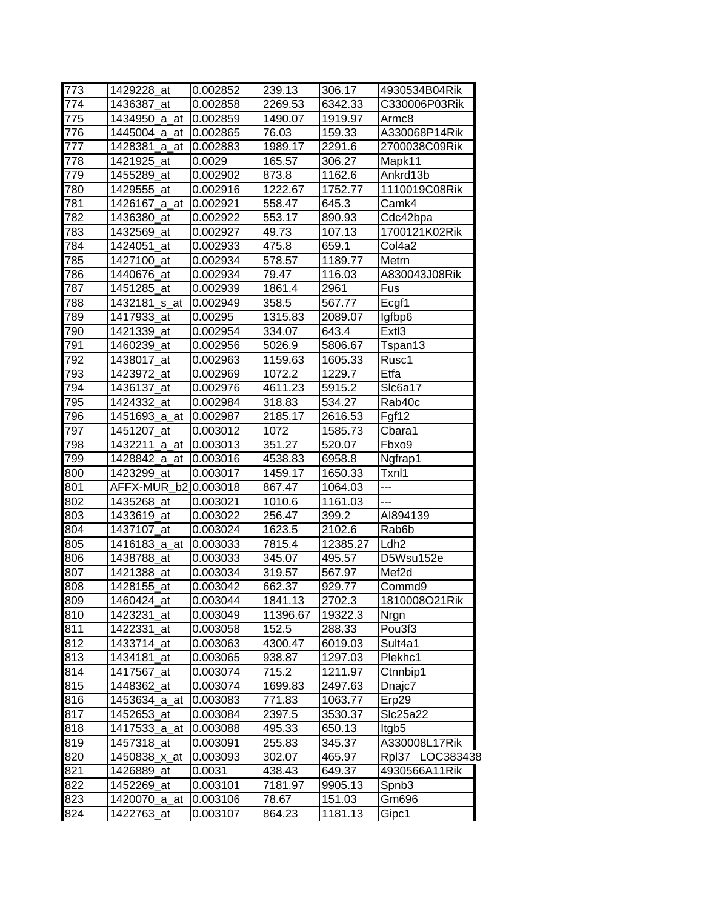| 773 | 1429228_at | 0.002852 | 239.13 | 306.17 | 4930534B04Rik |
|---|---|---|---|---|---|
| 774 | 1436387_at | 0.002858 | 2269.53 | 6342.33 | C330006P03Rik |
| 775 | 1434950_a_at | 0.002859 | 1490.07 | 1919.97 | Armc8 |
| 776 | 1445004_a_at | 0.002865 | 76.03 | 159.33 | A330068P14Rik |
| 777 | 1428381_a_at | 0.002883 | 1989.17 | 2291.6 | 2700038C09Rik |
| 778 | 1421925_at | 0.0029 | 165.57 | 306.27 | Mapk11 |
| 779 | 1455289_at | 0.002902 | 873.8 | 1162.6 | Ankrd13b |
| 780 | 1429555_at | 0.002916 | 1222.67 | 1752.77 | 1110019C08Rik |
| 781 | 1426167_a_at | 0.002921 | 558.47 | 645.3 | Camk4 |
| 782 | 1436380_at | 0.002922 | 553.17 | 890.93 | Cdc42bpa |
| 783 | 1432569_at | 0.002927 | 49.73 | 107.13 | 1700121K02Rik |
| 784 | 1424051_at | 0.002933 | 475.8 | 659.1 | Col4a2 |
| 785 | 1427100_at | 0.002934 | 578.57 | 1189.77 | Metrn |
| 786 | 1440676_at | 0.002934 | 79.47 | 116.03 | A830043J08Rik |
| 787 | 1451285_at | 0.002939 | 1861.4 | 2961 | Fus |
| 788 | 1432181_s_at | 0.002949 | 358.5 | 567.77 | Ecgf1 |
| 789 | 1417933_at | 0.00295 | 1315.83 | 2089.07 | Igfbp6 |
| 790 | 1421339_at | 0.002954 | 334.07 | 643.4 | Extl3 |
| 791 | 1460239_at | 0.002956 | 5026.9 | 5806.67 | Tspan13 |
| 792 | 1438017_at | 0.002963 | 1159.63 | 1605.33 | Rusc1 |
| 793 | 1423972_at | 0.002969 | 1072.2 | 1229.7 | Etfa |
| 794 | 1436137_at | 0.002976 | 4611.23 | 5915.2 | Slc6a17 |
| 795 | 1424332_at | 0.002984 | 318.83 | 534.27 | Rab40c |
| 796 | 1451693_a_at | 0.002987 | 2185.17 | 2616.53 | Fgf12 |
| 797 | 1451207_at | 0.003012 | 1072 | 1585.73 | Cbara1 |
| 798 | 1432211_a_at | 0.003013 | 351.27 | 520.07 | Fbxo9 |
| 799 | 1428842_a_at | 0.003016 | 4538.83 | 6958.8 | Ngfrap1 |
| 800 | 1423299_at | 0.003017 | 1459.17 | 1650.33 | Txnl1 |
| 801 | AFFX-MUR_b2 | 0.003018 | 867.47 | 1064.03 | --- |
| 802 | 1435268_at | 0.003021 | 1010.6 | 1161.03 | --- |
| 803 | 1433619_at | 0.003022 | 256.47 | 399.2 | AI894139 |
| 804 | 1437107_at | 0.003024 | 1623.5 | 2102.6 | Rab6b |
| 805 | 1416183_a_at | 0.003033 | 7815.4 | 12385.27 | Ldh2 |
| 806 | 1438788_at | 0.003033 | 345.07 | 495.57 | D5Wsu152e |
| 807 | 1421388_at | 0.003034 | 319.57 | 567.97 | Mef2d |
| 808 | 1428155_at | 0.003042 | 662.37 | 929.77 | Commd9 |
| 809 | 1460424_at | 0.003044 | 1841.13 | 2702.3 | 1810008O21Rik |
| 810 | 1423231_at | 0.003049 | 11396.67 | 19322.3 | Nrgn |
| 811 | 1422331_at | 0.003058 | 152.5 | 288.33 | Pou3f3 |
| 812 | 1433714_at | 0.003063 | 4300.47 | 6019.03 | Sult4a1 |
| 813 | 1434181_at | 0.003065 | 938.87 | 1297.03 | Plekhc1 |
| 814 | 1417567_at | 0.003074 | 715.2 | 1211.97 | Ctnnbip1 |
| 815 | 1448362_at | 0.003074 | 1699.83 | 2497.63 | Dnajc7 |
| 816 | 1453634_a_at | 0.003083 | 771.83 | 1063.77 | Erp29 |
| 817 | 1452653_at | 0.003084 | 2397.5 | 3530.37 | Slc25a22 |
| 818 | 1417533_a_at | 0.003088 | 495.33 | 650.13 | Itgb5 |
| 819 | 1457318_at | 0.003091 | 255.83 | 345.37 | A330008L17Rik |
| 820 | 1450838_x_at | 0.003093 | 302.07 | 465.97 | Rpl37 LOC383438 |
| 821 | 1426889_at | 0.0031 | 438.43 | 649.37 | 4930566A11Rik |
| 822 | 1452269_at | 0.003101 | 7181.97 | 9905.13 | Spnb3 |
| 823 | 1420070_a_at | 0.003106 | 78.67 | 151.03 | Gm696 |
| 824 | 1422763_at | 0.003107 | 864.23 | 1181.13 | Gipc1 |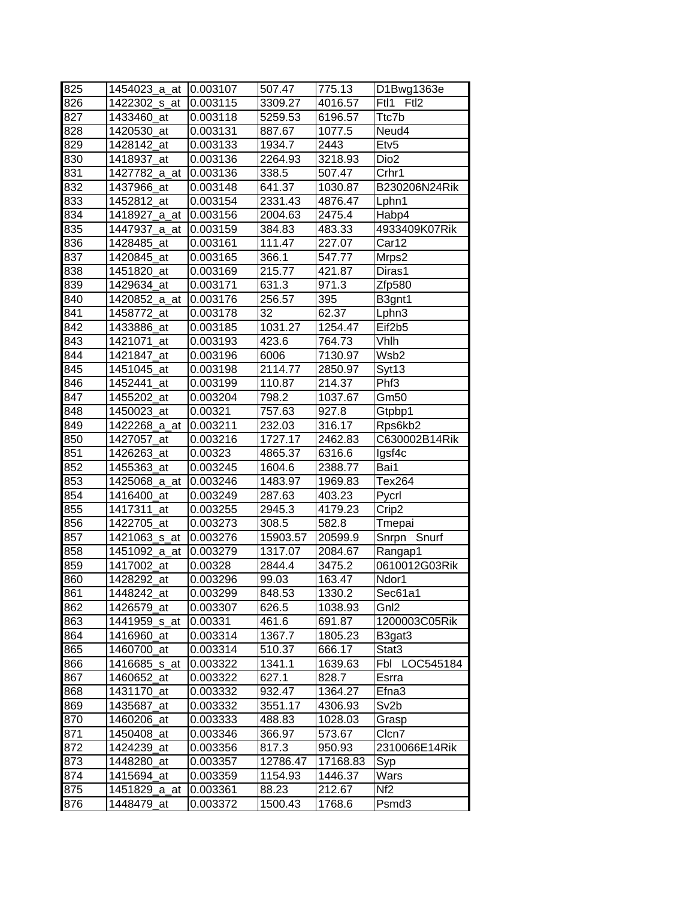| 825 | 1454023_a_at | 0.003107 | 507.47 | 775.13 | D1Bwg1363e |
|---|---|---|---|---|---|
| 826 | 1422302_s_at | 0.003115 | 3309.27 | 4016.57 | Ftl1 Ftl2 |
| 827 | 1433460_at | 0.003118 | 5259.53 | 6196.57 | Ttc7b |
| 828 | 1420530_at | 0.003131 | 887.67 | 1077.5 | Neud4 |
| 829 | 1428142_at | 0.003133 | 1934.7 | 2443 | Etv5 |
| 830 | 1418937_at | 0.003136 | 2264.93 | 3218.93 | Dio2 |
| 831 | 1427782_a_at | 0.003136 | 338.5 | 507.47 | Crhr1 |
| 832 | 1437966_at | 0.003148 | 641.37 | 1030.87 | B230206N24Rik |
| 833 | 1452812_at | 0.003154 | 2331.43 | 4876.47 | Lphn1 |
| 834 | 1418927_a_at | 0.003156 | 2004.63 | 2475.4 | Habp4 |
| 835 | 1447937_a_at | 0.003159 | 384.83 | 483.33 | 4933409K07Rik |
| 836 | 1428485_at | 0.003161 | 111.47 | 227.07 | Car12 |
| 837 | 1420845_at | 0.003165 | 366.1 | 547.77 | Mrps2 |
| 838 | 1451820_at | 0.003169 | 215.77 | 421.87 | Diras1 |
| 839 | 1429634_at | 0.003171 | 631.3 | 971.3 | Zfp580 |
| 840 | 1420852_a_at | 0.003176 | 256.57 | 395 | B3gnt1 |
| 841 | 1458772_at | 0.003178 | 32 | 62.37 | Lphn3 |
| 842 | 1433886_at | 0.003185 | 1031.27 | 1254.47 | Eif2b5 |
| 843 | 1421071_at | 0.003193 | 423.6 | 764.73 | Vhlh |
| 844 | 1421847_at | 0.003196 | 6006 | 7130.97 | Wsb2 |
| 845 | 1451045_at | 0.003198 | 2114.77 | 2850.97 | Syt13 |
| 846 | 1452441_at | 0.003199 | 110.87 | 214.37 | Phf3 |
| 847 | 1455202_at | 0.003204 | 798.2 | 1037.67 | Gm50 |
| 848 | 1450023_at | 0.00321 | 757.63 | 927.8 | Gtpbp1 |
| 849 | 1422268_a_at | 0.003211 | 232.03 | 316.17 | Rps6kb2 |
| 850 | 1427057_at | 0.003216 | 1727.17 | 2462.83 | C630002B14Rik |
| 851 | 1426263_at | 0.00323 | 4865.37 | 6316.6 | Igsf4c |
| 852 | 1455363_at | 0.003245 | 1604.6 | 2388.77 | Bai1 |
| 853 | 1425068_a_at | 0.003246 | 1483.97 | 1969.83 | Tex264 |
| 854 | 1416400_at | 0.003249 | 287.63 | 403.23 | Pycrl |
| 855 | 1417311_at | 0.003255 | 2945.3 | 4179.23 | Crip2 |
| 856 | 1422705_at | 0.003273 | 308.5 | 582.8 | Tmepai |
| 857 | 1421063_s_at | 0.003276 | 15903.57 | 20599.9 | Snrpn Snurf |
| 858 | 1451092_a_at | 0.003279 | 1317.07 | 2084.67 | Rangap1 |
| 859 | 1417002_at | 0.00328 | 2844.4 | 3475.2 | 0610012G03Rik |
| 860 | 1428292_at | 0.003296 | 99.03 | 163.47 | Ndor1 |
| 861 | 1448242_at | 0.003299 | 848.53 | 1330.2 | Sec61a1 |
| 862 | 1426579_at | 0.003307 | 626.5 | 1038.93 | Gnl2 |
| 863 | 1441959_s_at | 0.00331 | 461.6 | 691.87 | 1200003C05Rik |
| 864 | 1416960_at | 0.003314 | 1367.7 | 1805.23 | B3gat3 |
| 865 | 1460700_at | 0.003314 | 510.37 | 666.17 | Stat3 |
| 866 | 1416685_s_at | 0.003322 | 1341.1 | 1639.63 | Fbl LOC545184 |
| 867 | 1460652_at | 0.003322 | 627.1 | 828.7 | Esrra |
| 868 | 1431170_at | 0.003332 | 932.47 | 1364.27 | Efna3 |
| 869 | 1435687_at | 0.003332 | 3551.17 | 4306.93 | Sv2b |
| 870 | 1460206_at | 0.003333 | 488.83 | 1028.03 | Grasp |
| 871 | 1450408_at | 0.003346 | 366.97 | 573.67 | Clcn7 |
| 872 | 1424239_at | 0.003356 | 817.3 | 950.93 | 2310066E14Rik |
| 873 | 1448280_at | 0.003357 | 12786.47 | 17168.83 | Syp |
| 874 | 1415694_at | 0.003359 | 1154.93 | 1446.37 | Wars |
| 875 | 1451829_a_at | 0.003361 | 88.23 | 212.67 | Nf2 |
| 876 | 1448479_at | 0.003372 | 1500.43 | 1768.6 | Psmd3 |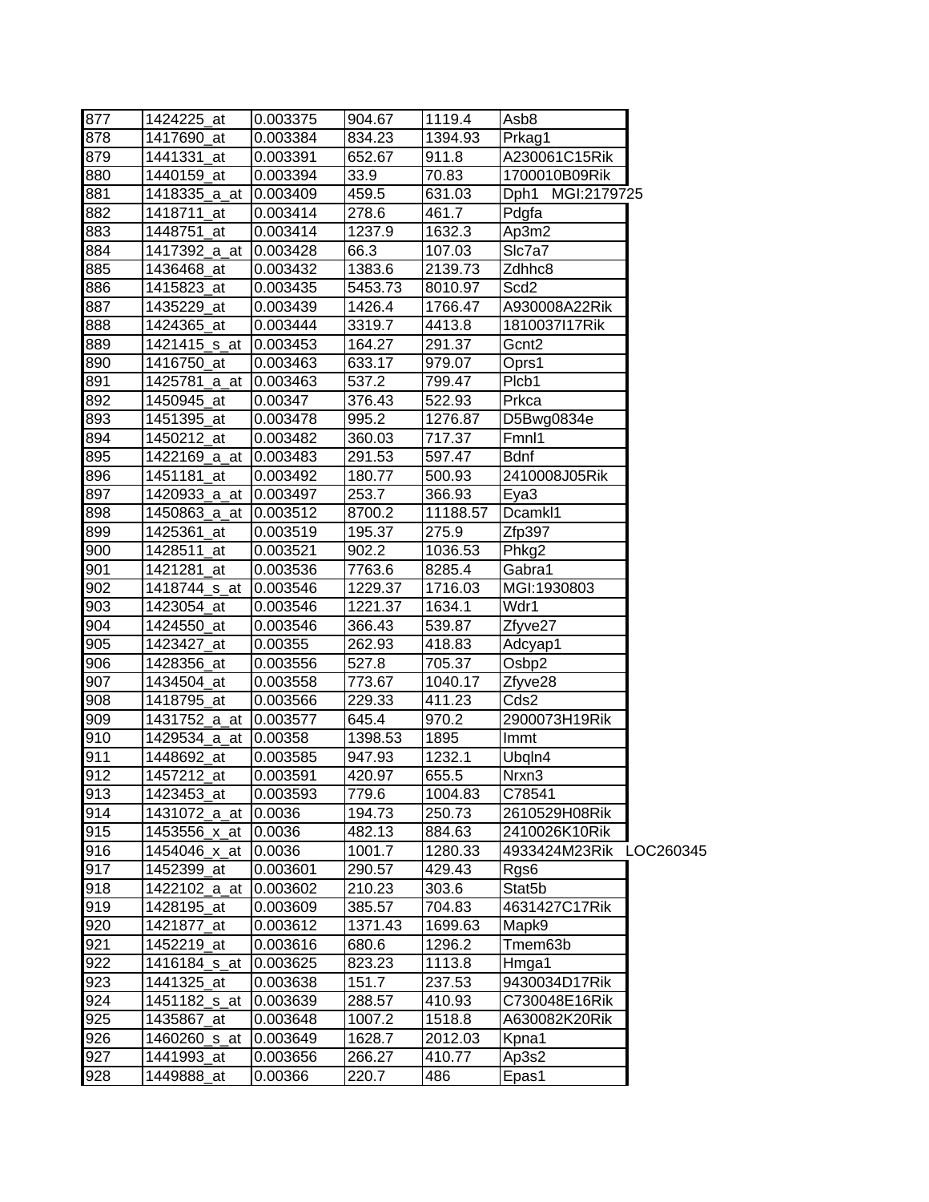| 877 | 1424225_at | 0.003375 | 904.67 | 1119.4 | Asb8 |
|---|---|---|---|---|---|
| 878 | 1417690_at | 0.003384 | 834.23 | 1394.93 | Prkag1 |
| 879 | 1441331_at | 0.003391 | 652.67 | 911.8 | A230061C15Rik |
| 880 | 1440159_at | 0.003394 | 33.9 | 70.83 | 1700010B09Rik |
| 881 | 1418335_a_at | 0.003409 | 459.5 | 631.03 | Dph1 MGI:2179725 |
| 882 | 1418711_at | 0.003414 | 278.6 | 461.7 | Pdgfa |
| 883 | 1448751_at | 0.003414 | 1237.9 | 1632.3 | Ap3m2 |
| 884 | 1417392_a_at | 0.003428 | 66.3 | 107.03 | Slc7a7 |
| 885 | 1436468_at | 0.003432 | 1383.6 | 2139.73 | Zdhhc8 |
| 886 | 1415823_at | 0.003435 | 5453.73 | 8010.97 | Scd2 |
| 887 | 1435229_at | 0.003439 | 1426.4 | 1766.47 | A930008A22Rik |
| 888 | 1424365_at | 0.003444 | 3319.7 | 4413.8 | 1810037I17Rik |
| 889 | 1421415_s_at | 0.003453 | 164.27 | 291.37 | Gcnt2 |
| 890 | 1416750_at | 0.003463 | 633.17 | 979.07 | Oprs1 |
| 891 | 1425781_a_at | 0.003463 | 537.2 | 799.47 | Plcb1 |
| 892 | 1450945_at | 0.00347 | 376.43 | 522.93 | Prkca |
| 893 | 1451395_at | 0.003478 | 995.2 | 1276.87 | D5Bwg0834e |
| 894 | 1450212_at | 0.003482 | 360.03 | 717.37 | Fmnl1 |
| 895 | 1422169_a_at | 0.003483 | 291.53 | 597.47 | Bdnf |
| 896 | 1451181_at | 0.003492 | 180.77 | 500.93 | 2410008J05Rik |
| 897 | 1420933_a_at | 0.003497 | 253.7 | 366.93 | Eya3 |
| 898 | 1450863_a_at | 0.003512 | 8700.2 | 11188.57 | Dcamkl1 |
| 899 | 1425361_at | 0.003519 | 195.37 | 275.9 | Zfp397 |
| 900 | 1428511_at | 0.003521 | 902.2 | 1036.53 | Phkg2 |
| 901 | 1421281_at | 0.003536 | 7763.6 | 8285.4 | Gabra1 |
| 902 | 1418744_s_at | 0.003546 | 1229.37 | 1716.03 | MGI:1930803 |
| 903 | 1423054_at | 0.003546 | 1221.37 | 1634.1 | Wdr1 |
| 904 | 1424550_at | 0.003546 | 366.43 | 539.87 | Zfyve27 |
| 905 | 1423427_at | 0.00355 | 262.93 | 418.83 | Adcyap1 |
| 906 | 1428356_at | 0.003556 | 527.8 | 705.37 | Osbp2 |
| 907 | 1434504_at | 0.003558 | 773.67 | 1040.17 | Zfyve28 |
| 908 | 1418795_at | 0.003566 | 229.33 | 411.23 | Cds2 |
| 909 | 1431752_a_at | 0.003577 | 645.4 | 970.2 | 2900073H19Rik |
| 910 | 1429534_a_at | 0.00358 | 1398.53 | 1895 | Immt |
| 911 | 1448692_at | 0.003585 | 947.93 | 1232.1 | Ubqln4 |
| 912 | 1457212_at | 0.003591 | 420.97 | 655.5 | Nrxn3 |
| 913 | 1423453_at | 0.003593 | 779.6 | 1004.83 | C78541 |
| 914 | 1431072_a_at | 0.0036 | 194.73 | 250.73 | 2610529H08Rik |
| 915 | 1453556_x_at | 0.0036 | 482.13 | 884.63 | 2410026K10Rik |
| 916 | 1454046_x_at | 0.0036 | 1001.7 | 1280.33 | 4933424M23Rik LOC260345 |
| 917 | 1452399_at | 0.003601 | 290.57 | 429.43 | Rgs6 |
| 918 | 1422102_a_at | 0.003602 | 210.23 | 303.6 | Stat5b |
| 919 | 1428195_at | 0.003609 | 385.57 | 704.83 | 4631427C17Rik |
| 920 | 1421877_at | 0.003612 | 1371.43 | 1699.63 | Mapk9 |
| 921 | 1452219_at | 0.003616 | 680.6 | 1296.2 | Tmem63b |
| 922 | 1416184_s_at | 0.003625 | 823.23 | 1113.8 | Hmga1 |
| 923 | 1441325_at | 0.003638 | 151.7 | 237.53 | 9430034D17Rik |
| 924 | 1451182_s_at | 0.003639 | 288.57 | 410.93 | C730048E16Rik |
| 925 | 1435867_at | 0.003648 | 1007.2 | 1518.8 | A630082K20Rik |
| 926 | 1460260_s_at | 0.003649 | 1628.7 | 2012.03 | Kpna1 |
| 927 | 1441993_at | 0.003656 | 266.27 | 410.77 | Ap3s2 |
| 928 | 1449888_at | 0.00366 | 220.7 | 486 | Epas1 |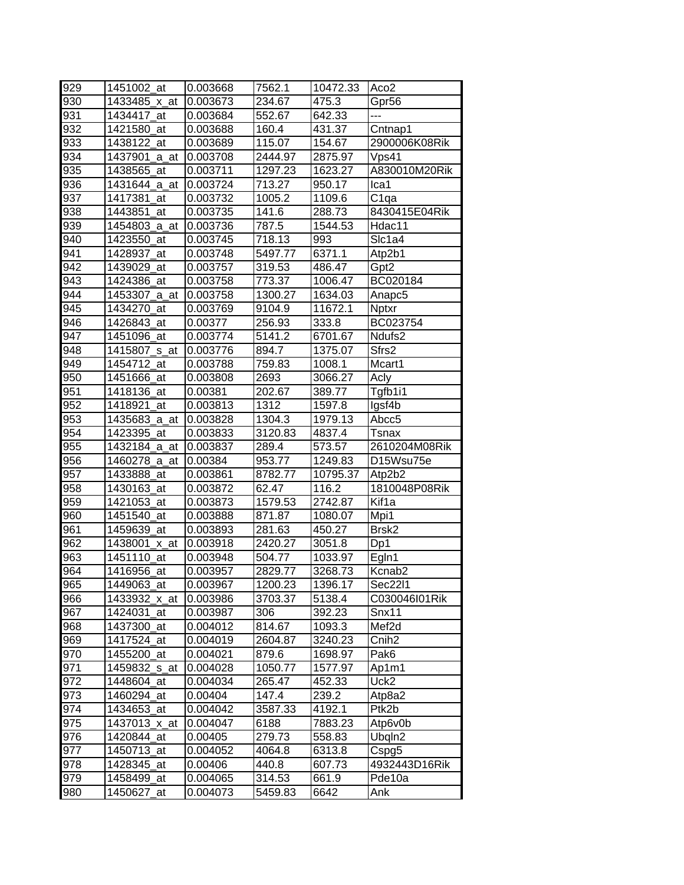| 929 | 1451002_at | 0.003668 | 7562.1 | 10472.33 | Aco2 |
|---|---|---|---|---|---|
| 930 | 1433485_x_at | 0.003673 | 234.67 | 475.3 | Gpr56 |
| 931 | 1434417_at | 0.003684 | 552.67 | 642.33 | --- |
| 932 | 1421580_at | 0.003688 | 160.4 | 431.37 | Cntnap1 |
| 933 | 1438122_at | 0.003689 | 115.07 | 154.67 | 2900006K08Rik |
| 934 | 1437901_a_at | 0.003708 | 2444.97 | 2875.97 | Vps41 |
| 935 | 1438565_at | 0.003711 | 1297.23 | 1623.27 | A830010M20Rik |
| 936 | 1431644_a_at | 0.003724 | 713.27 | 950.17 | Ica1 |
| 937 | 1417381_at | 0.003732 | 1005.2 | 1109.6 | C1qa |
| 938 | 1443851_at | 0.003735 | 141.6 | 288.73 | 8430415E04Rik |
| 939 | 1454803_a_at | 0.003736 | 787.5 | 1544.53 | Hdac11 |
| 940 | 1423550_at | 0.003745 | 718.13 | 993 | Slc1a4 |
| 941 | 1428937_at | 0.003748 | 5497.77 | 6371.1 | Atp2b1 |
| 942 | 1439029_at | 0.003757 | 319.53 | 486.47 | Gpt2 |
| 943 | 1424386_at | 0.003758 | 773.37 | 1006.47 | BC020184 |
| 944 | 1453307_a_at | 0.003758 | 1300.27 | 1634.03 | Anapc5 |
| 945 | 1434270_at | 0.003769 | 9104.9 | 11672.1 | Nptxr |
| 946 | 1426843_at | 0.00377 | 256.93 | 333.8 | BC023754 |
| 947 | 1451096_at | 0.003774 | 5141.2 | 6701.67 | Ndufs2 |
| 948 | 1415807_s_at | 0.003776 | 894.7 | 1375.07 | Sfrs2 |
| 949 | 1454712_at | 0.003788 | 759.83 | 1008.1 | Mcart1 |
| 950 | 1451666_at | 0.003808 | 2693 | 3066.27 | Acly |
| 951 | 1418136_at | 0.00381 | 202.67 | 389.77 | Tgfb1i1 |
| 952 | 1418921_at | 0.003813 | 1312 | 1597.8 | Igsf4b |
| 953 | 1435683_a_at | 0.003828 | 1304.3 | 1979.13 | Abcc5 |
| 954 | 1423395_at | 0.003833 | 3120.83 | 4837.4 | Tsnax |
| 955 | 1432184_a_at | 0.003837 | 289.4 | 573.57 | 2610204M08Rik |
| 956 | 1460278_a_at | 0.00384 | 953.77 | 1249.83 | D15Wsu75e |
| 957 | 1433888_at | 0.003861 | 8782.77 | 10795.37 | Atp2b2 |
| 958 | 1430163_at | 0.003872 | 62.47 | 116.2 | 1810048P08Rik |
| 959 | 1421053_at | 0.003873 | 1579.53 | 2742.87 | Kif1a |
| 960 | 1451540_at | 0.003888 | 871.87 | 1080.07 | Mpi1 |
| 961 | 1459639_at | 0.003893 | 281.63 | 450.27 | Brsk2 |
| 962 | 1438001_x_at | 0.003918 | 2420.27 | 3051.8 | Dp1 |
| 963 | 1451110_at | 0.003948 | 504.77 | 1033.97 | Egln1 |
| 964 | 1416956_at | 0.003957 | 2829.77 | 3268.73 | Kcnab2 |
| 965 | 1449063_at | 0.003967 | 1200.23 | 1396.17 | Sec22l1 |
| 966 | 1433932_x_at | 0.003986 | 3703.37 | 5138.4 | C030046I01Rik |
| 967 | 1424031_at | 0.003987 | 306 | 392.23 | Snx11 |
| 968 | 1437300_at | 0.004012 | 814.67 | 1093.3 | Mef2d |
| 969 | 1417524_at | 0.004019 | 2604.87 | 3240.23 | Cnih2 |
| 970 | 1455200_at | 0.004021 | 879.6 | 1698.97 | Pak6 |
| 971 | 1459832_s_at | 0.004028 | 1050.77 | 1577.97 | Ap1m1 |
| 972 | 1448604_at | 0.004034 | 265.47 | 452.33 | Uck2 |
| 973 | 1460294_at | 0.00404 | 147.4 | 239.2 | Atp8a2 |
| 974 | 1434653_at | 0.004042 | 3587.33 | 4192.1 | Ptk2b |
| 975 | 1437013_x_at | 0.004047 | 6188 | 7883.23 | Atp6v0b |
| 976 | 1420844_at | 0.00405 | 279.73 | 558.83 | Ubqln2 |
| 977 | 1450713_at | 0.004052 | 4064.8 | 6313.8 | Cspg5 |
| 978 | 1428345_at | 0.00406 | 440.8 | 607.73 | 4932443D16Rik |
| 979 | 1458499_at | 0.004065 | 314.53 | 661.9 | Pde10a |
| 980 | 1450627_at | 0.004073 | 5459.83 | 6642 | Ank |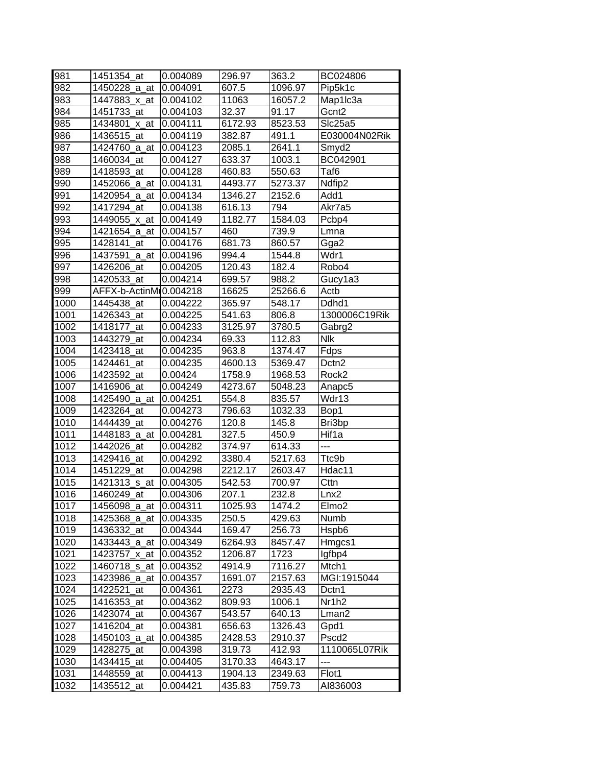| 981 | 1451354_at | 0.004089 | 296.97 | 363.2 | BC024806 |
|---|---|---|---|---|---|
| 982 | 1450228_a_at | 0.004091 | 607.5 | 1096.97 | Pip5k1c |
| 983 | 1447883_x_at | 0.004102 | 11063 | 16057.2 | Map1lc3a |
| 984 | 1451733_at | 0.004103 | 32.37 | 91.17 | Gcnt2 |
| 985 | 1434801_x_at | 0.004111 | 6172.93 | 8523.53 | Slc25a5 |
| 986 | 1436515_at | 0.004119 | 382.87 | 491.1 | E030004N02Rik |
| 987 | 1424760_a_at | 0.004123 | 2085.1 | 2641.1 | Smyd2 |
| 988 | 1460034_at | 0.004127 | 633.37 | 1003.1 | BC042901 |
| 989 | 1418593_at | 0.004128 | 460.83 | 550.63 | Taf6 |
| 990 | 1452066_a_at | 0.004131 | 4493.77 | 5273.37 | Ndfip2 |
| 991 | 1420954_a_at | 0.004134 | 1346.27 | 2152.6 | Add1 |
| 992 | 1417294_at | 0.004138 | 616.13 | 794 | Akr7a5 |
| 993 | 1449055_x_at | 0.004149 | 1182.77 | 1584.03 | Pcbp4 |
| 994 | 1421654_a_at | 0.004157 | 460 | 739.9 | Lmna |
| 995 | 1428141_at | 0.004176 | 681.73 | 860.57 | Gga2 |
| 996 | 1437591_a_at | 0.004196 | 994.4 | 1544.8 | Wdr1 |
| 997 | 1426206_at | 0.004205 | 120.43 | 182.4 | Robo4 |
| 998 | 1420533_at | 0.004214 | 699.57 | 988.2 | Gucy1a3 |
| 999 | AFFX-b-ActinM | 0.004218 | 16625 | 25266.6 | Actb |
| 1000 | 1445438_at | 0.004222 | 365.97 | 548.17 | Ddhd1 |
| 1001 | 1426343_at | 0.004225 | 541.63 | 806.8 | 1300006C19Rik |
| 1002 | 1418177_at | 0.004233 | 3125.97 | 3780.5 | Gabrg2 |
| 1003 | 1443279_at | 0.004234 | 69.33 | 112.83 | Nlk |
| 1004 | 1423418_at | 0.004235 | 963.8 | 1374.47 | Fdps |
| 1005 | 1424461_at | 0.004235 | 4600.13 | 5369.47 | Dctn2 |
| 1006 | 1423592_at | 0.00424 | 1758.9 | 1968.53 | Rock2 |
| 1007 | 1416906_at | 0.004249 | 4273.67 | 5048.23 | Anapc5 |
| 1008 | 1425490_a_at | 0.004251 | 554.8 | 835.57 | Wdr13 |
| 1009 | 1423264_at | 0.004273 | 796.63 | 1032.33 | Bop1 |
| 1010 | 1444439_at | 0.004276 | 120.8 | 145.8 | Bri3bp |
| 1011 | 1448183_a_at | 0.004281 | 327.5 | 450.9 | Hif1a |
| 1012 | 1442026_at | 0.004282 | 374.97 | 614.33 | --- |
| 1013 | 1429416_at | 0.004292 | 3380.4 | 5217.63 | Ttc9b |
| 1014 | 1451229_at | 0.004298 | 2212.17 | 2603.47 | Hdac11 |
| 1015 | 1421313_s_at | 0.004305 | 542.53 | 700.97 | Cttn |
| 1016 | 1460249_at | 0.004306 | 207.1 | 232.8 | Lnx2 |
| 1017 | 1456098_a_at | 0.004311 | 1025.93 | 1474.2 | Elmo2 |
| 1018 | 1425368_a_at | 0.004335 | 250.5 | 429.63 | Numb |
| 1019 | 1436332_at | 0.004344 | 169.47 | 256.73 | Hspb6 |
| 1020 | 1433443_a_at | 0.004349 | 6264.93 | 8457.47 | Hmgcs1 |
| 1021 | 1423757_x_at | 0.004352 | 1206.87 | 1723 | Igfbp4 |
| 1022 | 1460718_s_at | 0.004352 | 4914.9 | 7116.27 | Mtch1 |
| 1023 | 1423986_a_at | 0.004357 | 1691.07 | 2157.63 | MGI:1915044 |
| 1024 | 1422521_at | 0.004361 | 2273 | 2935.43 | Dctn1 |
| 1025 | 1416353_at | 0.004362 | 809.93 | 1006.1 | Nr1h2 |
| 1026 | 1423074_at | 0.004367 | 543.57 | 640.13 | Lman2 |
| 1027 | 1416204_at | 0.004381 | 656.63 | 1326.43 | Gpd1 |
| 1028 | 1450103_a_at | 0.004385 | 2428.53 | 2910.37 | Pscd2 |
| 1029 | 1428275_at | 0.004398 | 319.73 | 412.93 | 1110065L07Rik |
| 1030 | 1434415_at | 0.004405 | 3170.33 | 4643.17 | --- |
| 1031 | 1448559_at | 0.004413 | 1904.13 | 2349.63 | Flot1 |
| 1032 | 1435512_at | 0.004421 | 435.83 | 759.73 | AI836003 |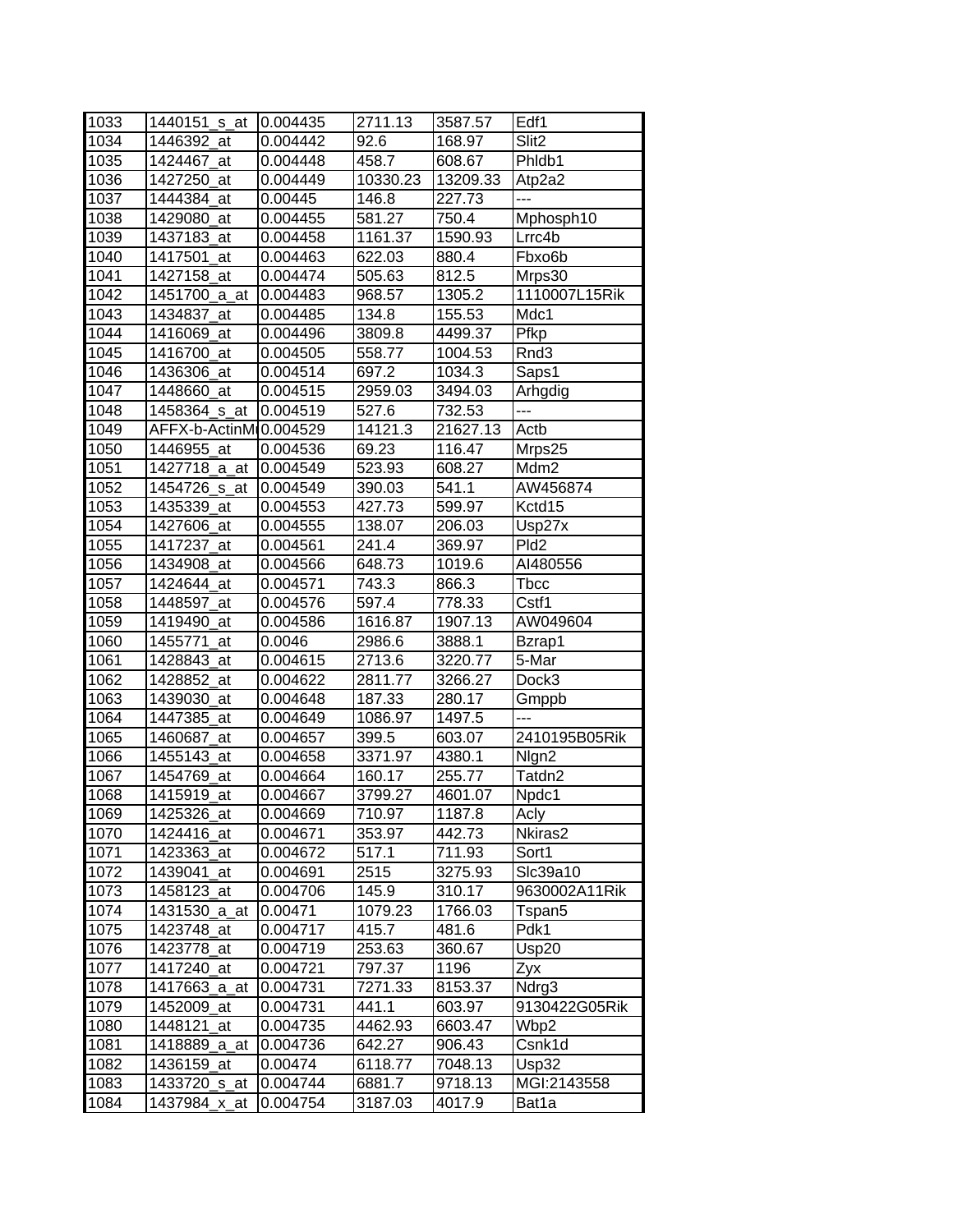| | | | | | |
|---|---|---|---|---|---|
| 1033 | 1440151_s_at | 0.004435 | 2711.13 | 3587.57 | Edf1 |
| 1034 | 1446392_at | 0.004442 | 92.6 | 168.97 | Slit2 |
| 1035 | 1424467_at | 0.004448 | 458.7 | 608.67 | Phldb1 |
| 1036 | 1427250_at | 0.004449 | 10330.23 | 13209.33 | Atp2a2 |
| 1037 | 1444384_at | 0.00445 | 146.8 | 227.73 | --- |
| 1038 | 1429080_at | 0.004455 | 581.27 | 750.4 | Mphosph10 |
| 1039 | 1437183_at | 0.004458 | 1161.37 | 1590.93 | Lrrc4b |
| 1040 | 1417501_at | 0.004463 | 622.03 | 880.4 | Fbxo6b |
| 1041 | 1427158_at | 0.004474 | 505.63 | 812.5 | Mrps30 |
| 1042 | 1451700_a_at | 0.004483 | 968.57 | 1305.2 | 1110007L15Rik |
| 1043 | 1434837_at | 0.004485 | 134.8 | 155.53 | Mdc1 |
| 1044 | 1416069_at | 0.004496 | 3809.8 | 4499.37 | Pfkp |
| 1045 | 1416700_at | 0.004505 | 558.77 | 1004.53 | Rnd3 |
| 1046 | 1436306_at | 0.004514 | 697.2 | 1034.3 | Saps1 |
| 1047 | 1448660_at | 0.004515 | 2959.03 | 3494.03 | Arhgdig |
| 1048 | 1458364_s_at | 0.004519 | 527.6 | 732.53 | --- |
| 1049 | AFFX-b-ActinM | 0.004529 | 14121.3 | 21627.13 | Actb |
| 1050 | 1446955_at | 0.004536 | 69.23 | 116.47 | Mrps25 |
| 1051 | 1427718_a_at | 0.004549 | 523.93 | 608.27 | Mdm2 |
| 1052 | 1454726_s_at | 0.004549 | 390.03 | 541.1 | AW456874 |
| 1053 | 1435339_at | 0.004553 | 427.73 | 599.97 | Kctd15 |
| 1054 | 1427606_at | 0.004555 | 138.07 | 206.03 | Usp27x |
| 1055 | 1417237_at | 0.004561 | 241.4 | 369.97 | Pld2 |
| 1056 | 1434908_at | 0.004566 | 648.73 | 1019.6 | AI480556 |
| 1057 | 1424644_at | 0.004571 | 743.3 | 866.3 | Tbcc |
| 1058 | 1448597_at | 0.004576 | 597.4 | 778.33 | Cstf1 |
| 1059 | 1419490_at | 0.004586 | 1616.87 | 1907.13 | AW049604 |
| 1060 | 1455771_at | 0.0046 | 2986.6 | 3888.1 | Bzrap1 |
| 1061 | 1428843_at | 0.004615 | 2713.6 | 3220.77 | 5-Mar |
| 1062 | 1428852_at | 0.004622 | 2811.77 | 3266.27 | Dock3 |
| 1063 | 1439030_at | 0.004648 | 187.33 | 280.17 | Gmppb |
| 1064 | 1447385_at | 0.004649 | 1086.97 | 1497.5 | --- |
| 1065 | 1460687_at | 0.004657 | 399.5 | 603.07 | 2410195B05Rik |
| 1066 | 1455143_at | 0.004658 | 3371.97 | 4380.1 | Nlgn2 |
| 1067 | 1454769_at | 0.004664 | 160.17 | 255.77 | Tatdn2 |
| 1068 | 1415919_at | 0.004667 | 3799.27 | 4601.07 | Npdc1 |
| 1069 | 1425326_at | 0.004669 | 710.97 | 1187.8 | Acly |
| 1070 | 1424416_at | 0.004671 | 353.97 | 442.73 | Nkiras2 |
| 1071 | 1423363_at | 0.004672 | 517.1 | 711.93 | Sort1 |
| 1072 | 1439041_at | 0.004691 | 2515 | 3275.93 | Slc39a10 |
| 1073 | 1458123_at | 0.004706 | 145.9 | 310.17 | 9630002A11Rik |
| 1074 | 1431530_a_at | 0.00471 | 1079.23 | 1766.03 | Tspan5 |
| 1075 | 1423748_at | 0.004717 | 415.7 | 481.6 | Pdk1 |
| 1076 | 1423778_at | 0.004719 | 253.63 | 360.67 | Usp20 |
| 1077 | 1417240_at | 0.004721 | 797.37 | 1196 | Zyx |
| 1078 | 1417663_a_at | 0.004731 | 7271.33 | 8153.37 | Ndrg3 |
| 1079 | 1452009_at | 0.004731 | 441.1 | 603.97 | 9130422G05Rik |
| 1080 | 1448121_at | 0.004735 | 4462.93 | 6603.47 | Wbp2 |
| 1081 | 1418889_a_at | 0.004736 | 642.27 | 906.43 | Csnk1d |
| 1082 | 1436159_at | 0.00474 | 6118.77 | 7048.13 | Usp32 |
| 1083 | 1433720_s_at | 0.004744 | 6881.7 | 9718.13 | MGI:2143558 |
| 1084 | 1437984_x_at | 0.004754 | 3187.03 | 4017.9 | Bat1a |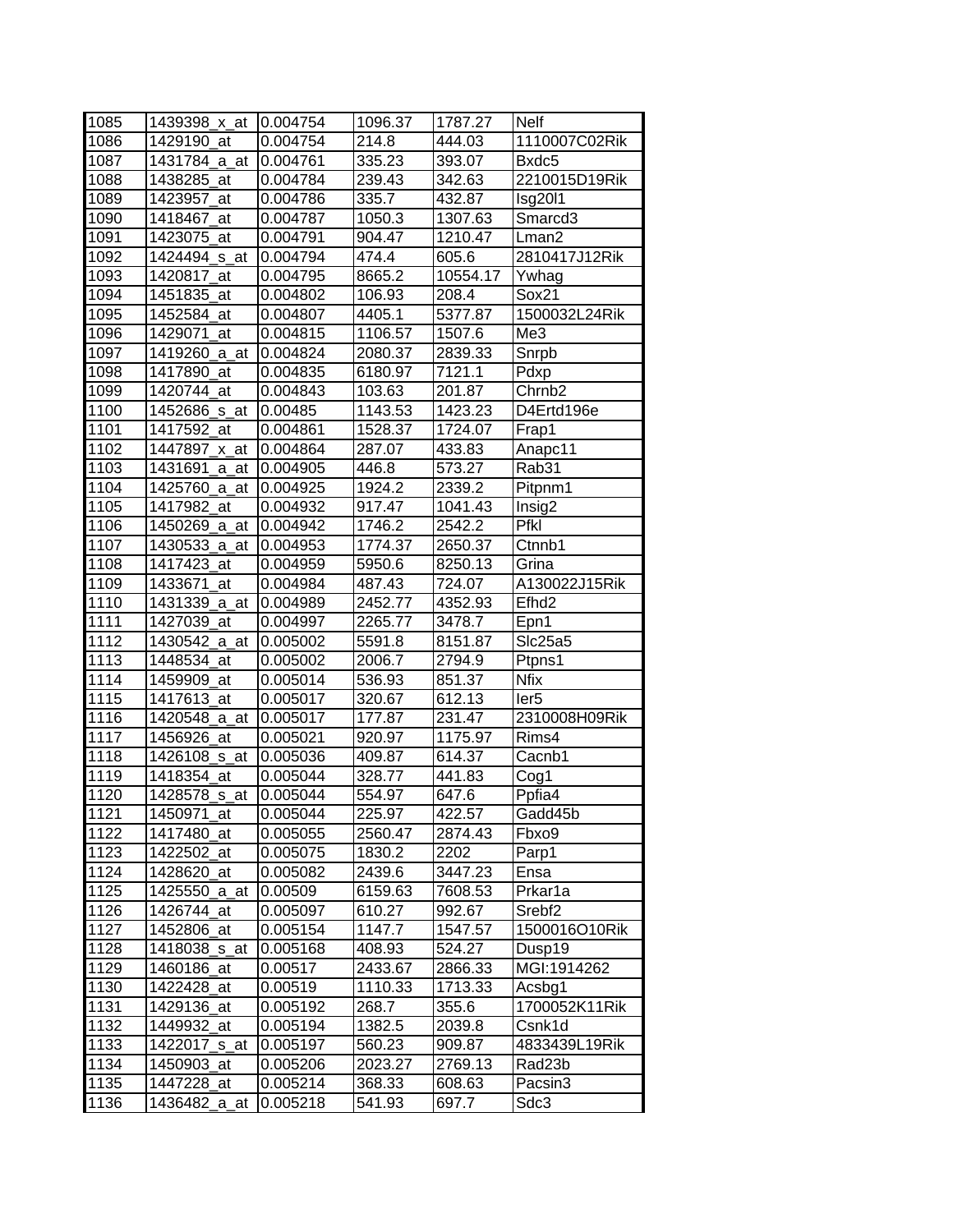| 1085 | 1439398_x_at | 0.004754 | 1096.37 | 1787.27 | Nelf |
|---|---|---|---|---|---|
| 1086 | 1429190_at | 0.004754 | 214.8 | 444.03 | 1110007C02Rik |
| 1087 | 1431784_a_at | 0.004761 | 335.23 | 393.07 | Bxdc5 |
| 1088 | 1438285_at | 0.004784 | 239.43 | 342.63 | 2210015D19Rik |
| 1089 | 1423957_at | 0.004786 | 335.7 | 432.87 | Isg20l1 |
| 1090 | 1418467_at | 0.004787 | 1050.3 | 1307.63 | Smarcd3 |
| 1091 | 1423075_at | 0.004791 | 904.47 | 1210.47 | Lman2 |
| 1092 | 1424494_s_at | 0.004794 | 474.4 | 605.6 | 2810417J12Rik |
| 1093 | 1420817_at | 0.004795 | 8665.2 | 10554.17 | Ywhag |
| 1094 | 1451835_at | 0.004802 | 106.93 | 208.4 | Sox21 |
| 1095 | 1452584_at | 0.004807 | 4405.1 | 5377.87 | 1500032L24Rik |
| 1096 | 1429071_at | 0.004815 | 1106.57 | 1507.6 | Me3 |
| 1097 | 1419260_a_at | 0.004824 | 2080.37 | 2839.33 | Snrpb |
| 1098 | 1417890_at | 0.004835 | 6180.97 | 7121.1 | Pdxp |
| 1099 | 1420744_at | 0.004843 | 103.63 | 201.87 | Chrnb2 |
| 1100 | 1452686_s_at | 0.00485 | 1143.53 | 1423.23 | D4Ertd196e |
| 1101 | 1417592_at | 0.004861 | 1528.37 | 1724.07 | Frap1 |
| 1102 | 1447897_x_at | 0.004864 | 287.07 | 433.83 | Anapc11 |
| 1103 | 1431691_a_at | 0.004905 | 446.8 | 573.27 | Rab31 |
| 1104 | 1425760_a_at | 0.004925 | 1924.2 | 2339.2 | Pitpnm1 |
| 1105 | 1417982_at | 0.004932 | 917.47 | 1041.43 | Insig2 |
| 1106 | 1450269_a_at | 0.004942 | 1746.2 | 2542.2 | Pfkl |
| 1107 | 1430533_a_at | 0.004953 | 1774.37 | 2650.37 | Ctnnb1 |
| 1108 | 1417423_at | 0.004959 | 5950.6 | 8250.13 | Grina |
| 1109 | 1433671_at | 0.004984 | 487.43 | 724.07 | A130022J15Rik |
| 1110 | 1431339_a_at | 0.004989 | 2452.77 | 4352.93 | Efhd2 |
| 1111 | 1427039_at | 0.004997 | 2265.77 | 3478.7 | Epn1 |
| 1112 | 1430542_a_at | 0.005002 | 5591.8 | 8151.87 | Slc25a5 |
| 1113 | 1448534_at | 0.005002 | 2006.7 | 2794.9 | Ptpns1 |
| 1114 | 1459909_at | 0.005014 | 536.93 | 851.37 | Nfix |
| 1115 | 1417613_at | 0.005017 | 320.67 | 612.13 | Ier5 |
| 1116 | 1420548_a_at | 0.005017 | 177.87 | 231.47 | 2310008H09Rik |
| 1117 | 1456926_at | 0.005021 | 920.97 | 1175.97 | Rims4 |
| 1118 | 1426108_s_at | 0.005036 | 409.87 | 614.37 | Cacnb1 |
| 1119 | 1418354_at | 0.005044 | 328.77 | 441.83 | Cog1 |
| 1120 | 1428578_s_at | 0.005044 | 554.97 | 647.6 | Ppfia4 |
| 1121 | 1450971_at | 0.005044 | 225.97 | 422.57 | Gadd45b |
| 1122 | 1417480_at | 0.005055 | 2560.47 | 2874.43 | Fbxo9 |
| 1123 | 1422502_at | 0.005075 | 1830.2 | 2202 | Parp1 |
| 1124 | 1428620_at | 0.005082 | 2439.6 | 3447.23 | Ensa |
| 1125 | 1425550_a_at | 0.00509 | 6159.63 | 7608.53 | Prkar1a |
| 1126 | 1426744_at | 0.005097 | 610.27 | 992.67 | Srebf2 |
| 1127 | 1452806_at | 0.005154 | 1147.7 | 1547.57 | 1500016O10Rik |
| 1128 | 1418038_s_at | 0.005168 | 408.93 | 524.27 | Dusp19 |
| 1129 | 1460186_at | 0.00517 | 2433.67 | 2866.33 | MGI:1914262 |
| 1130 | 1422428_at | 0.00519 | 1110.33 | 1713.33 | Acsbg1 |
| 1131 | 1429136_at | 0.005192 | 268.7 | 355.6 | 1700052K11Rik |
| 1132 | 1449932_at | 0.005194 | 1382.5 | 2039.8 | Csnk1d |
| 1133 | 1422017_s_at | 0.005197 | 560.23 | 909.87 | 4833439L19Rik |
| 1134 | 1450903_at | 0.005206 | 2023.27 | 2769.13 | Rad23b |
| 1135 | 1447228_at | 0.005214 | 368.33 | 608.63 | Pacsin3 |
| 1136 | 1436482_a_at | 0.005218 | 541.93 | 697.7 | Sdc3 |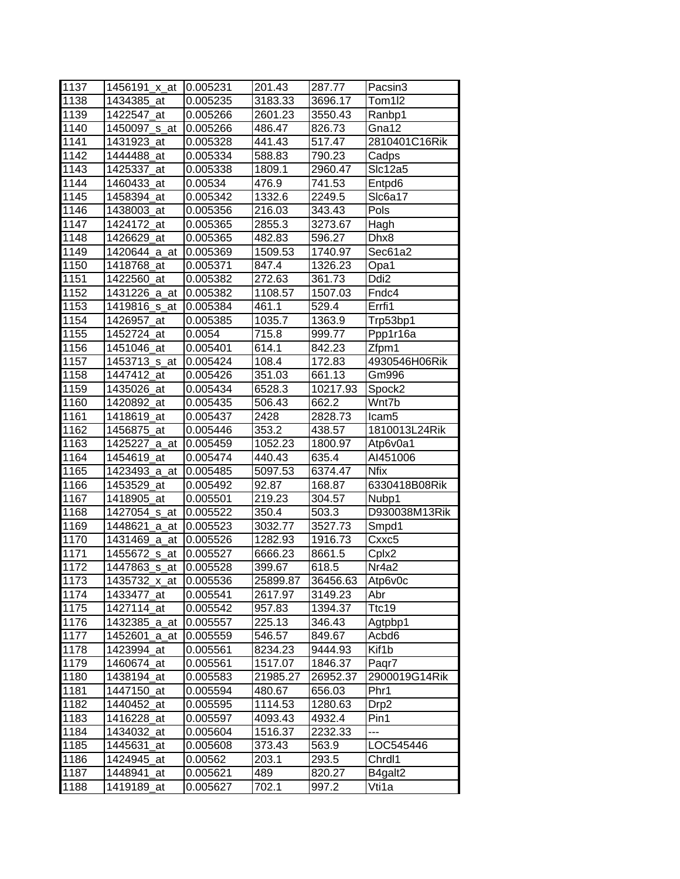| 1137 | 1456191_x_at | 0.005231 | 201.43 | 287.77 | Pacsin3 |
|---|---|---|---|---|---|
| 1138 | 1434385_at | 0.005235 | 3183.33 | 3696.17 | Tom1l2 |
| 1139 | 1422547_at | 0.005266 | 2601.23 | 3550.43 | Ranbp1 |
| 1140 | 1450097_s_at | 0.005266 | 486.47 | 826.73 | Gna12 |
| 1141 | 1431923_at | 0.005328 | 441.43 | 517.47 | 2810401C16Rik |
| 1142 | 1444488_at | 0.005334 | 588.83 | 790.23 | Cadps |
| 1143 | 1425337_at | 0.005338 | 1809.1 | 2960.47 | Slc12a5 |
| 1144 | 1460433_at | 0.00534 | 476.9 | 741.53 | Entpd6 |
| 1145 | 1458394_at | 0.005342 | 1332.6 | 2249.5 | Slc6a17 |
| 1146 | 1438003_at | 0.005356 | 216.03 | 343.43 | Pols |
| 1147 | 1424172_at | 0.005365 | 2855.3 | 3273.67 | Hagh |
| 1148 | 1426629_at | 0.005365 | 482.83 | 596.27 | Dhx8 |
| 1149 | 1420644_a_at | 0.005369 | 1509.53 | 1740.97 | Sec61a2 |
| 1150 | 1418768_at | 0.005371 | 847.4 | 1326.23 | Opa1 |
| 1151 | 1422560_at | 0.005382 | 272.63 | 361.73 | Ddi2 |
| 1152 | 1431226_a_at | 0.005382 | 1108.57 | 1507.03 | Fndc4 |
| 1153 | 1419816_s_at | 0.005384 | 461.1 | 529.4 | Errfi1 |
| 1154 | 1426957_at | 0.005385 | 1035.7 | 1363.9 | Trp53bp1 |
| 1155 | 1452724_at | 0.0054 | 715.8 | 999.77 | Ppp1r16a |
| 1156 | 1451046_at | 0.005401 | 614.1 | 842.23 | Zfpm1 |
| 1157 | 1453713_s_at | 0.005424 | 108.4 | 172.83 | 4930546H06Rik |
| 1158 | 1447412_at | 0.005426 | 351.03 | 661.13 | Gm996 |
| 1159 | 1435026_at | 0.005434 | 6528.3 | 10217.93 | Spock2 |
| 1160 | 1420892_at | 0.005435 | 506.43 | 662.2 | Wnt7b |
| 1161 | 1418619_at | 0.005437 | 2428 | 2828.73 | Icam5 |
| 1162 | 1456875_at | 0.005446 | 353.2 | 438.57 | 1810013L24Rik |
| 1163 | 1425227_a_at | 0.005459 | 1052.23 | 1800.97 | Atp6v0a1 |
| 1164 | 1454619_at | 0.005474 | 440.43 | 635.4 | AI451006 |
| 1165 | 1423493_a_at | 0.005485 | 5097.53 | 6374.47 | Nfix |
| 1166 | 1453529_at | 0.005492 | 92.87 | 168.87 | 6330418B08Rik |
| 1167 | 1418905_at | 0.005501 | 219.23 | 304.57 | Nubp1 |
| 1168 | 1427054_s_at | 0.005522 | 350.4 | 503.3 | D930038M13Rik |
| 1169 | 1448621_a_at | 0.005523 | 3032.77 | 3527.73 | Smpd1 |
| 1170 | 1431469_a_at | 0.005526 | 1282.93 | 1916.73 | Cxxc5 |
| 1171 | 1455672_s_at | 0.005527 | 6666.23 | 8661.5 | Cplx2 |
| 1172 | 1447863_s_at | 0.005528 | 399.67 | 618.5 | Nr4a2 |
| 1173 | 1435732_x_at | 0.005536 | 25899.87 | 36456.63 | Atp6v0c |
| 1174 | 1433477_at | 0.005541 | 2617.97 | 3149.23 | Abr |
| 1175 | 1427114_at | 0.005542 | 957.83 | 1394.37 | Ttc19 |
| 1176 | 1432385_a_at | 0.005557 | 225.13 | 346.43 | Agtpbp1 |
| 1177 | 1452601_a_at | 0.005559 | 546.57 | 849.67 | Acbd6 |
| 1178 | 1423994_at | 0.005561 | 8234.23 | 9444.93 | Kif1b |
| 1179 | 1460674_at | 0.005561 | 1517.07 | 1846.37 | Paqr7 |
| 1180 | 1438194_at | 0.005583 | 21985.27 | 26952.37 | 2900019G14Rik |
| 1181 | 1447150_at | 0.005594 | 480.67 | 656.03 | Phr1 |
| 1182 | 1440452_at | 0.005595 | 1114.53 | 1280.63 | Drp2 |
| 1183 | 1416228_at | 0.005597 | 4093.43 | 4932.4 | Pin1 |
| 1184 | 1434032_at | 0.005604 | 1516.37 | 2232.33 | --- |
| 1185 | 1445631_at | 0.005608 | 373.43 | 563.9 | LOC545446 |
| 1186 | 1424945_at | 0.00562 | 203.1 | 293.5 | Chrdl1 |
| 1187 | 1448941_at | 0.005621 | 489 | 820.27 | B4galt2 |
| 1188 | 1419189_at | 0.005627 | 702.1 | 997.2 | Vti1a |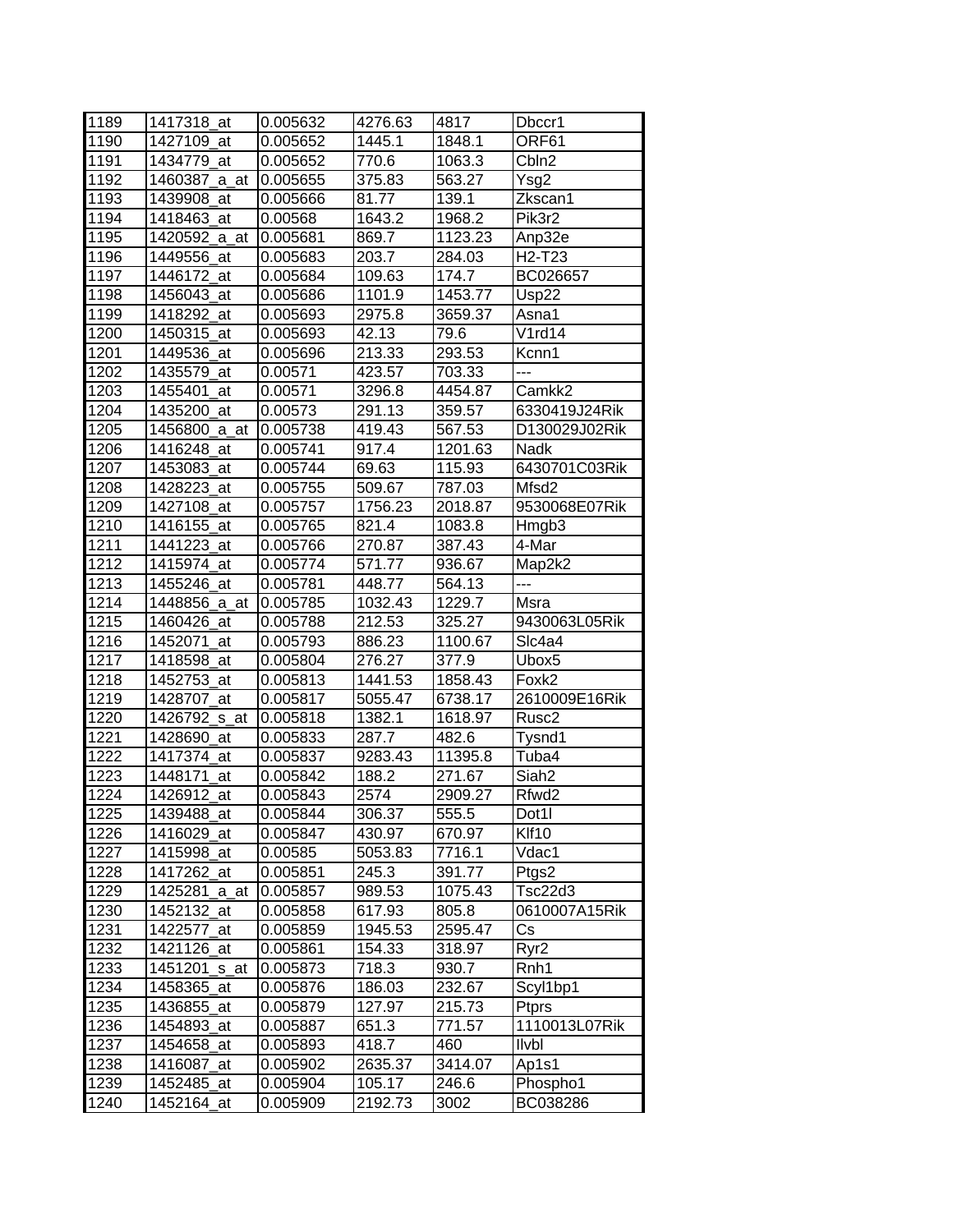| | | | | | |
|---|---|---|---|---|---|
| 1189 | 1417318_at | 0.005632 | 4276.63 | 4817 | Dbccr1 |
| 1190 | 1427109_at | 0.005652 | 1445.1 | 1848.1 | ORF61 |
| 1191 | 1434779_at | 0.005652 | 770.6 | 1063.3 | Cbln2 |
| 1192 | 1460387_a_at | 0.005655 | 375.83 | 563.27 | Ysg2 |
| 1193 | 1439908_at | 0.005666 | 81.77 | 139.1 | Zkscan1 |
| 1194 | 1418463_at | 0.00568 | 1643.2 | 1968.2 | Pik3r2 |
| 1195 | 1420592_a_at | 0.005681 | 869.7 | 1123.23 | Anp32e |
| 1196 | 1449556_at | 0.005683 | 203.7 | 284.03 | H2-T23 |
| 1197 | 1446172_at | 0.005684 | 109.63 | 174.7 | BC026657 |
| 1198 | 1456043_at | 0.005686 | 1101.9 | 1453.77 | Usp22 |
| 1199 | 1418292_at | 0.005693 | 2975.8 | 3659.37 | Asna1 |
| 1200 | 1450315_at | 0.005693 | 42.13 | 79.6 | V1rd14 |
| 1201 | 1449536_at | 0.005696 | 213.33 | 293.53 | Kcnn1 |
| 1202 | 1435579_at | 0.00571 | 423.57 | 703.33 | --- |
| 1203 | 1455401_at | 0.00571 | 3296.8 | 4454.87 | Camkk2 |
| 1204 | 1435200_at | 0.00573 | 291.13 | 359.57 | 6330419J24Rik |
| 1205 | 1456800_a_at | 0.005738 | 419.43 | 567.53 | D130029J02Rik |
| 1206 | 1416248_at | 0.005741 | 917.4 | 1201.63 | Nadk |
| 1207 | 1453083_at | 0.005744 | 69.63 | 115.93 | 6430701C03Rik |
| 1208 | 1428223_at | 0.005755 | 509.67 | 787.03 | Mfsd2 |
| 1209 | 1427108_at | 0.005757 | 1756.23 | 2018.87 | 9530068E07Rik |
| 1210 | 1416155_at | 0.005765 | 821.4 | 1083.8 | Hmgb3 |
| 1211 | 1441223_at | 0.005766 | 270.87 | 387.43 | 4-Mar |
| 1212 | 1415974_at | 0.005774 | 571.77 | 936.67 | Map2k2 |
| 1213 | 1455246_at | 0.005781 | 448.77 | 564.13 | --- |
| 1214 | 1448856_a_at | 0.005785 | 1032.43 | 1229.7 | Msra |
| 1215 | 1460426_at | 0.005788 | 212.53 | 325.27 | 9430063L05Rik |
| 1216 | 1452071_at | 0.005793 | 886.23 | 1100.67 | Slc4a4 |
| 1217 | 1418598_at | 0.005804 | 276.27 | 377.9 | Ubox5 |
| 1218 | 1452753_at | 0.005813 | 1441.53 | 1858.43 | Foxk2 |
| 1219 | 1428707_at | 0.005817 | 5055.47 | 6738.17 | 2610009E16Rik |
| 1220 | 1426792_s_at | 0.005818 | 1382.1 | 1618.97 | Rusc2 |
| 1221 | 1428690_at | 0.005833 | 287.7 | 482.6 | Tysnd1 |
| 1222 | 1417374_at | 0.005837 | 9283.43 | 11395.8 | Tuba4 |
| 1223 | 1448171_at | 0.005842 | 188.2 | 271.67 | Siah2 |
| 1224 | 1426912_at | 0.005843 | 2574 | 2909.27 | Rfwd2 |
| 1225 | 1439488_at | 0.005844 | 306.37 | 555.5 | Dot1l |
| 1226 | 1416029_at | 0.005847 | 430.97 | 670.97 | Klf10 |
| 1227 | 1415998_at | 0.00585 | 5053.83 | 7716.1 | Vdac1 |
| 1228 | 1417262_at | 0.005851 | 245.3 | 391.77 | Ptgs2 |
| 1229 | 1425281_a_at | 0.005857 | 989.53 | 1075.43 | Tsc22d3 |
| 1230 | 1452132_at | 0.005858 | 617.93 | 805.8 | 0610007A15Rik |
| 1231 | 1422577_at | 0.005859 | 1945.53 | 2595.47 | Cs |
| 1232 | 1421126_at | 0.005861 | 154.33 | 318.97 | Ryr2 |
| 1233 | 1451201_s_at | 0.005873 | 718.3 | 930.7 | Rnh1 |
| 1234 | 1458365_at | 0.005876 | 186.03 | 232.67 | Scyl1bp1 |
| 1235 | 1436855_at | 0.005879 | 127.97 | 215.73 | Ptprs |
| 1236 | 1454893_at | 0.005887 | 651.3 | 771.57 | 1110013L07Rik |
| 1237 | 1454658_at | 0.005893 | 418.7 | 460 | Ilvbl |
| 1238 | 1416087_at | 0.005902 | 2635.37 | 3414.07 | Ap1s1 |
| 1239 | 1452485_at | 0.005904 | 105.17 | 246.6 | Phospho1 |
| 1240 | 1452164_at | 0.005909 | 2192.73 | 3002 | BC038286 |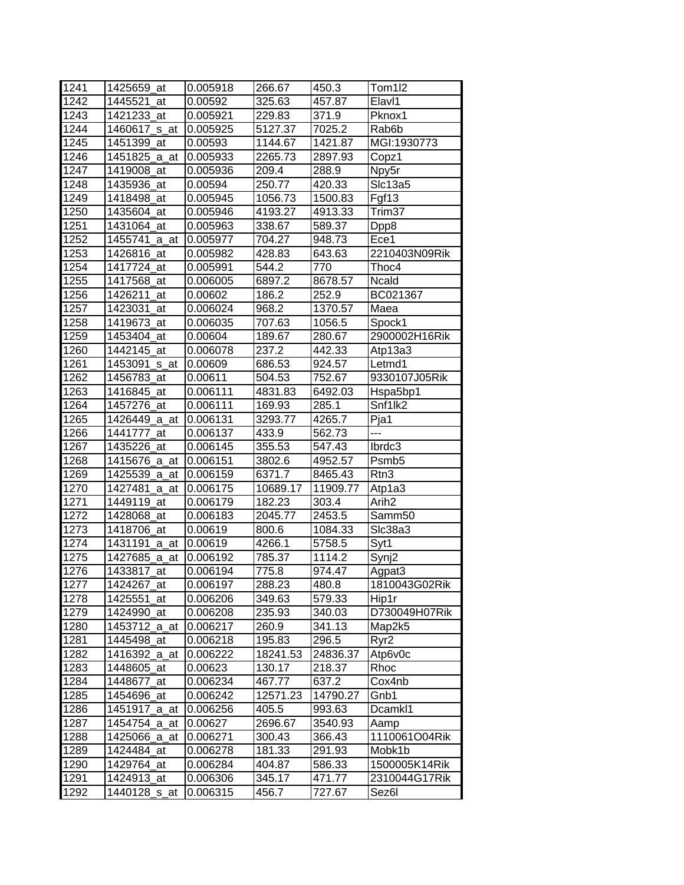| | | | | | |
|---|---|---|---|---|---|
| 1241 | 1425659_at | 0.005918 | 266.67 | 450.3 | Tom1l2 |
| 1242 | 1445521_at | 0.00592 | 325.63 | 457.87 | Elavl1 |
| 1243 | 1421233_at | 0.005921 | 229.83 | 371.9 | Pknox1 |
| 1244 | 1460617_s_at | 0.005925 | 5127.37 | 7025.2 | Rab6b |
| 1245 | 1451399_at | 0.00593 | 1144.67 | 1421.87 | MGI:1930773 |
| 1246 | 1451825_a_at | 0.005933 | 2265.73 | 2897.93 | Copz1 |
| 1247 | 1419008_at | 0.005936 | 209.4 | 288.9 | Npy5r |
| 1248 | 1435936_at | 0.00594 | 250.77 | 420.33 | Slc13a5 |
| 1249 | 1418498_at | 0.005945 | 1056.73 | 1500.83 | Fgf13 |
| 1250 | 1435604_at | 0.005946 | 4193.27 | 4913.33 | Trim37 |
| 1251 | 1431064_at | 0.005963 | 338.67 | 589.37 | Dpp8 |
| 1252 | 1455741_a_at | 0.005977 | 704.27 | 948.73 | Ece1 |
| 1253 | 1426816_at | 0.005982 | 428.83 | 643.63 | 2210403N09Rik |
| 1254 | 1417724_at | 0.005991 | 544.2 | 770 | Thoc4 |
| 1255 | 1417568_at | 0.006005 | 6897.2 | 8678.57 | Ncald |
| 1256 | 1426211_at | 0.00602 | 186.2 | 252.9 | BC021367 |
| 1257 | 1423031_at | 0.006024 | 968.2 | 1370.57 | Maea |
| 1258 | 1419673_at | 0.006035 | 707.63 | 1056.5 | Spock1 |
| 1259 | 1453404_at | 0.00604 | 189.67 | 280.67 | 2900002H16Rik |
| 1260 | 1442145_at | 0.006078 | 237.2 | 442.33 | Atp13a3 |
| 1261 | 1453091_s_at | 0.00609 | 686.53 | 924.57 | Letmd1 |
| 1262 | 1456783_at | 0.00611 | 504.53 | 752.67 | 9330107J05Rik |
| 1263 | 1416845_at | 0.006111 | 4831.83 | 6492.03 | Hspa5bp1 |
| 1264 | 1457276_at | 0.006111 | 169.93 | 285.1 | Snf1lk2 |
| 1265 | 1426449_a_at | 0.006131 | 3293.77 | 4265.7 | Pja1 |
| 1266 | 1441777_at | 0.006137 | 433.9 | 562.73 | --- |
| 1267 | 1435226_at | 0.006145 | 355.53 | 547.43 | Ibrdc3 |
| 1268 | 1415676_a_at | 0.006151 | 3802.6 | 4952.57 | Psmb5 |
| 1269 | 1425539_a_at | 0.006159 | 6371.7 | 8465.43 | Rtn3 |
| 1270 | 1427481_a_at | 0.006175 | 10689.17 | 11909.77 | Atp1a3 |
| 1271 | 1449119_at | 0.006179 | 182.23 | 303.4 | Arih2 |
| 1272 | 1428068_at | 0.006183 | 2045.77 | 2453.5 | Samm50 |
| 1273 | 1418706_at | 0.00619 | 800.6 | 1084.33 | Slc38a3 |
| 1274 | 1431191_a_at | 0.00619 | 4266.1 | 5758.5 | Syt1 |
| 1275 | 1427685_a_at | 0.006192 | 785.37 | 1114.2 | Synj2 |
| 1276 | 1433817_at | 0.006194 | 775.8 | 974.47 | Agpat3 |
| 1277 | 1424267_at | 0.006197 | 288.23 | 480.8 | 1810043G02Rik |
| 1278 | 1425551_at | 0.006206 | 349.63 | 579.33 | Hip1r |
| 1279 | 1424990_at | 0.006208 | 235.93 | 340.03 | D730049H07Rik |
| 1280 | 1453712_a_at | 0.006217 | 260.9 | 341.13 | Map2k5 |
| 1281 | 1445498_at | 0.006218 | 195.83 | 296.5 | Ryr2 |
| 1282 | 1416392_a_at | 0.006222 | 18241.53 | 24836.37 | Atp6v0c |
| 1283 | 1448605_at | 0.00623 | 130.17 | 218.37 | Rhoc |
| 1284 | 1448677_at | 0.006234 | 467.77 | 637.2 | Cox4nb |
| 1285 | 1454696_at | 0.006242 | 12571.23 | 14790.27 | Gnb1 |
| 1286 | 1451917_a_at | 0.006256 | 405.5 | 993.63 | Dcamkl1 |
| 1287 | 1454754_a_at | 0.00627 | 2696.67 | 3540.93 | Aamp |
| 1288 | 1425066_a_at | 0.006271 | 300.43 | 366.43 | 1110061O04Rik |
| 1289 | 1424484_at | 0.006278 | 181.33 | 291.93 | Mobk1b |
| 1290 | 1429764_at | 0.006284 | 404.87 | 586.33 | 1500005K14Rik |
| 1291 | 1424913_at | 0.006306 | 345.17 | 471.77 | 2310044G17Rik |
| 1292 | 1440128_s_at | 0.006315 | 456.7 | 727.67 | Sez6l |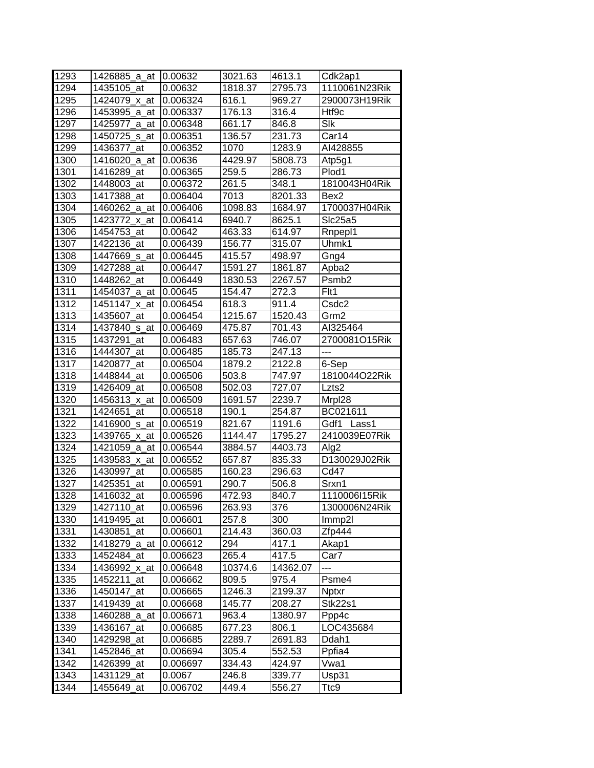| 1293 | 1426885_a_at | 0.00632 | 3021.63 | 4613.1 | Cdk2ap1 |
|---|---|---|---|---|---|
| 1294 | 1435105_at | 0.00632 | 1818.37 | 2795.73 | 1110061N23Rik |
| 1295 | 1424079_x_at | 0.006324 | 616.1 | 969.27 | 2900073H19Rik |
| 1296 | 1453995_a_at | 0.006337 | 176.13 | 316.4 | Htf9c |
| 1297 | 1425977_a_at | 0.006348 | 661.17 | 846.8 | Slk |
| 1298 | 1450725_s_at | 0.006351 | 136.57 | 231.73 | Car14 |
| 1299 | 1436377_at | 0.006352 | 1070 | 1283.9 | AI428855 |
| 1300 | 1416020_a_at | 0.00636 | 4429.97 | 5808.73 | Atp5g1 |
| 1301 | 1416289_at | 0.006365 | 259.5 | 286.73 | Plod1 |
| 1302 | 1448003_at | 0.006372 | 261.5 | 348.1 | 1810043H04Rik |
| 1303 | 1417388_at | 0.006404 | 7013 | 8201.33 | Bex2 |
| 1304 | 1460262_a_at | 0.006406 | 1098.83 | 1684.97 | 1700037H04Rik |
| 1305 | 1423772_x_at | 0.006414 | 6940.7 | 8625.1 | Slc25a5 |
| 1306 | 1454753_at | 0.00642 | 463.33 | 614.97 | Rnpepl1 |
| 1307 | 1422136_at | 0.006439 | 156.77 | 315.07 | Uhmk1 |
| 1308 | 1447669_s_at | 0.006445 | 415.57 | 498.97 | Gng4 |
| 1309 | 1427288_at | 0.006447 | 1591.27 | 1861.87 | Apba2 |
| 1310 | 1448262_at | 0.006449 | 1830.53 | 2267.57 | Psmb2 |
| 1311 | 1454037_a_at | 0.00645 | 154.47 | 272.3 | Flt1 |
| 1312 | 1451147_x_at | 0.006454 | 618.3 | 911.4 | Csdc2 |
| 1313 | 1435607_at | 0.006454 | 1215.67 | 1520.43 | Grm2 |
| 1314 | 1437840_s_at | 0.006469 | 475.87 | 701.43 | AI325464 |
| 1315 | 1437291_at | 0.006483 | 657.63 | 746.07 | 2700081O15Rik |
| 1316 | 1444307_at | 0.006485 | 185.73 | 247.13 | --- |
| 1317 | 1420877_at | 0.006504 | 1879.2 | 2122.8 | 6-Sep |
| 1318 | 1448844_at | 0.006506 | 503.8 | 747.97 | 1810044O22Rik |
| 1319 | 1426409_at | 0.006508 | 502.03 | 727.07 | Lzts2 |
| 1320 | 1456313_x_at | 0.006509 | 1691.57 | 2239.7 | Mrpl28 |
| 1321 | 1424651_at | 0.006518 | 190.1 | 254.87 | BC021611 |
| 1322 | 1416900_s_at | 0.006519 | 821.67 | 1191.6 | Gdf1 Lass1 |
| 1323 | 1439765_x_at | 0.006526 | 1144.47 | 1795.27 | 2410039E07Rik |
| 1324 | 1421059_a_at | 0.006544 | 3884.57 | 4403.73 | Alg2 |
| 1325 | 1439583_x_at | 0.006552 | 657.87 | 835.33 | D130029J02Rik |
| 1326 | 1430997_at | 0.006585 | 160.23 | 296.63 | Cd47 |
| 1327 | 1425351_at | 0.006591 | 290.7 | 506.8 | Srxn1 |
| 1328 | 1416032_at | 0.006596 | 472.93 | 840.7 | 1110006I15Rik |
| 1329 | 1427110_at | 0.006596 | 263.93 | 376 | 1300006N24Rik |
| 1330 | 1419495_at | 0.006601 | 257.8 | 300 | Immp2l |
| 1331 | 1430851_at | 0.006601 | 214.43 | 360.03 | Zfp444 |
| 1332 | 1418279_a_at | 0.006612 | 294 | 417.1 | Akap1 |
| 1333 | 1452484_at | 0.006623 | 265.4 | 417.5 | Car7 |
| 1334 | 1436992_x_at | 0.006648 | 10374.6 | 14362.07 | --- |
| 1335 | 1452211_at | 0.006662 | 809.5 | 975.4 | Psme4 |
| 1336 | 1450147_at | 0.006665 | 1246.3 | 2199.37 | Nptxr |
| 1337 | 1419439_at | 0.006668 | 145.77 | 208.27 | Stk22s1 |
| 1338 | 1460288_a_at | 0.006671 | 963.4 | 1380.97 | Ppp4c |
| 1339 | 1436167_at | 0.006685 | 677.23 | 806.1 | LOC435684 |
| 1340 | 1429298_at | 0.006685 | 2289.7 | 2691.83 | Ddah1 |
| 1341 | 1452846_at | 0.006694 | 305.4 | 552.53 | Ppfia4 |
| 1342 | 1426399_at | 0.006697 | 334.43 | 424.97 | Vwa1 |
| 1343 | 1431129_at | 0.0067 | 246.8 | 339.77 | Usp31 |
| 1344 | 1455649_at | 0.006702 | 449.4 | 556.27 | Ttc9 |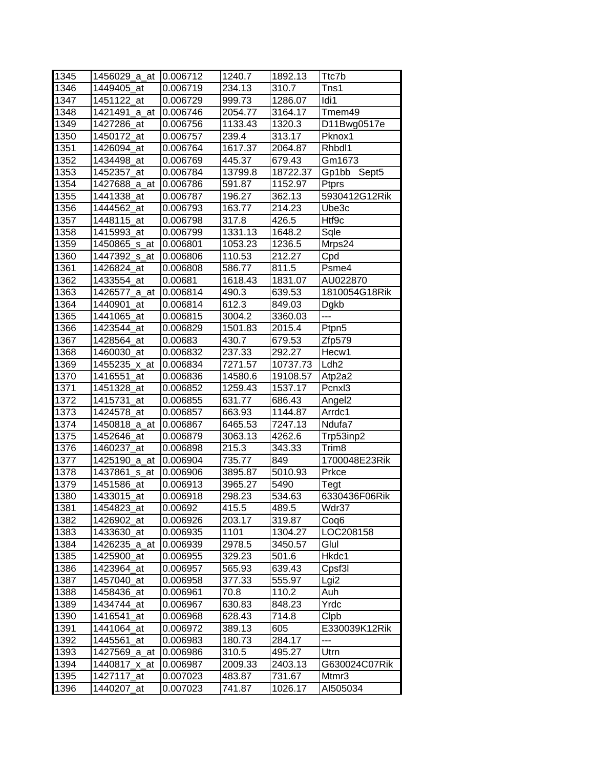| 1345 | 1456029_a_at | 0.006712 | 1240.7 | 1892.13 | Ttc7b |
|---|---|---|---|---|---|
| 1346 | 1449405_at | 0.006719 | 234.13 | 310.7 | Tns1 |
| 1347 | 1451122_at | 0.006729 | 999.73 | 1286.07 | Idi1 |
| 1348 | 1421491_a_at | 0.006746 | 2054.77 | 3164.17 | Tmem49 |
| 1349 | 1427286_at | 0.006756 | 1133.43 | 1320.3 | D11Bwg0517e |
| 1350 | 1450172_at | 0.006757 | 239.4 | 313.17 | Pknox1 |
| 1351 | 1426094_at | 0.006764 | 1617.37 | 2064.87 | Rhbdl1 |
| 1352 | 1434498_at | 0.006769 | 445.37 | 679.43 | Gm1673 |
| 1353 | 1452357_at | 0.006784 | 13799.8 | 18722.37 | Gp1bb Sept5 |
| 1354 | 1427688_a_at | 0.006786 | 591.87 | 1152.97 | Ptprs |
| 1355 | 1441338_at | 0.006787 | 196.27 | 362.13 | 5930412G12Rik |
| 1356 | 1444562_at | 0.006793 | 163.77 | 214.23 | Ube3c |
| 1357 | 1448115_at | 0.006798 | 317.8 | 426.5 | Htf9c |
| 1358 | 1415993_at | 0.006799 | 1331.13 | 1648.2 | Sqle |
| 1359 | 1450865_s_at | 0.006801 | 1053.23 | 1236.5 | Mrps24 |
| 1360 | 1447392_s_at | 0.006806 | 110.53 | 212.27 | Cpd |
| 1361 | 1426824_at | 0.006808 | 586.77 | 811.5 | Psme4 |
| 1362 | 1433554_at | 0.00681 | 1618.43 | 1831.07 | AU022870 |
| 1363 | 1426577_a_at | 0.006814 | 490.3 | 639.53 | 1810054G18Rik |
| 1364 | 1440901_at | 0.006814 | 612.3 | 849.03 | Dgkb |
| 1365 | 1441065_at | 0.006815 | 3004.2 | 3360.03 | --- |
| 1366 | 1423544_at | 0.006829 | 1501.83 | 2015.4 | Ptpn5 |
| 1367 | 1428564_at | 0.00683 | 430.7 | 679.53 | Zfp579 |
| 1368 | 1460030_at | 0.006832 | 237.33 | 292.27 | Hecw1 |
| 1369 | 1455235_x_at | 0.006834 | 7271.57 | 10737.73 | Ldh2 |
| 1370 | 1416551_at | 0.006836 | 14580.6 | 19108.57 | Atp2a2 |
| 1371 | 1451328_at | 0.006852 | 1259.43 | 1537.17 | Pcnxl3 |
| 1372 | 1415731_at | 0.006855 | 631.77 | 686.43 | Angel2 |
| 1373 | 1424578_at | 0.006857 | 663.93 | 1144.87 | Arrdc1 |
| 1374 | 1450818_a_at | 0.006867 | 6465.53 | 7247.13 | Ndufa7 |
| 1375 | 1452646_at | 0.006879 | 3063.13 | 4262.6 | Trp53inp2 |
| 1376 | 1460237_at | 0.006898 | 215.3 | 343.33 | Trim8 |
| 1377 | 1425190_a_at | 0.006904 | 735.77 | 849 | 1700048E23Rik |
| 1378 | 1437861_s_at | 0.006906 | 3895.87 | 5010.93 | Prkce |
| 1379 | 1451586_at | 0.006913 | 3965.27 | 5490 | Tegt |
| 1380 | 1433015_at | 0.006918 | 298.23 | 534.63 | 6330436F06Rik |
| 1381 | 1454823_at | 0.00692 | 415.5 | 489.5 | Wdr37 |
| 1382 | 1426902_at | 0.006926 | 203.17 | 319.87 | Coq6 |
| 1383 | 1433630_at | 0.006935 | 1101 | 1304.27 | LOC208158 |
| 1384 | 1426235_a_at | 0.006939 | 2978.5 | 3450.57 | Glul |
| 1385 | 1425900_at | 0.006955 | 329.23 | 501.6 | Hkdc1 |
| 1386 | 1423964_at | 0.006957 | 565.93 | 639.43 | Cpsf3l |
| 1387 | 1457040_at | 0.006958 | 377.33 | 555.97 | Lgi2 |
| 1388 | 1458436_at | 0.006961 | 70.8 | 110.2 | Auh |
| 1389 | 1434744_at | 0.006967 | 630.83 | 848.23 | Yrdc |
| 1390 | 1416541_at | 0.006968 | 628.43 | 714.8 | Clpb |
| 1391 | 1441064_at | 0.006972 | 389.13 | 605 | E330039K12Rik |
| 1392 | 1445561_at | 0.006983 | 180.73 | 284.17 | --- |
| 1393 | 1427569_a_at | 0.006986 | 310.5 | 495.27 | Utrn |
| 1394 | 1440817_x_at | 0.006987 | 2009.33 | 2403.13 | G630024C07Rik |
| 1395 | 1427117_at | 0.007023 | 483.87 | 731.67 | Mtmr3 |
| 1396 | 1440207_at | 0.007023 | 741.87 | 1026.17 | AI505034 |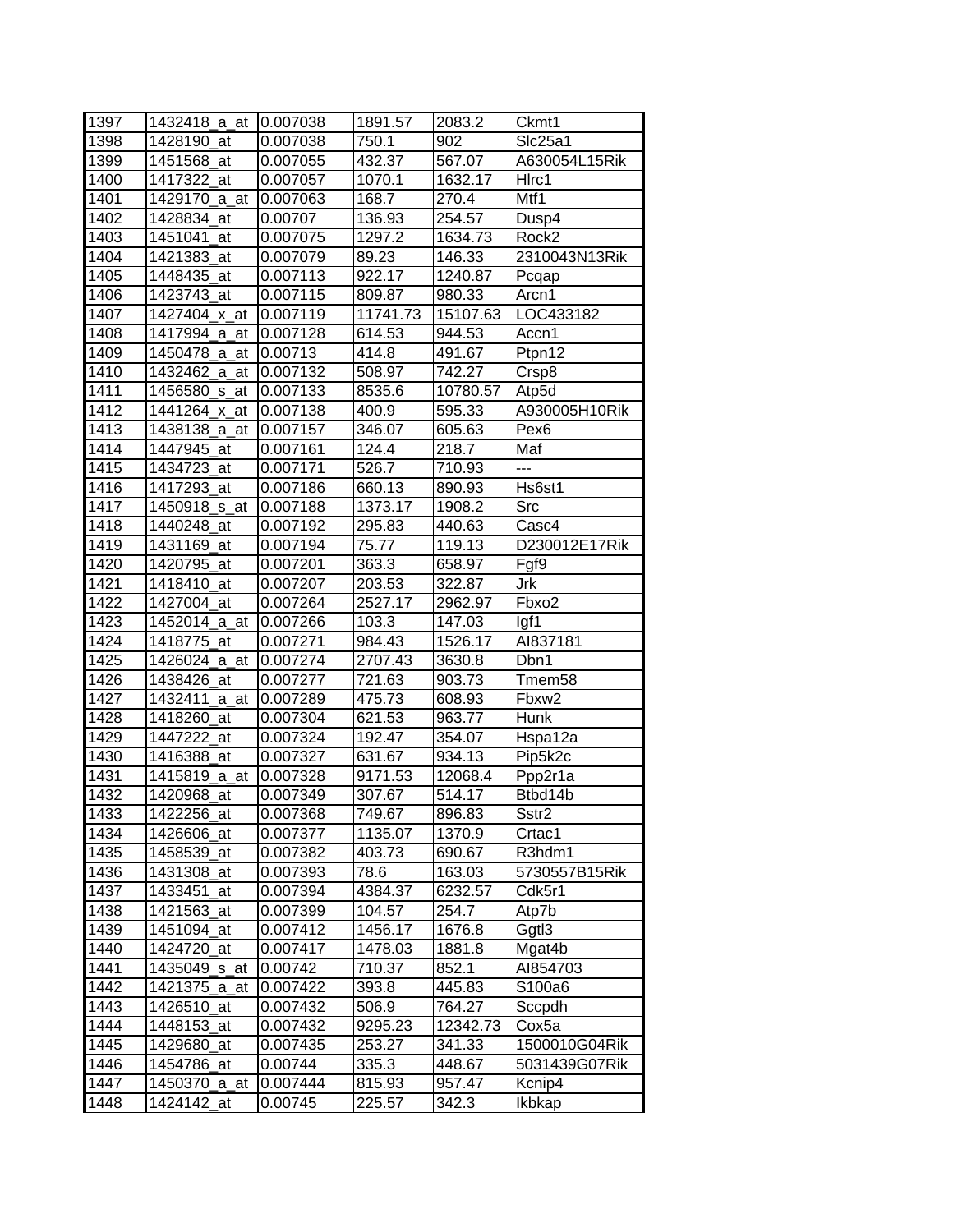| 1397 | 1432418_a_at | 0.007038 | 1891.57 | 2083.2 | Ckmt1 |
|---|---|---|---|---|---|
| 1398 | 1428190_at | 0.007038 | 750.1 | 902 | Slc25a1 |
| 1399 | 1451568_at | 0.007055 | 432.37 | 567.07 | A630054L15Rik |
| 1400 | 1417322_at | 0.007057 | 1070.1 | 1632.17 | Hlrc1 |
| 1401 | 1429170_a_at | 0.007063 | 168.7 | 270.4 | Mtf1 |
| 1402 | 1428834_at | 0.00707 | 136.93 | 254.57 | Dusp4 |
| 1403 | 1451041_at | 0.007075 | 1297.2 | 1634.73 | Rock2 |
| 1404 | 1421383_at | 0.007079 | 89.23 | 146.33 | 2310043N13Rik |
| 1405 | 1448435_at | 0.007113 | 922.17 | 1240.87 | Pcqap |
| 1406 | 1423743_at | 0.007115 | 809.87 | 980.33 | Arcn1 |
| 1407 | 1427404_x_at | 0.007119 | 11741.73 | 15107.63 | LOC433182 |
| 1408 | 1417994_a_at | 0.007128 | 614.53 | 944.53 | Accn1 |
| 1409 | 1450478_a_at | 0.00713 | 414.8 | 491.67 | Ptpn12 |
| 1410 | 1432462_a_at | 0.007132 | 508.97 | 742.27 | Crsp8 |
| 1411 | 1456580_s_at | 0.007133 | 8535.6 | 10780.57 | Atp5d |
| 1412 | 1441264_x_at | 0.007138 | 400.9 | 595.33 | A930005H10Rik |
| 1413 | 1438138_a_at | 0.007157 | 346.07 | 605.63 | Pex6 |
| 1414 | 1447945_at | 0.007161 | 124.4 | 218.7 | Maf |
| 1415 | 1434723_at | 0.007171 | 526.7 | 710.93 | --- |
| 1416 | 1417293_at | 0.007186 | 660.13 | 890.93 | Hs6st1 |
| 1417 | 1450918_s_at | 0.007188 | 1373.17 | 1908.2 | Src |
| 1418 | 1440248_at | 0.007192 | 295.83 | 440.63 | Casc4 |
| 1419 | 1431169_at | 0.007194 | 75.77 | 119.13 | D230012E17Rik |
| 1420 | 1420795_at | 0.007201 | 363.3 | 658.97 | Fgf9 |
| 1421 | 1418410_at | 0.007207 | 203.53 | 322.87 | Jrk |
| 1422 | 1427004_at | 0.007264 | 2527.17 | 2962.97 | Fbxo2 |
| 1423 | 1452014_a_at | 0.007266 | 103.3 | 147.03 | Igf1 |
| 1424 | 1418775_at | 0.007271 | 984.43 | 1526.17 | AI837181 |
| 1425 | 1426024_a_at | 0.007274 | 2707.43 | 3630.8 | Dbn1 |
| 1426 | 1438426_at | 0.007277 | 721.63 | 903.73 | Tmem58 |
| 1427 | 1432411_a_at | 0.007289 | 475.73 | 608.93 | Fbxw2 |
| 1428 | 1418260_at | 0.007304 | 621.53 | 963.77 | Hunk |
| 1429 | 1447222_at | 0.007324 | 192.47 | 354.07 | Hspa12a |
| 1430 | 1416388_at | 0.007327 | 631.67 | 934.13 | Pip5k2c |
| 1431 | 1415819_a_at | 0.007328 | 9171.53 | 12068.4 | Ppp2r1a |
| 1432 | 1420968_at | 0.007349 | 307.67 | 514.17 | Btbd14b |
| 1433 | 1422256_at | 0.007368 | 749.67 | 896.83 | Sstr2 |
| 1434 | 1426606_at | 0.007377 | 1135.07 | 1370.9 | Crtac1 |
| 1435 | 1458539_at | 0.007382 | 403.73 | 690.67 | R3hdm1 |
| 1436 | 1431308_at | 0.007393 | 78.6 | 163.03 | 5730557B15Rik |
| 1437 | 1433451_at | 0.007394 | 4384.37 | 6232.57 | Cdk5r1 |
| 1438 | 1421563_at | 0.007399 | 104.57 | 254.7 | Atp7b |
| 1439 | 1451094_at | 0.007412 | 1456.17 | 1676.8 | Ggtl3 |
| 1440 | 1424720_at | 0.007417 | 1478.03 | 1881.8 | Mgat4b |
| 1441 | 1435049_s_at | 0.00742 | 710.37 | 852.1 | AI854703 |
| 1442 | 1421375_a_at | 0.007422 | 393.8 | 445.83 | S100a6 |
| 1443 | 1426510_at | 0.007432 | 506.9 | 764.27 | Sccpdh |
| 1444 | 1448153_at | 0.007432 | 9295.23 | 12342.73 | Cox5a |
| 1445 | 1429680_at | 0.007435 | 253.27 | 341.33 | 1500010G04Rik |
| 1446 | 1454786_at | 0.00744 | 335.3 | 448.67 | 5031439G07Rik |
| 1447 | 1450370_a_at | 0.007444 | 815.93 | 957.47 | Kcnip4 |
| 1448 | 1424142_at | 0.00745 | 225.57 | 342.3 | Ikbkap |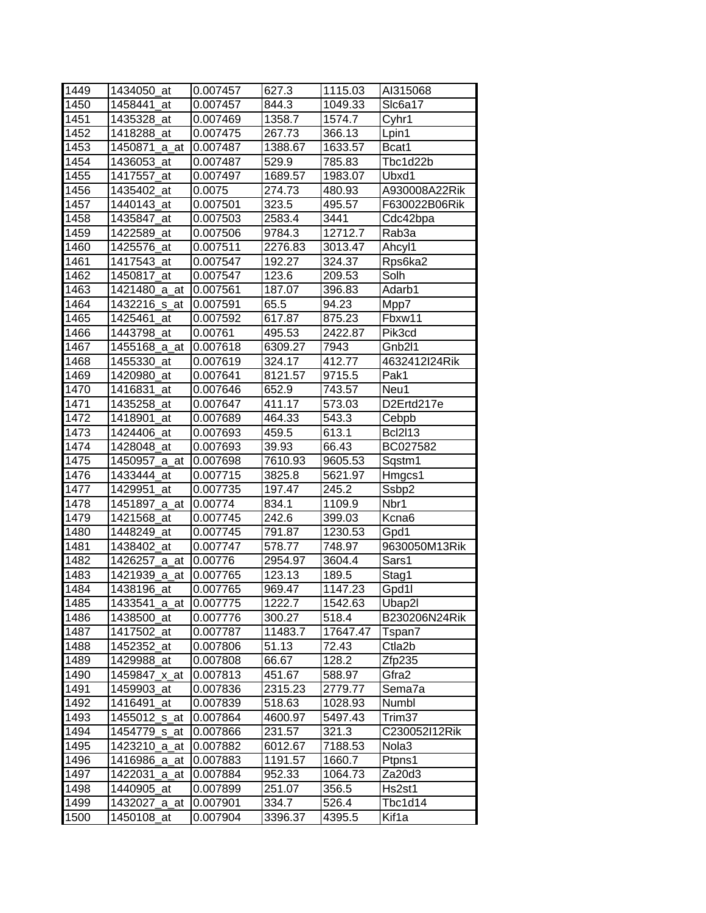| | | | | | |
|---|---|---|---|---|---|
| 1449 | 1434050_at | 0.007457 | 627.3 | 1115.03 | AI315068 |
| 1450 | 1458441_at | 0.007457 | 844.3 | 1049.33 | Slc6a17 |
| 1451 | 1435328_at | 0.007469 | 1358.7 | 1574.7 | Cyhr1 |
| 1452 | 1418288_at | 0.007475 | 267.73 | 366.13 | Lpin1 |
| 1453 | 1450871_a_at | 0.007487 | 1388.67 | 1633.57 | Bcat1 |
| 1454 | 1436053_at | 0.007487 | 529.9 | 785.83 | Tbc1d22b |
| 1455 | 1417557_at | 0.007497 | 1689.57 | 1983.07 | Ubxd1 |
| 1456 | 1435402_at | 0.0075 | 274.73 | 480.93 | A930008A22Rik |
| 1457 | 1440143_at | 0.007501 | 323.5 | 495.57 | F630022B06Rik |
| 1458 | 1435847_at | 0.007503 | 2583.4 | 3441 | Cdc42bpa |
| 1459 | 1422589_at | 0.007506 | 9784.3 | 12712.7 | Rab3a |
| 1460 | 1425576_at | 0.007511 | 2276.83 | 3013.47 | Ahcyl1 |
| 1461 | 1417543_at | 0.007547 | 192.27 | 324.37 | Rps6ka2 |
| 1462 | 1450817_at | 0.007547 | 123.6 | 209.53 | Solh |
| 1463 | 1421480_a_at | 0.007561 | 187.07 | 396.83 | Adarb1 |
| 1464 | 1432216_s_at | 0.007591 | 65.5 | 94.23 | Mpp7 |
| 1465 | 1425461_at | 0.007592 | 617.87 | 875.23 | Fbxw11 |
| 1466 | 1443798_at | 0.00761 | 495.53 | 2422.87 | Pik3cd |
| 1467 | 1455168_a_at | 0.007618 | 6309.27 | 7943 | Gnb2l1 |
| 1468 | 1455330_at | 0.007619 | 324.17 | 412.77 | 4632412I24Rik |
| 1469 | 1420980_at | 0.007641 | 8121.57 | 9715.5 | Pak1 |
| 1470 | 1416831_at | 0.007646 | 652.9 | 743.57 | Neu1 |
| 1471 | 1435258_at | 0.007647 | 411.17 | 573.03 | D2Ertd217e |
| 1472 | 1418901_at | 0.007689 | 464.33 | 543.3 | Cebpb |
| 1473 | 1424406_at | 0.007693 | 459.5 | 613.1 | Bcl2l13 |
| 1474 | 1428048_at | 0.007693 | 39.93 | 66.43 | BC027582 |
| 1475 | 1450957_a_at | 0.007698 | 7610.93 | 9605.53 | Sqstm1 |
| 1476 | 1433444_at | 0.007715 | 3825.8 | 5621.97 | Hmgcs1 |
| 1477 | 1429951_at | 0.007735 | 197.47 | 245.2 | Ssbp2 |
| 1478 | 1451897_a_at | 0.00774 | 834.1 | 1109.9 | Nbr1 |
| 1479 | 1421568_at | 0.007745 | 242.6 | 399.03 | Kcna6 |
| 1480 | 1448249_at | 0.007745 | 791.87 | 1230.53 | Gpd1 |
| 1481 | 1438402_at | 0.007747 | 578.77 | 748.97 | 9630050M13Rik |
| 1482 | 1426257_a_at | 0.00776 | 2954.97 | 3604.4 | Sars1 |
| 1483 | 1421939_a_at | 0.007765 | 123.13 | 189.5 | Stag1 |
| 1484 | 1438196_at | 0.007765 | 969.47 | 1147.23 | Gpd1l |
| 1485 | 1433541_a_at | 0.007775 | 1222.7 | 1542.63 | Ubap2l |
| 1486 | 1438500_at | 0.007776 | 300.27 | 518.4 | B230206N24Rik |
| 1487 | 1417502_at | 0.007787 | 11483.7 | 17647.47 | Tspan7 |
| 1488 | 1452352_at | 0.007806 | 51.13 | 72.43 | Ctla2b |
| 1489 | 1429988_at | 0.007808 | 66.67 | 128.2 | Zfp235 |
| 1490 | 1459847_x_at | 0.007813 | 451.67 | 588.97 | Gfra2 |
| 1491 | 1459903_at | 0.007836 | 2315.23 | 2779.77 | Sema7a |
| 1492 | 1416491_at | 0.007839 | 518.63 | 1028.93 | Numbl |
| 1493 | 1455012_s_at | 0.007864 | 4600.97 | 5497.43 | Trim37 |
| 1494 | 1454779_s_at | 0.007866 | 231.57 | 321.3 | C230052I12Rik |
| 1495 | 1423210_a_at | 0.007882 | 6012.67 | 7188.53 | Nola3 |
| 1496 | 1416986_a_at | 0.007883 | 1191.57 | 1660.7 | Ptpns1 |
| 1497 | 1422031_a_at | 0.007884 | 952.33 | 1064.73 | Za20d3 |
| 1498 | 1440905_at | 0.007899 | 251.07 | 356.5 | Hs2st1 |
| 1499 | 1432027_a_at | 0.007901 | 334.7 | 526.4 | Tbc1d14 |
| 1500 | 1450108_at | 0.007904 | 3396.37 | 4395.5 | Kif1a |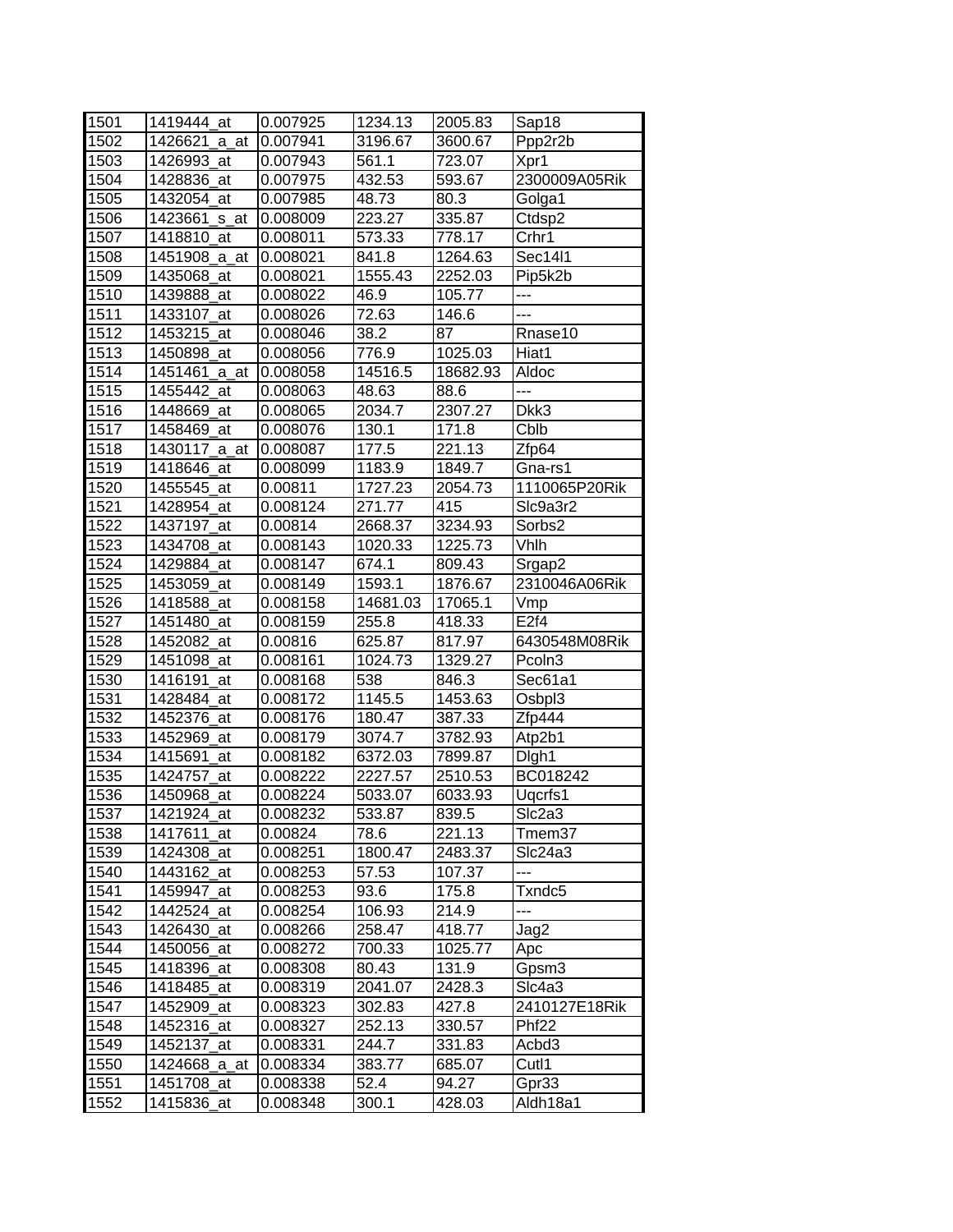| 1501 | 1419444_at | 0.007925 | 1234.13 | 2005.83 | Sap18 |
|---|---|---|---|---|---|
| 1502 | 1426621_a_at | 0.007941 | 3196.67 | 3600.67 | Ppp2r2b |
| 1503 | 1426993_at | 0.007943 | 561.1 | 723.07 | Xpr1 |
| 1504 | 1428836_at | 0.007975 | 432.53 | 593.67 | 2300009A05Rik |
| 1505 | 1432054_at | 0.007985 | 48.73 | 80.3 | Golga1 |
| 1506 | 1423661_s_at | 0.008009 | 223.27 | 335.87 | Ctdsp2 |
| 1507 | 1418810_at | 0.008011 | 573.33 | 778.17 | Crhr1 |
| 1508 | 1451908_a_at | 0.008021 | 841.8 | 1264.63 | Sec14l1 |
| 1509 | 1435068_at | 0.008021 | 1555.43 | 2252.03 | Pip5k2b |
| 1510 | 1439888_at | 0.008022 | 46.9 | 105.77 | --- |
| 1511 | 1433107_at | 0.008026 | 72.63 | 146.6 | --- |
| 1512 | 1453215_at | 0.008046 | 38.2 | 87 | Rnase10 |
| 1513 | 1450898_at | 0.008056 | 776.9 | 1025.03 | Hiat1 |
| 1514 | 1451461_a_at | 0.008058 | 14516.5 | 18682.93 | Aldoc |
| 1515 | 1455442_at | 0.008063 | 48.63 | 88.6 | --- |
| 1516 | 1448669_at | 0.008065 | 2034.7 | 2307.27 | Dkk3 |
| 1517 | 1458469_at | 0.008076 | 130.1 | 171.8 | Cblb |
| 1518 | 1430117_a_at | 0.008087 | 177.5 | 221.13 | Zfp64 |
| 1519 | 1418646_at | 0.008099 | 1183.9 | 1849.7 | Gna-rs1 |
| 1520 | 1455545_at | 0.00811 | 1727.23 | 2054.73 | 1110065P20Rik |
| 1521 | 1428954_at | 0.008124 | 271.77 | 415 | Slc9a3r2 |
| 1522 | 1437197_at | 0.00814 | 2668.37 | 3234.93 | Sorbs2 |
| 1523 | 1434708_at | 0.008143 | 1020.33 | 1225.73 | Vhlh |
| 1524 | 1429884_at | 0.008147 | 674.1 | 809.43 | Srgap2 |
| 1525 | 1453059_at | 0.008149 | 1593.1 | 1876.67 | 2310046A06Rik |
| 1526 | 1418588_at | 0.008158 | 14681.03 | 17065.1 | Vmp |
| 1527 | 1451480_at | 0.008159 | 255.8 | 418.33 | E2f4 |
| 1528 | 1452082_at | 0.00816 | 625.87 | 817.97 | 6430548M08Rik |
| 1529 | 1451098_at | 0.008161 | 1024.73 | 1329.27 | Pcoln3 |
| 1530 | 1416191_at | 0.008168 | 538 | 846.3 | Sec61a1 |
| 1531 | 1428484_at | 0.008172 | 1145.5 | 1453.63 | Osbpl3 |
| 1532 | 1452376_at | 0.008176 | 180.47 | 387.33 | Zfp444 |
| 1533 | 1452969_at | 0.008179 | 3074.7 | 3782.93 | Atp2b1 |
| 1534 | 1415691_at | 0.008182 | 6372.03 | 7899.87 | Dlgh1 |
| 1535 | 1424757_at | 0.008222 | 2227.57 | 2510.53 | BC018242 |
| 1536 | 1450968_at | 0.008224 | 5033.07 | 6033.93 | Uqcrfs1 |
| 1537 | 1421924_at | 0.008232 | 533.87 | 839.5 | Slc2a3 |
| 1538 | 1417611_at | 0.00824 | 78.6 | 221.13 | Tmem37 |
| 1539 | 1424308_at | 0.008251 | 1800.47 | 2483.37 | Slc24a3 |
| 1540 | 1443162_at | 0.008253 | 57.53 | 107.37 | --- |
| 1541 | 1459947_at | 0.008253 | 93.6 | 175.8 | Txndc5 |
| 1542 | 1442524_at | 0.008254 | 106.93 | 214.9 | --- |
| 1543 | 1426430_at | 0.008266 | 258.47 | 418.77 | Jag2 |
| 1544 | 1450056_at | 0.008272 | 700.33 | 1025.77 | Apc |
| 1545 | 1418396_at | 0.008308 | 80.43 | 131.9 | Gpsm3 |
| 1546 | 1418485_at | 0.008319 | 2041.07 | 2428.3 | Slc4a3 |
| 1547 | 1452909_at | 0.008323 | 302.83 | 427.8 | 2410127E18Rik |
| 1548 | 1452316_at | 0.008327 | 252.13 | 330.57 | Phf22 |
| 1549 | 1452137_at | 0.008331 | 244.7 | 331.83 | Acbd3 |
| 1550 | 1424668_a_at | 0.008334 | 383.77 | 685.07 | Cutl1 |
| 1551 | 1451708_at | 0.008338 | 52.4 | 94.27 | Gpr33 |
| 1552 | 1415836_at | 0.008348 | 300.1 | 428.03 | Aldh18a1 |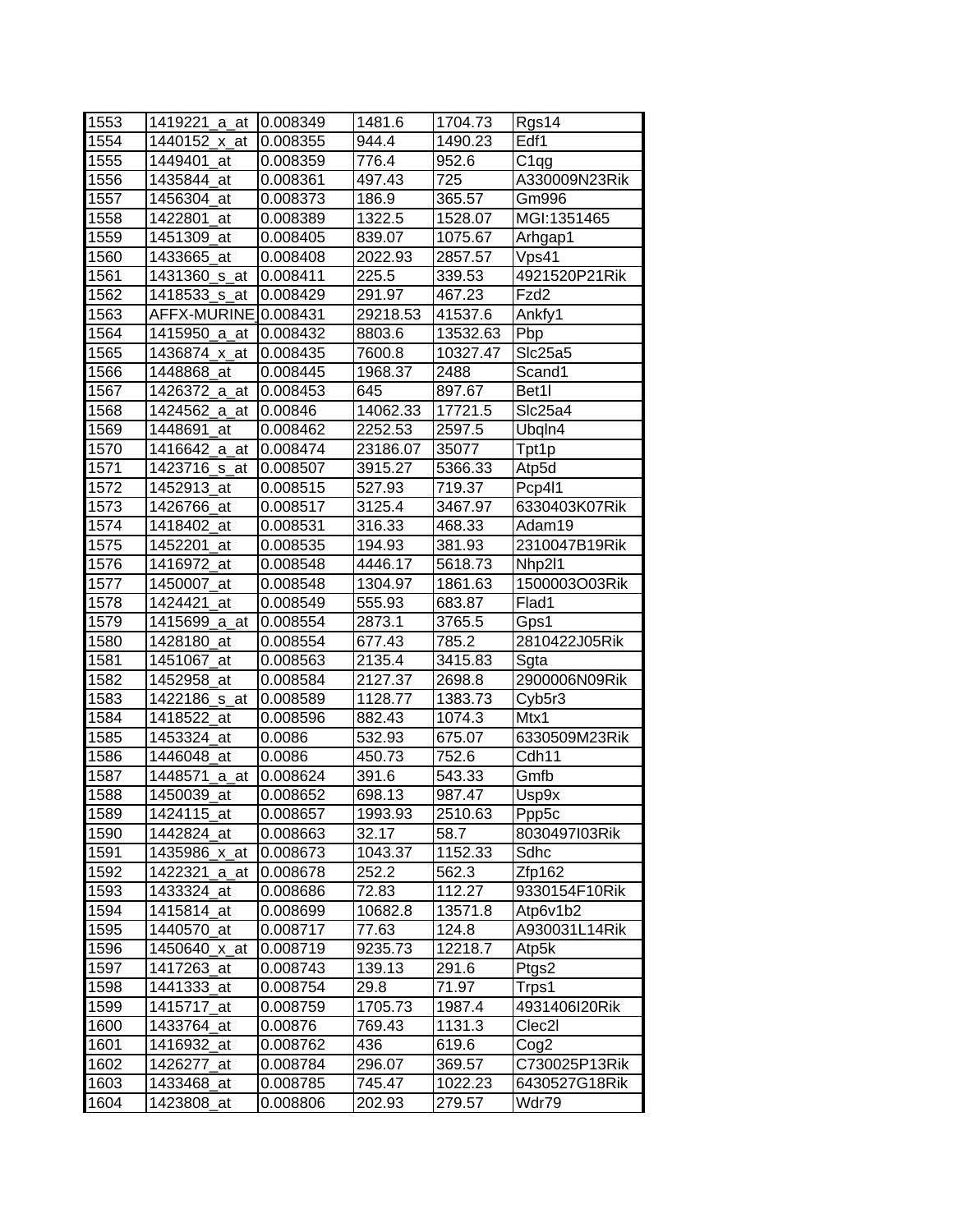| 1553 | 1419221_a_at | 0.008349 | 1481.6 | 1704.73 | Rgs14 |
|---|---|---|---|---|---|
| 1554 | 1440152_x_at | 0.008355 | 944.4 | 1490.23 | Edf1 |
| 1555 | 1449401_at | 0.008359 | 776.4 | 952.6 | C1qg |
| 1556 | 1435844_at | 0.008361 | 497.43 | 725 | A330009N23Rik |
| 1557 | 1456304_at | 0.008373 | 186.9 | 365.57 | Gm996 |
| 1558 | 1422801_at | 0.008389 | 1322.5 | 1528.07 | MGI:1351465 |
| 1559 | 1451309_at | 0.008405 | 839.07 | 1075.67 | Arhgap1 |
| 1560 | 1433665_at | 0.008408 | 2022.93 | 2857.57 | Vps41 |
| 1561 | 1431360_s_at | 0.008411 | 225.5 | 339.53 | 4921520P21Rik |
| 1562 | 1418533_s_at | 0.008429 | 291.97 | 467.23 | Fzd2 |
| 1563 | AFFX-MURINE | 0.008431 | 29218.53 | 41537.6 | Ankfy1 |
| 1564 | 1415950_a_at | 0.008432 | 8803.6 | 13532.63 | Pbp |
| 1565 | 1436874_x_at | 0.008435 | 7600.8 | 10327.47 | Slc25a5 |
| 1566 | 1448868_at | 0.008445 | 1968.37 | 2488 | Scand1 |
| 1567 | 1426372_a_at | 0.008453 | 645 | 897.67 | Bet1l |
| 1568 | 1424562_a_at | 0.00846 | 14062.33 | 17721.5 | Slc25a4 |
| 1569 | 1448691_at | 0.008462 | 2252.53 | 2597.5 | Ubqln4 |
| 1570 | 1416642_a_at | 0.008474 | 23186.07 | 35077 | Tpt1p |
| 1571 | 1423716_s_at | 0.008507 | 3915.27 | 5366.33 | Atp5d |
| 1572 | 1452913_at | 0.008515 | 527.93 | 719.37 | Pcp4l1 |
| 1573 | 1426766_at | 0.008517 | 3125.4 | 3467.97 | 6330403K07Rik |
| 1574 | 1418402_at | 0.008531 | 316.33 | 468.33 | Adam19 |
| 1575 | 1452201_at | 0.008535 | 194.93 | 381.93 | 2310047B19Rik |
| 1576 | 1416972_at | 0.008548 | 4446.17 | 5618.73 | Nhp2l1 |
| 1577 | 1450007_at | 0.008548 | 1304.97 | 1861.63 | 1500003O03Rik |
| 1578 | 1424421_at | 0.008549 | 555.93 | 683.87 | Flad1 |
| 1579 | 1415699_a_at | 0.008554 | 2873.1 | 3765.5 | Gps1 |
| 1580 | 1428180_at | 0.008554 | 677.43 | 785.2 | 2810422J05Rik |
| 1581 | 1451067_at | 0.008563 | 2135.4 | 3415.83 | Sgta |
| 1582 | 1452958_at | 0.008584 | 2127.37 | 2698.8 | 2900006N09Rik |
| 1583 | 1422186_s_at | 0.008589 | 1128.77 | 1383.73 | Cyb5r3 |
| 1584 | 1418522_at | 0.008596 | 882.43 | 1074.3 | Mtx1 |
| 1585 | 1453324_at | 0.0086 | 532.93 | 675.07 | 6330509M23Rik |
| 1586 | 1446048_at | 0.0086 | 450.73 | 752.6 | Cdh11 |
| 1587 | 1448571_a_at | 0.008624 | 391.6 | 543.33 | Gmfb |
| 1588 | 1450039_at | 0.008652 | 698.13 | 987.47 | Usp9x |
| 1589 | 1424115_at | 0.008657 | 1993.93 | 2510.63 | Ppp5c |
| 1590 | 1442824_at | 0.008663 | 32.17 | 58.7 | 8030497I03Rik |
| 1591 | 1435986_x_at | 0.008673 | 1043.37 | 1152.33 | Sdhc |
| 1592 | 1422321_a_at | 0.008678 | 252.2 | 562.3 | Zfp162 |
| 1593 | 1433324_at | 0.008686 | 72.83 | 112.27 | 9330154F10Rik |
| 1594 | 1415814_at | 0.008699 | 10682.8 | 13571.8 | Atp6v1b2 |
| 1595 | 1440570_at | 0.008717 | 77.63 | 124.8 | A930031L14Rik |
| 1596 | 1450640_x_at | 0.008719 | 9235.73 | 12218.7 | Atp5k |
| 1597 | 1417263_at | 0.008743 | 139.13 | 291.6 | Ptgs2 |
| 1598 | 1441333_at | 0.008754 | 29.8 | 71.97 | Trps1 |
| 1599 | 1415717_at | 0.008759 | 1705.73 | 1987.4 | 4931406I20Rik |
| 1600 | 1433764_at | 0.00876 | 769.43 | 1131.3 | Clec2l |
| 1601 | 1416932_at | 0.008762 | 436 | 619.6 | Cog2 |
| 1602 | 1426277_at | 0.008784 | 296.07 | 369.57 | C730025P13Rik |
| 1603 | 1433468_at | 0.008785 | 745.47 | 1022.23 | 6430527G18Rik |
| 1604 | 1423808_at | 0.008806 | 202.93 | 279.57 | Wdr79 |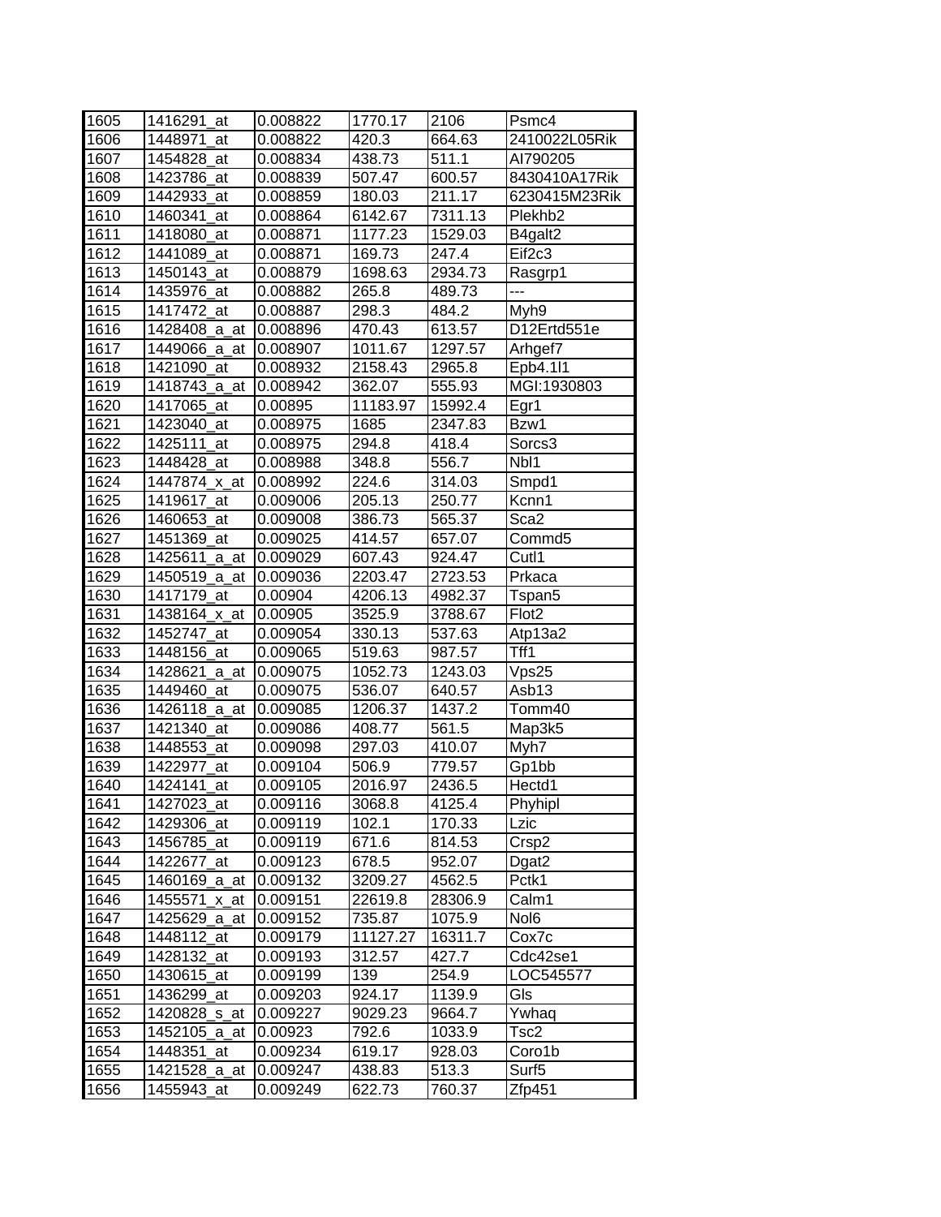| | | | | | |
|---|---|---|---|---|---|
| 1605 | 1416291_at | 0.008822 | 1770.17 | 2106 | Psmc4 |
| 1606 | 1448971_at | 0.008822 | 420.3 | 664.63 | 2410022L05Rik |
| 1607 | 1454828_at | 0.008834 | 438.73 | 511.1 | AI790205 |
| 1608 | 1423786_at | 0.008839 | 507.47 | 600.57 | 8430410A17Rik |
| 1609 | 1442933_at | 0.008859 | 180.03 | 211.17 | 6230415M23Rik |
| 1610 | 1460341_at | 0.008864 | 6142.67 | 7311.13 | Plekhb2 |
| 1611 | 1418080_at | 0.008871 | 1177.23 | 1529.03 | B4galt2 |
| 1612 | 1441089_at | 0.008871 | 169.73 | 247.4 | Eif2c3 |
| 1613 | 1450143_at | 0.008879 | 1698.63 | 2934.73 | Rasgrp1 |
| 1614 | 1435976_at | 0.008882 | 265.8 | 489.73 | --- |
| 1615 | 1417472_at | 0.008887 | 298.3 | 484.2 | Myh9 |
| 1616 | 1428408_a_at | 0.008896 | 470.43 | 613.57 | D12Ertd551e |
| 1617 | 1449066_a_at | 0.008907 | 1011.67 | 1297.57 | Arhgef7 |
| 1618 | 1421090_at | 0.008932 | 2158.43 | 2965.8 | Epb4.1l1 |
| 1619 | 1418743_a_at | 0.008942 | 362.07 | 555.93 | MGI:1930803 |
| 1620 | 1417065_at | 0.00895 | 11183.97 | 15992.4 | Egr1 |
| 1621 | 1423040_at | 0.008975 | 1685 | 2347.83 | Bzw1 |
| 1622 | 1425111_at | 0.008975 | 294.8 | 418.4 | Sorcs3 |
| 1623 | 1448428_at | 0.008988 | 348.8 | 556.7 | Nbl1 |
| 1624 | 1447874_x_at | 0.008992 | 224.6 | 314.03 | Smpd1 |
| 1625 | 1419617_at | 0.009006 | 205.13 | 250.77 | Kcnn1 |
| 1626 | 1460653_at | 0.009008 | 386.73 | 565.37 | Sca2 |
| 1627 | 1451369_at | 0.009025 | 414.57 | 657.07 | Commd5 |
| 1628 | 1425611_a_at | 0.009029 | 607.43 | 924.47 | Cutl1 |
| 1629 | 1450519_a_at | 0.009036 | 2203.47 | 2723.53 | Prkaca |
| 1630 | 1417179_at | 0.00904 | 4206.13 | 4982.37 | Tspan5 |
| 1631 | 1438164_x_at | 0.00905 | 3525.9 | 3788.67 | Flot2 |
| 1632 | 1452747_at | 0.009054 | 330.13 | 537.63 | Atp13a2 |
| 1633 | 1448156_at | 0.009065 | 519.63 | 987.57 | Tff1 |
| 1634 | 1428621_a_at | 0.009075 | 1052.73 | 1243.03 | Vps25 |
| 1635 | 1449460_at | 0.009075 | 536.07 | 640.57 | Asb13 |
| 1636 | 1426118_a_at | 0.009085 | 1206.37 | 1437.2 | Tomm40 |
| 1637 | 1421340_at | 0.009086 | 408.77 | 561.5 | Map3k5 |
| 1638 | 1448553_at | 0.009098 | 297.03 | 410.07 | Myh7 |
| 1639 | 1422977_at | 0.009104 | 506.9 | 779.57 | Gp1bb |
| 1640 | 1424141_at | 0.009105 | 2016.97 | 2436.5 | Hectd1 |
| 1641 | 1427023_at | 0.009116 | 3068.8 | 4125.4 | Phyhipl |
| 1642 | 1429306_at | 0.009119 | 102.1 | 170.33 | Lzic |
| 1643 | 1456785_at | 0.009119 | 671.6 | 814.53 | Crsp2 |
| 1644 | 1422677_at | 0.009123 | 678.5 | 952.07 | Dgat2 |
| 1645 | 1460169_a_at | 0.009132 | 3209.27 | 4562.5 | Pctk1 |
| 1646 | 1455571_x_at | 0.009151 | 22619.8 | 28306.9 | Calm1 |
| 1647 | 1425629_a_at | 0.009152 | 735.87 | 1075.9 | Nol6 |
| 1648 | 1448112_at | 0.009179 | 11127.27 | 16311.7 | Cox7c |
| 1649 | 1428132_at | 0.009193 | 312.57 | 427.7 | Cdc42se1 |
| 1650 | 1430615_at | 0.009199 | 139 | 254.9 | LOC545577 |
| 1651 | 1436299_at | 0.009203 | 924.17 | 1139.9 | Gls |
| 1652 | 1420828_s_at | 0.009227 | 9029.23 | 9664.7 | Ywhaq |
| 1653 | 1452105_a_at | 0.00923 | 792.6 | 1033.9 | Tsc2 |
| 1654 | 1448351_at | 0.009234 | 619.17 | 928.03 | Coro1b |
| 1655 | 1421528_a_at | 0.009247 | 438.83 | 513.3 | Surf5 |
| 1656 | 1455943_at | 0.009249 | 622.73 | 760.37 | Zfp451 |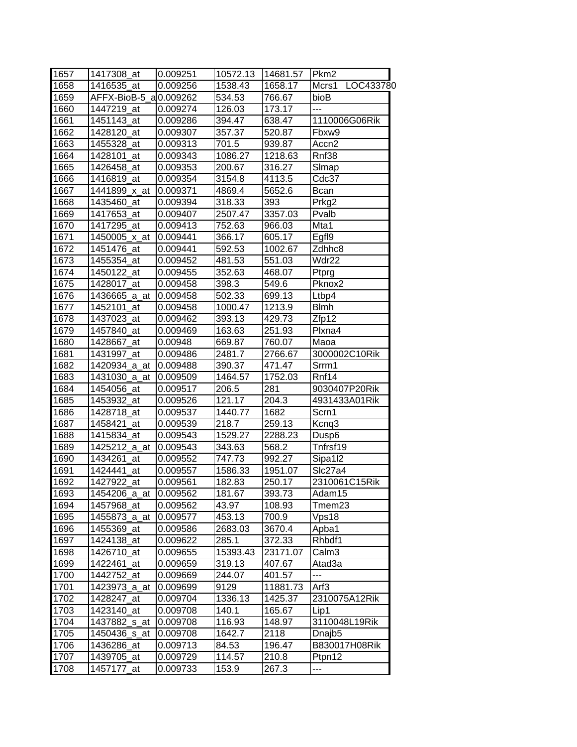| 1657 | 1417308_at | 0.009251 | 10572.13 | 14681.57 | Pkm2 |
|---|---|---|---|---|---|
| 1658 | 1416535_at | 0.009256 | 1538.43 | 1658.17 | Mcrs1 LOC433780 |
| 1659 | AFFX-BioB-5_a | 0.009262 | 534.53 | 766.67 | bioB |
| 1660 | 1447219_at | 0.009274 | 126.03 | 173.17 | --- |
| 1661 | 1451143_at | 0.009286 | 394.47 | 638.47 | 1110006G06Rik |
| 1662 | 1428120_at | 0.009307 | 357.37 | 520.87 | Fbxw9 |
| 1663 | 1455328_at | 0.009313 | 701.5 | 939.87 | Accn2 |
| 1664 | 1428101_at | 0.009343 | 1086.27 | 1218.63 | Rnf38 |
| 1665 | 1426458_at | 0.009353 | 200.67 | 316.27 | Slmap |
| 1666 | 1416819_at | 0.009354 | 3154.8 | 4113.5 | Cdc37 |
| 1667 | 1441899_x_at | 0.009371 | 4869.4 | 5652.6 | Bcan |
| 1668 | 1435460_at | 0.009394 | 318.33 | 393 | Prkg2 |
| 1669 | 1417653_at | 0.009407 | 2507.47 | 3357.03 | Pvalb |
| 1670 | 1417295_at | 0.009413 | 752.63 | 966.03 | Mta1 |
| 1671 | 1450005_x_at | 0.009441 | 366.17 | 605.17 | Egfl9 |
| 1672 | 1451476_at | 0.009441 | 592.53 | 1002.67 | Zdhhc8 |
| 1673 | 1455354_at | 0.009452 | 481.53 | 551.03 | Wdr22 |
| 1674 | 1450122_at | 0.009455 | 352.63 | 468.07 | Ptprg |
| 1675 | 1428017_at | 0.009458 | 398.3 | 549.6 | Pknox2 |
| 1676 | 1436665_a_at | 0.009458 | 502.33 | 699.13 | Ltbp4 |
| 1677 | 1452101_at | 0.009458 | 1000.47 | 1213.9 | Blmh |
| 1678 | 1437023_at | 0.009462 | 393.13 | 429.73 | Zfp12 |
| 1679 | 1457840_at | 0.009469 | 163.63 | 251.93 | Plxna4 |
| 1680 | 1428667_at | 0.00948 | 669.87 | 760.07 | Maoa |
| 1681 | 1431997_at | 0.009486 | 2481.7 | 2766.67 | 3000002C10Rik |
| 1682 | 1420934_a_at | 0.009488 | 390.37 | 471.47 | Srrm1 |
| 1683 | 1431030_a_at | 0.009509 | 1464.57 | 1752.03 | Rnf14 |
| 1684 | 1454056_at | 0.009517 | 206.5 | 281 | 9030407P20Rik |
| 1685 | 1453932_at | 0.009526 | 121.17 | 204.3 | 4931433A01Rik |
| 1686 | 1428718_at | 0.009537 | 1440.77 | 1682 | Scrn1 |
| 1687 | 1458421_at | 0.009539 | 218.7 | 259.13 | Kcnq3 |
| 1688 | 1415834_at | 0.009543 | 1529.27 | 2288.23 | Dusp6 |
| 1689 | 1425212_a_at | 0.009543 | 343.63 | 568.2 | Tnfrsf19 |
| 1690 | 1434261_at | 0.009552 | 747.73 | 992.27 | Sipa1l2 |
| 1691 | 1424441_at | 0.009557 | 1586.33 | 1951.07 | Slc27a4 |
| 1692 | 1427922_at | 0.009561 | 182.83 | 250.17 | 2310061C15Rik |
| 1693 | 1454206_a_at | 0.009562 | 181.67 | 393.73 | Adam15 |
| 1694 | 1457968_at | 0.009562 | 43.97 | 108.93 | Tmem23 |
| 1695 | 1455873_a_at | 0.009577 | 453.13 | 700.9 | Vps18 |
| 1696 | 1455369_at | 0.009586 | 2683.03 | 3670.4 | Apba1 |
| 1697 | 1424138_at | 0.009622 | 285.1 | 372.33 | Rhbdf1 |
| 1698 | 1426710_at | 0.009655 | 15393.43 | 23171.07 | Calm3 |
| 1699 | 1422461_at | 0.009659 | 319.13 | 407.67 | Atad3a |
| 1700 | 1442752_at | 0.009669 | 244.07 | 401.57 | --- |
| 1701 | 1423973_a_at | 0.009699 | 9129 | 11881.73 | Arf3 |
| 1702 | 1428247_at | 0.009704 | 1336.13 | 1425.37 | 2310075A12Rik |
| 1703 | 1423140_at | 0.009708 | 140.1 | 165.67 | Lip1 |
| 1704 | 1437882_s_at | 0.009708 | 116.93 | 148.97 | 3110048L19Rik |
| 1705 | 1450436_s_at | 0.009708 | 1642.7 | 2118 | Dnajb5 |
| 1706 | 1436286_at | 0.009713 | 84.53 | 196.47 | B830017H08Rik |
| 1707 | 1439705_at | 0.009729 | 114.57 | 210.8 | Ptpn12 |
| 1708 | 1457177_at | 0.009733 | 153.9 | 267.3 | --- |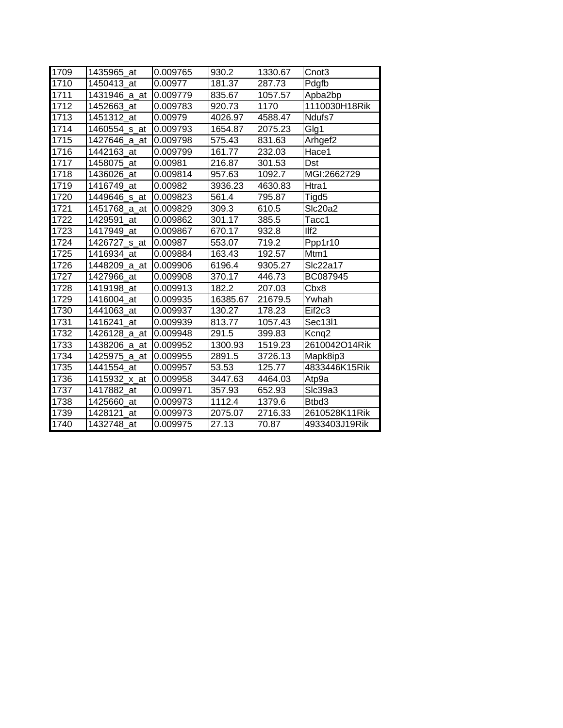| | | | | | |
|---|---|---|---|---|---|
| 1709 | 1435965_at | 0.009765 | 930.2 | 1330.67 | Cnot3 |
| 1710 | 1450413_at | 0.00977 | 181.37 | 287.73 | Pdgfb |
| 1711 | 1431946_a_at | 0.009779 | 835.67 | 1057.57 | Apba2bp |
| 1712 | 1452663_at | 0.009783 | 920.73 | 1170 | 1110030H18Rik |
| 1713 | 1451312_at | 0.00979 | 4026.97 | 4588.47 | Ndufs7 |
| 1714 | 1460554_s_at | 0.009793 | 1654.87 | 2075.23 | Glg1 |
| 1715 | 1427646_a_at | 0.009798 | 575.43 | 831.63 | Arhgef2 |
| 1716 | 1442163_at | 0.009799 | 161.77 | 232.03 | Hace1 |
| 1717 | 1458075_at | 0.00981 | 216.87 | 301.53 | Dst |
| 1718 | 1436026_at | 0.009814 | 957.63 | 1092.7 | MGI:2662729 |
| 1719 | 1416749_at | 0.00982 | 3936.23 | 4630.83 | Htra1 |
| 1720 | 1449646_s_at | 0.009823 | 561.4 | 795.87 | Tigd5 |
| 1721 | 1451768_a_at | 0.009829 | 309.3 | 610.5 | Slc20a2 |
| 1722 | 1429591_at | 0.009862 | 301.17 | 385.5 | Tacc1 |
| 1723 | 1417949_at | 0.009867 | 670.17 | 932.8 | Ilf2 |
| 1724 | 1426727_s_at | 0.00987 | 553.07 | 719.2 | Ppp1r10 |
| 1725 | 1416934_at | 0.009884 | 163.43 | 192.57 | Mtm1 |
| 1726 | 1448209_a_at | 0.009906 | 6196.4 | 9305.27 | Slc22a17 |
| 1727 | 1427966_at | 0.009908 | 370.17 | 446.73 | BC087945 |
| 1728 | 1419198_at | 0.009913 | 182.2 | 207.03 | Cbx8 |
| 1729 | 1416004_at | 0.009935 | 16385.67 | 21679.5 | Ywhah |
| 1730 | 1441063_at | 0.009937 | 130.27 | 178.23 | Eif2c3 |
| 1731 | 1416241_at | 0.009939 | 813.77 | 1057.43 | Sec13l1 |
| 1732 | 1426128_a_at | 0.009948 | 291.5 | 399.83 | Kcnq2 |
| 1733 | 1438206_a_at | 0.009952 | 1300.93 | 1519.23 | 2610042O14Rik |
| 1734 | 1425975_a_at | 0.009955 | 2891.5 | 3726.13 | Mapk8ip3 |
| 1735 | 1441554_at | 0.009957 | 53.53 | 125.77 | 4833446K15Rik |
| 1736 | 1415932_x_at | 0.009958 | 3447.63 | 4464.03 | Atp9a |
| 1737 | 1417882_at | 0.009971 | 357.93 | 652.93 | Slc39a3 |
| 1738 | 1425660_at | 0.009973 | 1112.4 | 1379.6 | Btbd3 |
| 1739 | 1428121_at | 0.009973 | 2075.07 | 2716.33 | 2610528K11Rik |
| 1740 | 1432748_at | 0.009975 | 27.13 | 70.87 | 4933403J19Rik |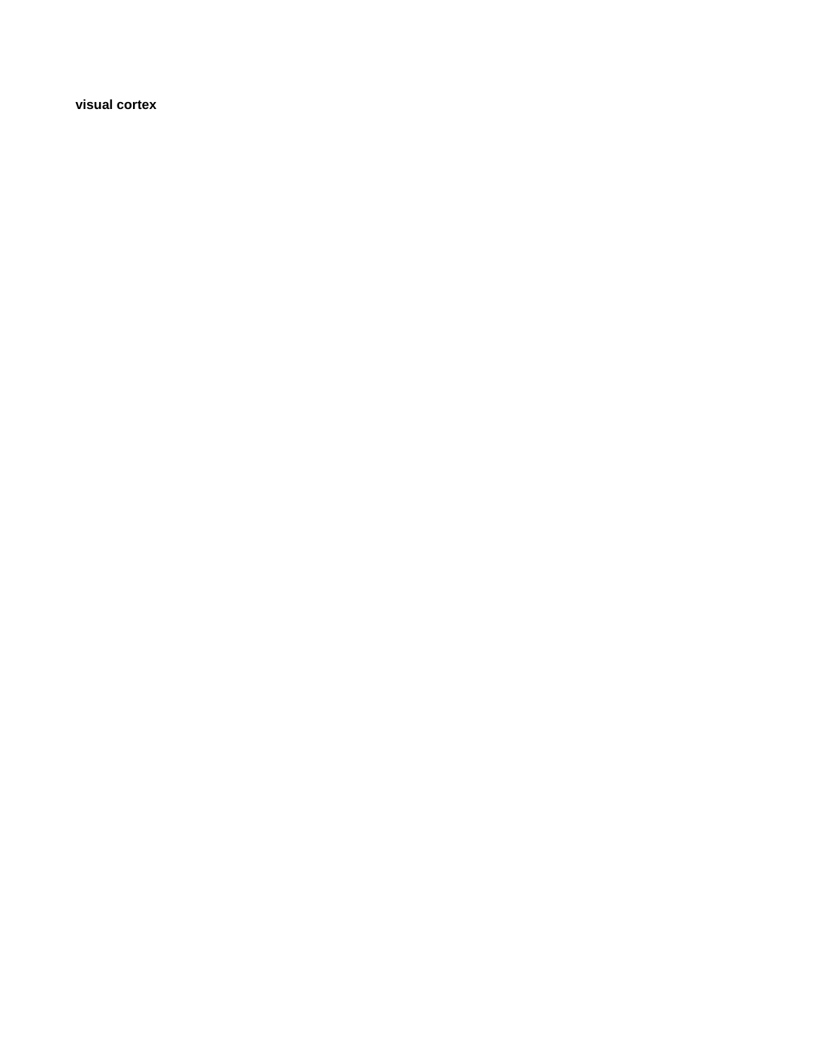**visual cortex**